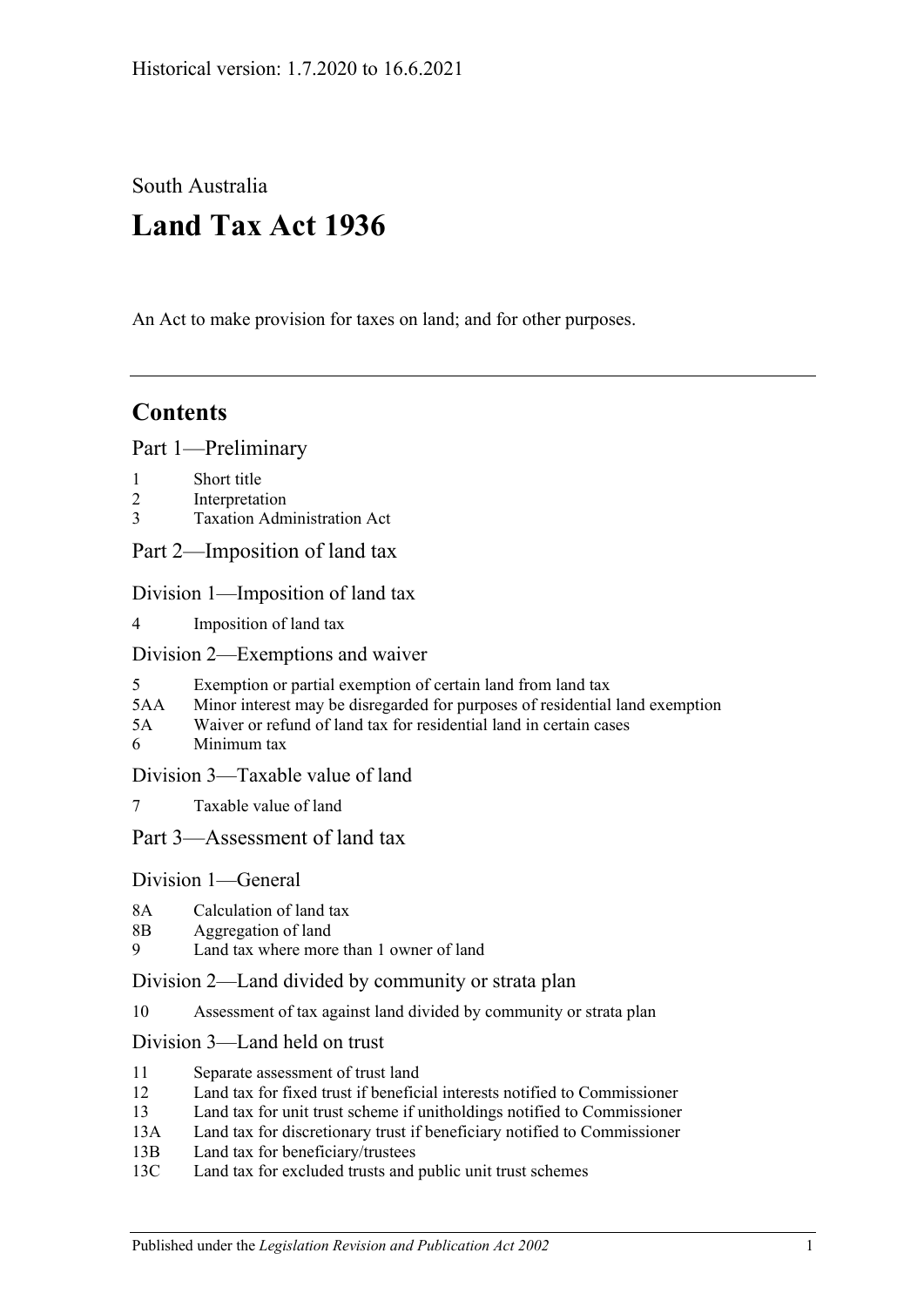Historical version: 1.7.2020 to 16.6.2021

South Australia

# Land Tax Act 1936

An Act to make provision for taxes on land; and for other purposes.

---

## Contents

Part 1—Preliminary

1 Short title
2 Interpretation
3 Taxation Administration Act

Part 2—Imposition of land tax

Division 1—Imposition of land tax

4 Imposition of land tax

Division 2—Exemptions and waiver

5 Exemption or partial exemption of certain land from land tax
5AA Minor interest may be disregarded for purposes of residential land exemption
5A Waiver or refund of land tax for residential land in certain cases
6 Minimum tax

Division 3—Taxable value of land

7 Taxable value of land

Part 3—Assessment of land tax

Division 1—General

8A Calculation of land tax
8B Aggregation of land
9 Land tax where more than 1 owner of land

Division 2—Land divided by community or strata plan

10 Assessment of tax against land divided by community or strata plan

Division 3—Land held on trust

11 Separate assessment of trust land
12 Land tax for fixed trust if beneficial interests notified to Commissioner
13 Land tax for unit trust scheme if unitholdings notified to Commissioner
13A Land tax for discretionary trust if beneficiary notified to Commissioner
13B Land tax for beneficiary/trustees
13C Land tax for excluded trusts and public unit trust schemes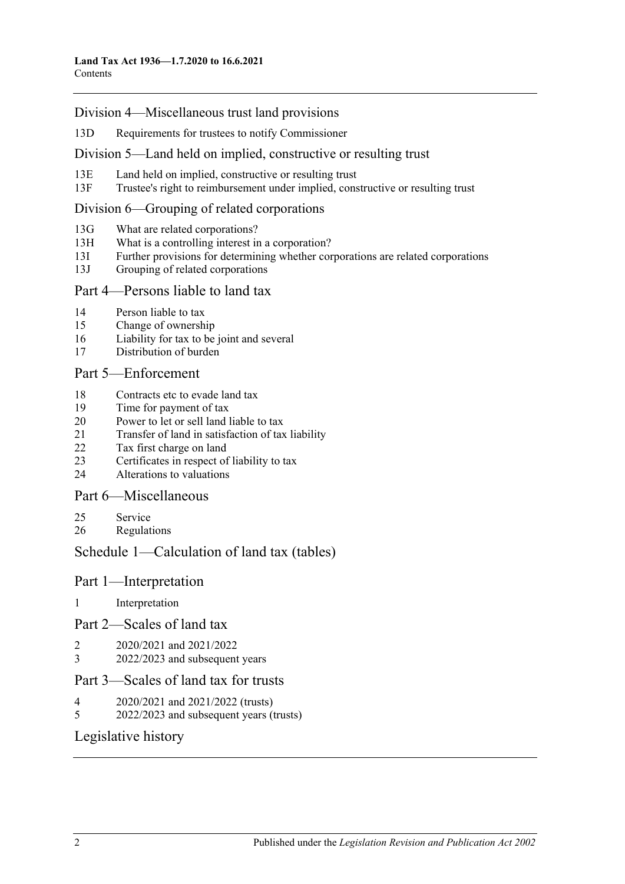## Division 4—Miscellaneous trust land provisions

13D Requirements for trustees to notify Commissioner

## Division 5—Land held on implied, constructive or resulting trust

13E Land held on implied, constructive or resulting trust
13F Trustee's right to reimbursement under implied, constructive or resulting trust

## Division 6—Grouping of related corporations

13G What are related corporations?
13H What is a controlling interest in a corporation?
13I Further provisions for determining whether corporations are related corporations
13J Grouping of related corporations

## Part 4—Persons liable to land tax

14 Person liable to tax
15 Change of ownership
16 Liability for tax to be joint and several
17 Distribution of burden

## Part 5—Enforcement

18 Contracts etc to evade land tax
19 Time for payment of tax
20 Power to let or sell land liable to tax
21 Transfer of land in satisfaction of tax liability
22 Tax first charge on land
23 Certificates in respect of liability to tax
24 Alterations to valuations

## Part 6—Miscellaneous

25 Service
26 Regulations

## Schedule 1—Calculation of land tax (tables)

## Part 1—Interpretation

1 Interpretation

## Part 2—Scales of land tax

2 2020/2021 and 2021/2022
3 2022/2023 and subsequent years

## Part 3—Scales of land tax for trusts

4 2020/2021 and 2021/2022 (trusts)
5 2022/2023 and subsequent years (trusts)

## Legislative history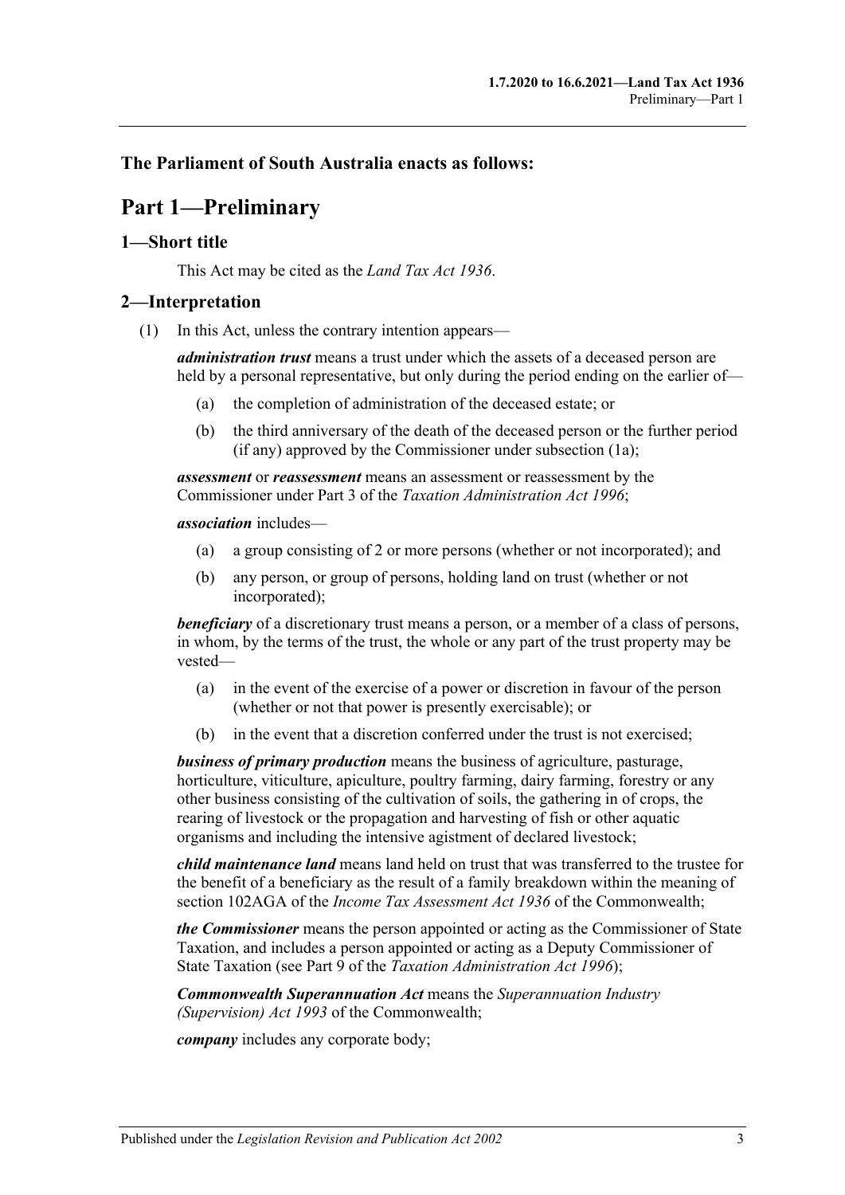## The Parliament of South Australia enacts as follows:

# Part 1—Preliminary

## 1—Short title

This Act may be cited as the *Land Tax Act 1936*.

## 2—Interpretation

(1) In this Act, unless the contrary intention appears—

***administration trust*** means a trust under which the assets of a deceased person are held by a personal representative, but only during the period ending on the earlier of—

(a) the completion of administration of the deceased estate; or

(b) the third anniversary of the death of the deceased person or the further period (if any) approved by the Commissioner under subsection (1a);

***assessment*** or ***reassessment*** means an assessment or reassessment by the Commissioner under Part 3 of the *Taxation Administration Act 1996*;

***association*** includes—

(a) a group consisting of 2 or more persons (whether or not incorporated); and

(b) any person, or group of persons, holding land on trust (whether or not incorporated);

***beneficiary*** of a discretionary trust means a person, or a member of a class of persons, in whom, by the terms of the trust, the whole or any part of the trust property may be vested—

(a) in the event of the exercise of a power or discretion in favour of the person (whether or not that power is presently exercisable); or

(b) in the event that a discretion conferred under the trust is not exercised;

***business of primary production*** means the business of agriculture, pasturage, horticulture, viticulture, apiculture, poultry farming, dairy farming, forestry or any other business consisting of the cultivation of soils, the gathering in of crops, the rearing of livestock or the propagation and harvesting of fish or other aquatic organisms and including the intensive agistment of declared livestock;

***child maintenance land*** means land held on trust that was transferred to the trustee for the benefit of a beneficiary as the result of a family breakdown within the meaning of section 102AGA of the *Income Tax Assessment Act 1936* of the Commonwealth;

***the Commissioner*** means the person appointed or acting as the Commissioner of State Taxation, and includes a person appointed or acting as a Deputy Commissioner of State Taxation (see Part 9 of the *Taxation Administration Act 1996*);

***Commonwealth Superannuation Act*** means the *Superannuation Industry (Supervision) Act 1993* of the Commonwealth;

***company*** includes any corporate body;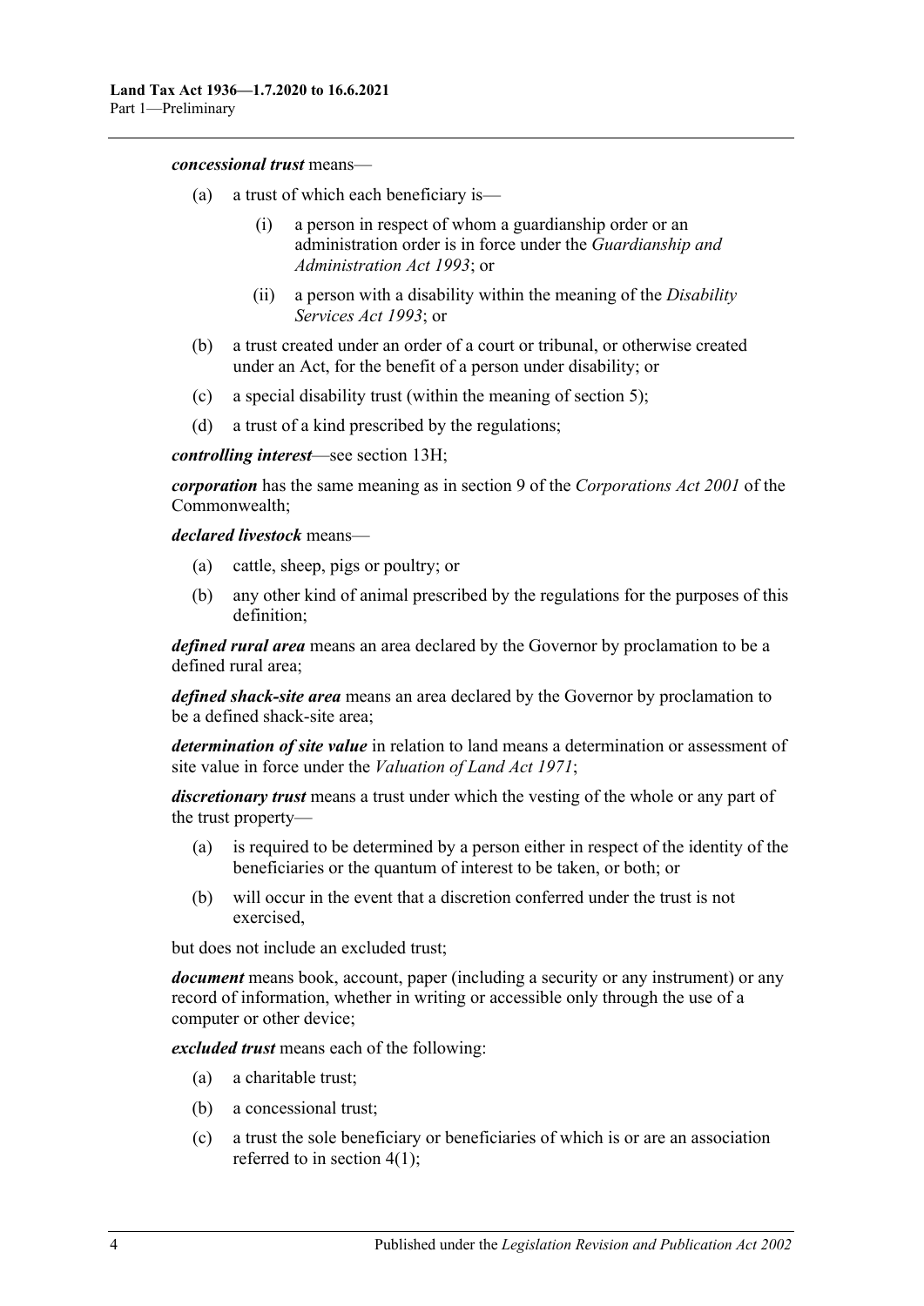***concessional trust*** means—

- (a) a trust of which each beneficiary is—
    - (i) a person in respect of whom a guardianship order or an administration order is in force under the *Guardianship and Administration Act 1993*; or
    - (ii) a person with a disability within the meaning of the *Disability Services Act 1993*; or
- (b) a trust created under an order of a court or tribunal, or otherwise created under an Act, for the benefit of a person under disability; or
- (c) a special disability trust (within the meaning of section 5);
- (d) a trust of a kind prescribed by the regulations;

***controlling interest***—see section 13H;

***corporation*** has the same meaning as in section 9 of the *Corporations Act 2001* of the Commonwealth;

***declared livestock*** means—

- (a) cattle, sheep, pigs or poultry; or
- (b) any other kind of animal prescribed by the regulations for the purposes of this definition;

***defined rural area*** means an area declared by the Governor by proclamation to be a defined rural area;

***defined shack-site area*** means an area declared by the Governor by proclamation to be a defined shack-site area;

***determination of site value*** in relation to land means a determination or assessment of site value in force under the *Valuation of Land Act 1971*;

***discretionary trust*** means a trust under which the vesting of the whole or any part of the trust property—

- (a) is required to be determined by a person either in respect of the identity of the beneficiaries or the quantum of interest to be taken, or both; or
- (b) will occur in the event that a discretion conferred under the trust is not exercised,

but does not include an excluded trust;

***document*** means book, account, paper (including a security or any instrument) or any record of information, whether in writing or accessible only through the use of a computer or other device;

***excluded trust*** means each of the following:

- (a) a charitable trust;
- (b) a concessional trust;
- (c) a trust the sole beneficiary or beneficiaries of which is or are an association referred to in section 4(1);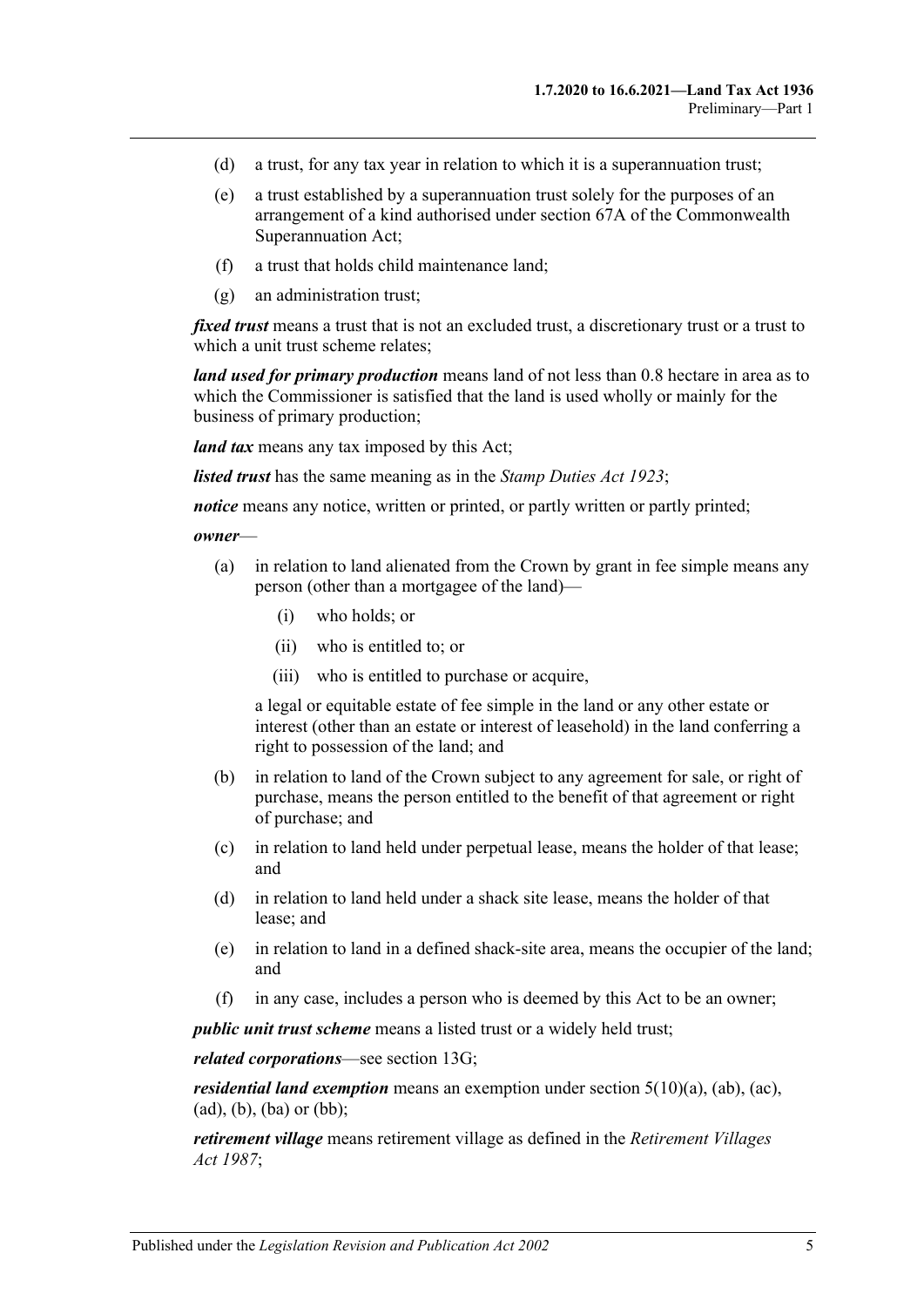(d) a trust, for any tax year in relation to which it is a superannuation trust;

(e) a trust established by a superannuation trust solely for the purposes of an arrangement of a kind authorised under section 67A of the Commonwealth Superannuation Act;

(f) a trust that holds child maintenance land;

(g) an administration trust;

***fixed trust*** means a trust that is not an excluded trust, a discretionary trust or a trust to which a unit trust scheme relates;

***land used for primary production*** means land of not less than 0.8 hectare in area as to which the Commissioner is satisfied that the land is used wholly or mainly for the business of primary production;

***land tax*** means any tax imposed by this Act;

***listed trust*** has the same meaning as in the *Stamp Duties Act 1923*;

***notice*** means any notice, written or printed, or partly written or partly printed;

***owner***—

(a) in relation to land alienated from the Crown by grant in fee simple means any person (other than a mortgagee of the land)—

(i) who holds; or

(ii) who is entitled to; or

(iii) who is entitled to purchase or acquire,

a legal or equitable estate of fee simple in the land or any other estate or interest (other than an estate or interest of leasehold) in the land conferring a right to possession of the land; and

(b) in relation to land of the Crown subject to any agreement for sale, or right of purchase, means the person entitled to the benefit of that agreement or right of purchase; and

(c) in relation to land held under perpetual lease, means the holder of that lease; and

(d) in relation to land held under a shack site lease, means the holder of that lease; and

(e) in relation to land in a defined shack-site area, means the occupier of the land; and

(f) in any case, includes a person who is deemed by this Act to be an owner;

***public unit trust scheme*** means a listed trust or a widely held trust;

***related corporations***—see section 13G;

***residential land exemption*** means an exemption under section 5(10)(a), (ab), (ac), (ad), (b), (ba) or (bb);

***retirement village*** means retirement village as defined in the *Retirement Villages Act 1987*;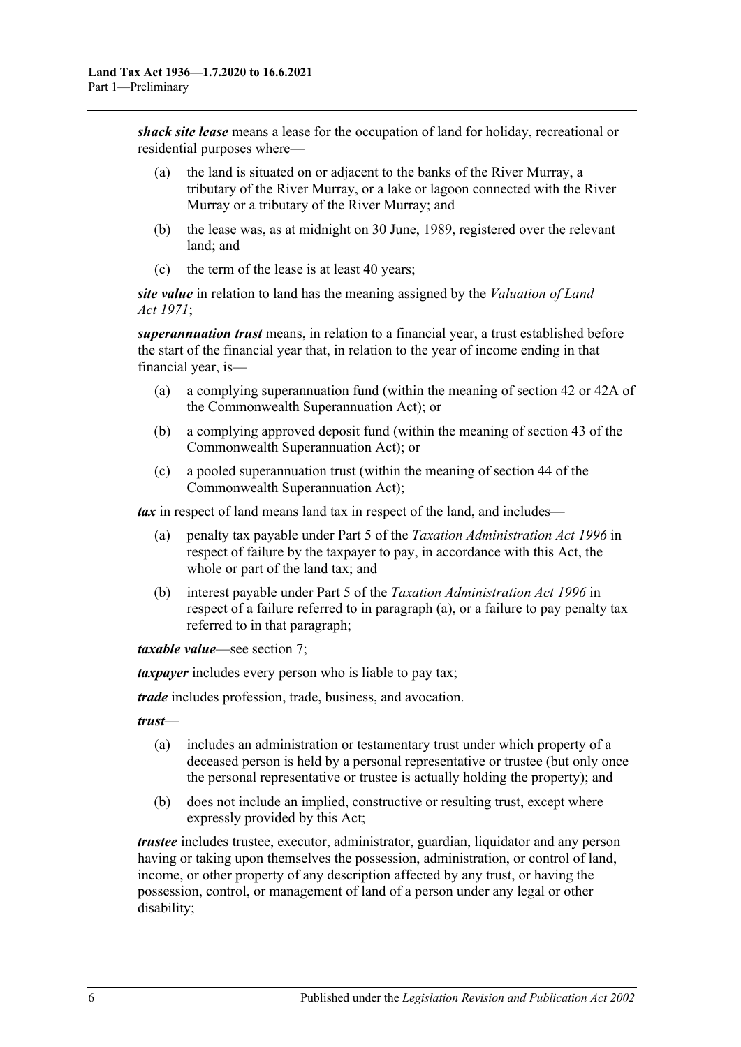***shack site lease*** means a lease for the occupation of land for holiday, recreational or residential purposes where—

(a) the land is situated on or adjacent to the banks of the River Murray, a tributary of the River Murray, or a lake or lagoon connected with the River Murray or a tributary of the River Murray; and

(b) the lease was, as at midnight on 30 June, 1989, registered over the relevant land; and

(c) the term of the lease is at least 40 years;

***site value*** in relation to land has the meaning assigned by the *Valuation of Land Act 1971*;

***superannuation trust*** means, in relation to a financial year, a trust established before the start of the financial year that, in relation to the year of income ending in that financial year, is—

(a) a complying superannuation fund (within the meaning of section 42 or 42A of the Commonwealth Superannuation Act); or

(b) a complying approved deposit fund (within the meaning of section 43 of the Commonwealth Superannuation Act); or

(c) a pooled superannuation trust (within the meaning of section 44 of the Commonwealth Superannuation Act);

***tax*** in respect of land means land tax in respect of the land, and includes—

(a) penalty tax payable under Part 5 of the *Taxation Administration Act 1996* in respect of failure by the taxpayer to pay, in accordance with this Act, the whole or part of the land tax; and

(b) interest payable under Part 5 of the *Taxation Administration Act 1996* in respect of a failure referred to in paragraph (a), or a failure to pay penalty tax referred to in that paragraph;

***taxable value***—see section 7;

***taxpayer*** includes every person who is liable to pay tax;

***trade*** includes profession, trade, business, and avocation.

***trust***—

(a) includes an administration or testamentary trust under which property of a deceased person is held by a personal representative or trustee (but only once the personal representative or trustee is actually holding the property); and

(b) does not include an implied, constructive or resulting trust, except where expressly provided by this Act;

***trustee*** includes trustee, executor, administrator, guardian, liquidator and any person having or taking upon themselves the possession, administration, or control of land, income, or other property of any description affected by any trust, or having the possession, control, or management of land of a person under any legal or other disability;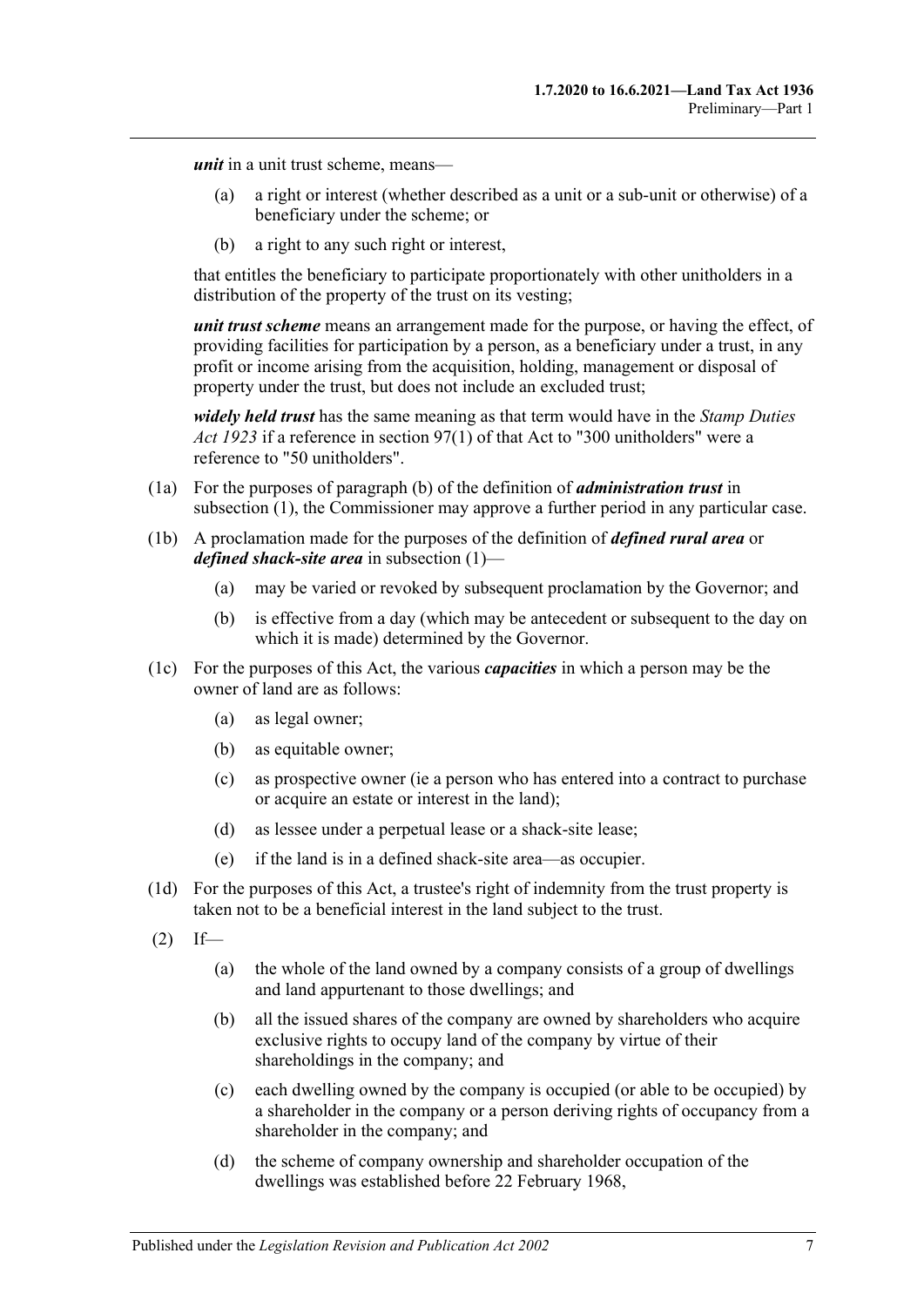***unit*** in a unit trust scheme, means—

- (a) a right or interest (whether described as a unit or a sub-unit or otherwise) of a beneficiary under the scheme; or
- (b) a right to any such right or interest,

that entitles the beneficiary to participate proportionately with other unitholders in a distribution of the property of the trust on its vesting;

***unit trust scheme*** means an arrangement made for the purpose, or having the effect, of providing facilities for participation by a person, as a beneficiary under a trust, in any profit or income arising from the acquisition, holding, management or disposal of property under the trust, but does not include an excluded trust;

***widely held trust*** has the same meaning as that term would have in the *Stamp Duties Act 1923* if a reference in section 97(1) of that Act to "300 unitholders" were a reference to "50 unitholders".

(1a) For the purposes of paragraph (b) of the definition of ***administration trust*** in subsection (1), the Commissioner may approve a further period in any particular case.

(1b) A proclamation made for the purposes of the definition of ***defined rural area*** or ***defined shack-site area*** in subsection (1)—

- (a) may be varied or revoked by subsequent proclamation by the Governor; and
- (b) is effective from a day (which may be antecedent or subsequent to the day on which it is made) determined by the Governor.

(1c) For the purposes of this Act, the various ***capacities*** in which a person may be the owner of land are as follows:

- (a) as legal owner;
- (b) as equitable owner;
- (c) as prospective owner (ie a person who has entered into a contract to purchase or acquire an estate or interest in the land);
- (d) as lessee under a perpetual lease or a shack-site lease;
- (e) if the land is in a defined shack-site area—as occupier.

(1d) For the purposes of this Act, a trustee's right of indemnity from the trust property is taken not to be a beneficial interest in the land subject to the trust.

(2) If—

- (a) the whole of the land owned by a company consists of a group of dwellings and land appurtenant to those dwellings; and
- (b) all the issued shares of the company are owned by shareholders who acquire exclusive rights to occupy land of the company by virtue of their shareholdings in the company; and
- (c) each dwelling owned by the company is occupied (or able to be occupied) by a shareholder in the company or a person deriving rights of occupancy from a shareholder in the company; and
- (d) the scheme of company ownership and shareholder occupation of the dwellings was established before 22 February 1968,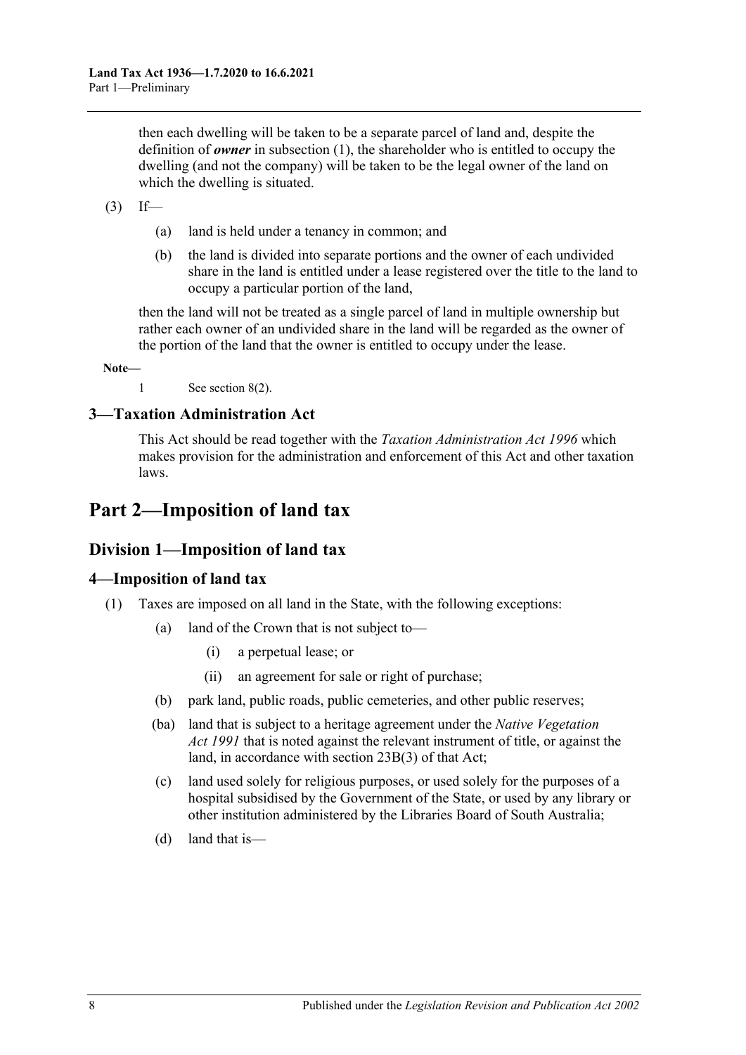then each dwelling will be taken to be a separate parcel of land and, despite the definition of ***owner*** in subsection (1), the shareholder who is entitled to occupy the dwelling (and not the company) will be taken to be the legal owner of the land on which the dwelling is situated.

(3) If—

(a) land is held under a tenancy in common; and

(b) the land is divided into separate portions and the owner of each undivided share in the land is entitled under a lease registered over the title to the land to occupy a particular portion of the land,

then the land will not be treated as a single parcel of land in multiple ownership but rather each owner of an undivided share in the land will be regarded as the owner of the portion of the land that the owner is entitled to occupy under the lease.

**Note—**

1 See section 8(2).

## 3—Taxation Administration Act

This Act should be read together with the *Taxation Administration Act 1996* which makes provision for the administration and enforcement of this Act and other taxation laws.

# Part 2—Imposition of land tax

## Division 1—Imposition of land tax

### 4—Imposition of land tax

(1) Taxes are imposed on all land in the State, with the following exceptions:

(a) land of the Crown that is not subject to—

(i) a perpetual lease; or

(ii) an agreement for sale or right of purchase;

(b) park land, public roads, public cemeteries, and other public reserves;

(ba) land that is subject to a heritage agreement under the *Native Vegetation Act 1991* that is noted against the relevant instrument of title, or against the land, in accordance with section 23B(3) of that Act;

(c) land used solely for religious purposes, or used solely for the purposes of a hospital subsidised by the Government of the State, or used by any library or other institution administered by the Libraries Board of South Australia;

(d) land that is—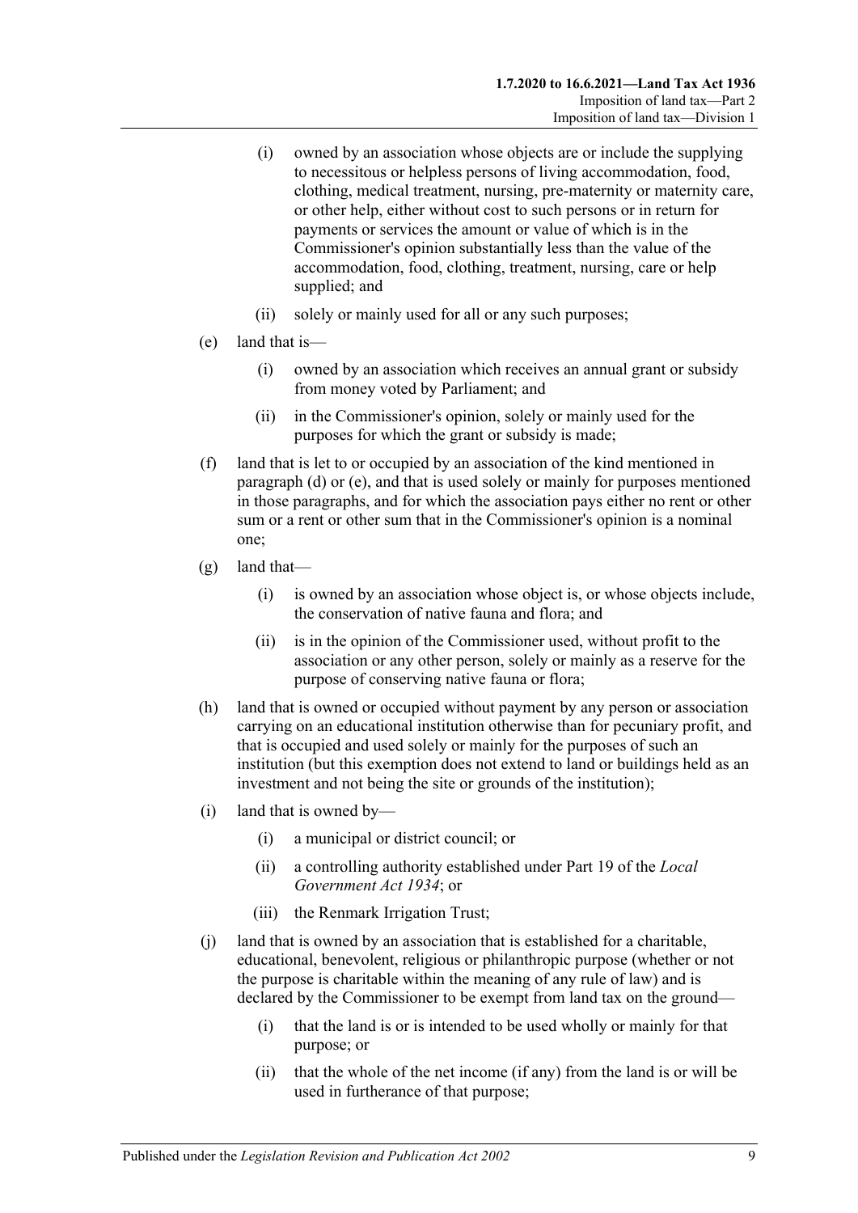- (i) owned by an association whose objects are or include the supplying to necessitous or helpless persons of living accommodation, food, clothing, medical treatment, nursing, pre-maternity or maternity care, or other help, either without cost to such persons or in return for payments or services the amount or value of which is in the Commissioner's opinion substantially less than the value of the accommodation, food, clothing, treatment, nursing, care or help supplied; and
- (ii) solely or mainly used for all or any such purposes;

(e) land that is—

- (i) owned by an association which receives an annual grant or subsidy from money voted by Parliament; and
- (ii) in the Commissioner's opinion, solely or mainly used for the purposes for which the grant or subsidy is made;

(f) land that is let to or occupied by an association of the kind mentioned in paragraph (d) or (e), and that is used solely or mainly for purposes mentioned in those paragraphs, and for which the association pays either no rent or other sum or a rent or other sum that in the Commissioner's opinion is a nominal one;

(g) land that—

- (i) is owned by an association whose object is, or whose objects include, the conservation of native fauna and flora; and
- (ii) is in the opinion of the Commissioner used, without profit to the association or any other person, solely or mainly as a reserve for the purpose of conserving native fauna or flora;

(h) land that is owned or occupied without payment by any person or association carrying on an educational institution otherwise than for pecuniary profit, and that is occupied and used solely or mainly for the purposes of such an institution (but this exemption does not extend to land or buildings held as an investment and not being the site or grounds of the institution);

(i) land that is owned by—

- (i) a municipal or district council; or
- (ii) a controlling authority established under Part 19 of the *Local Government Act 1934*; or
- (iii) the Renmark Irrigation Trust;

(j) land that is owned by an association that is established for a charitable, educational, benevolent, religious or philanthropic purpose (whether or not the purpose is charitable within the meaning of any rule of law) and is declared by the Commissioner to be exempt from land tax on the ground—

- (i) that the land is or is intended to be used wholly or mainly for that purpose; or
- (ii) that the whole of the net income (if any) from the land is or will be used in furtherance of that purpose;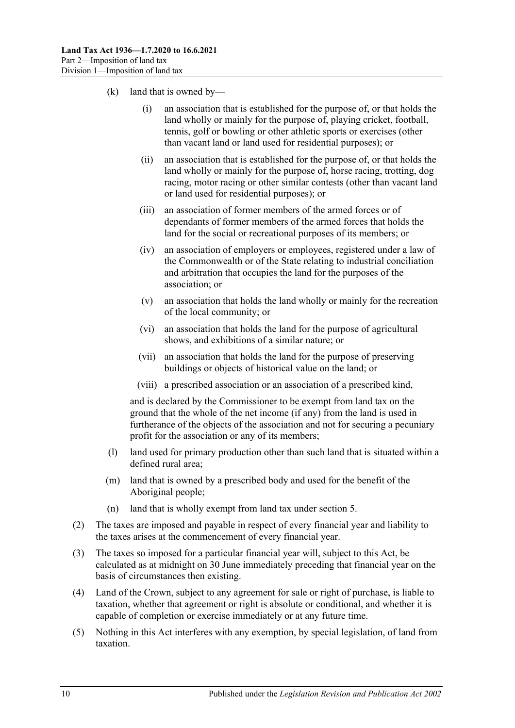(k) land that is owned by—

(i) an association that is established for the purpose of, or that holds the land wholly or mainly for the purpose of, playing cricket, football, tennis, golf or bowling or other athletic sports or exercises (other than vacant land or land used for residential purposes); or

(ii) an association that is established for the purpose of, or that holds the land wholly or mainly for the purpose of, horse racing, trotting, dog racing, motor racing or other similar contests (other than vacant land or land used for residential purposes); or

(iii) an association of former members of the armed forces or of dependants of former members of the armed forces that holds the land for the social or recreational purposes of its members; or

(iv) an association of employers or employees, registered under a law of the Commonwealth or of the State relating to industrial conciliation and arbitration that occupies the land for the purposes of the association; or

(v) an association that holds the land wholly or mainly for the recreation of the local community; or

(vi) an association that holds the land for the purpose of agricultural shows, and exhibitions of a similar nature; or

(vii) an association that holds the land for the purpose of preserving buildings or objects of historical value on the land; or

(viii) a prescribed association or an association of a prescribed kind,

and is declared by the Commissioner to be exempt from land tax on the ground that the whole of the net income (if any) from the land is used in furtherance of the objects of the association and not for securing a pecuniary profit for the association or any of its members;

(l) land used for primary production other than such land that is situated within a defined rural area;

(m) land that is owned by a prescribed body and used for the benefit of the Aboriginal people;

(n) land that is wholly exempt from land tax under section 5.

(2) The taxes are imposed and payable in respect of every financial year and liability to the taxes arises at the commencement of every financial year.

(3) The taxes so imposed for a particular financial year will, subject to this Act, be calculated as at midnight on 30 June immediately preceding that financial year on the basis of circumstances then existing.

(4) Land of the Crown, subject to any agreement for sale or right of purchase, is liable to taxation, whether that agreement or right is absolute or conditional, and whether it is capable of completion or exercise immediately or at any future time.

(5) Nothing in this Act interferes with any exemption, by special legislation, of land from taxation.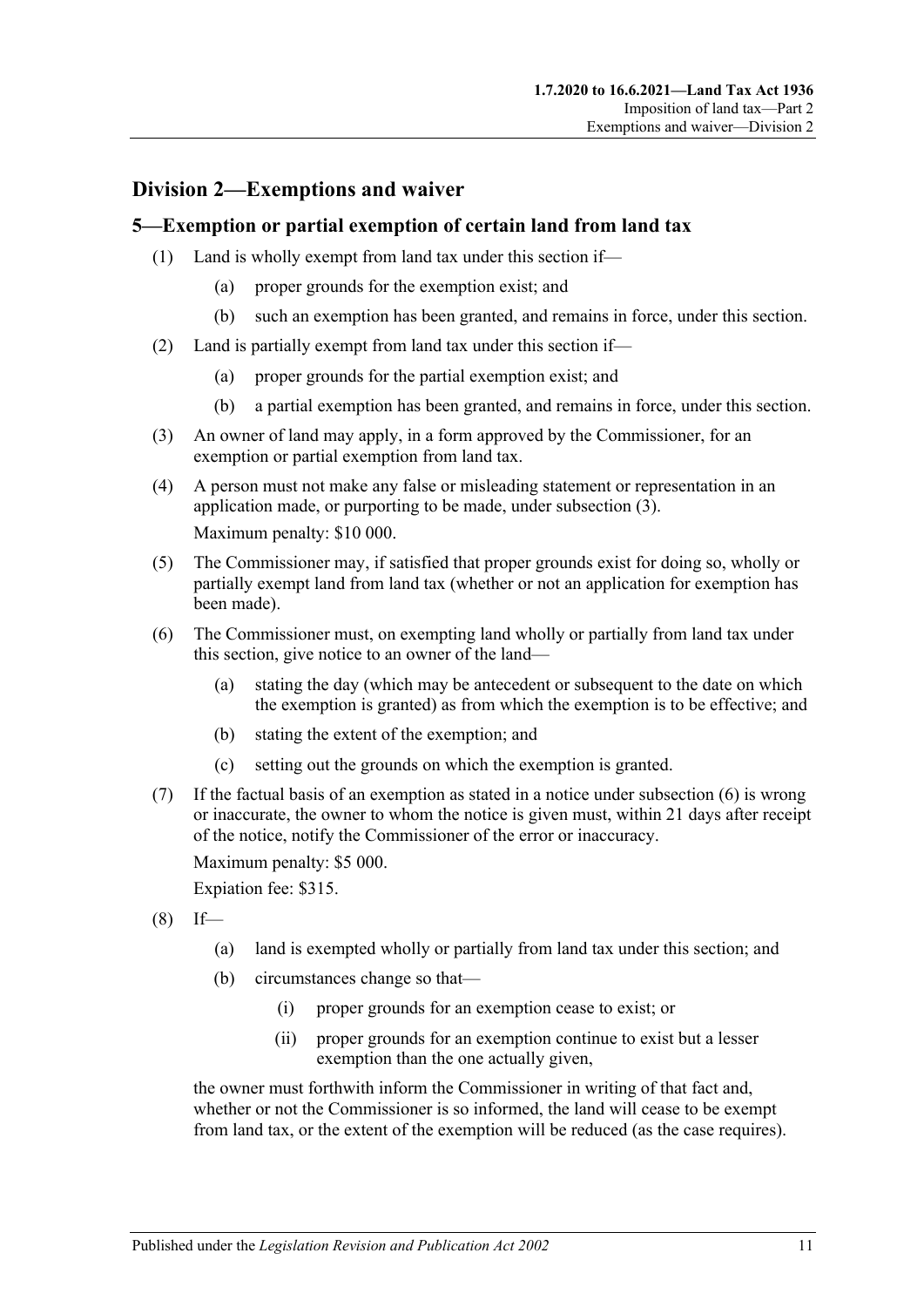## Division 2—Exemptions and waiver

### 5—Exemption or partial exemption of certain land from land tax

(1) Land is wholly exempt from land tax under this section if—

(a) proper grounds for the exemption exist; and

(b) such an exemption has been granted, and remains in force, under this section.

(2) Land is partially exempt from land tax under this section if—

(a) proper grounds for the partial exemption exist; and

(b) a partial exemption has been granted, and remains in force, under this section.

(3) An owner of land may apply, in a form approved by the Commissioner, for an exemption or partial exemption from land tax.

(4) A person must not make any false or misleading statement or representation in an application made, or purporting to be made, under subsection (3).

Maximum penalty: $10 000.

(5) The Commissioner may, if satisfied that proper grounds exist for doing so, wholly or partially exempt land from land tax (whether or not an application for exemption has been made).

(6) The Commissioner must, on exempting land wholly or partially from land tax under this section, give notice to an owner of the land—

(a) stating the day (which may be antecedent or subsequent to the date on which the exemption is granted) as from which the exemption is to be effective; and

(b) stating the extent of the exemption; and

(c) setting out the grounds on which the exemption is granted.

(7) If the factual basis of an exemption as stated in a notice under subsection (6) is wrong or inaccurate, the owner to whom the notice is given must, within 21 days after receipt of the notice, notify the Commissioner of the error or inaccuracy.

Maximum penalty: $5 000.

Expiation fee: $315.

(8) If—

(a) land is exempted wholly or partially from land tax under this section; and

(b) circumstances change so that—

(i) proper grounds for an exemption cease to exist; or

(ii) proper grounds for an exemption continue to exist but a lesser exemption than the one actually given,

the owner must forthwith inform the Commissioner in writing of that fact and, whether or not the Commissioner is so informed, the land will cease to be exempt from land tax, or the extent of the exemption will be reduced (as the case requires).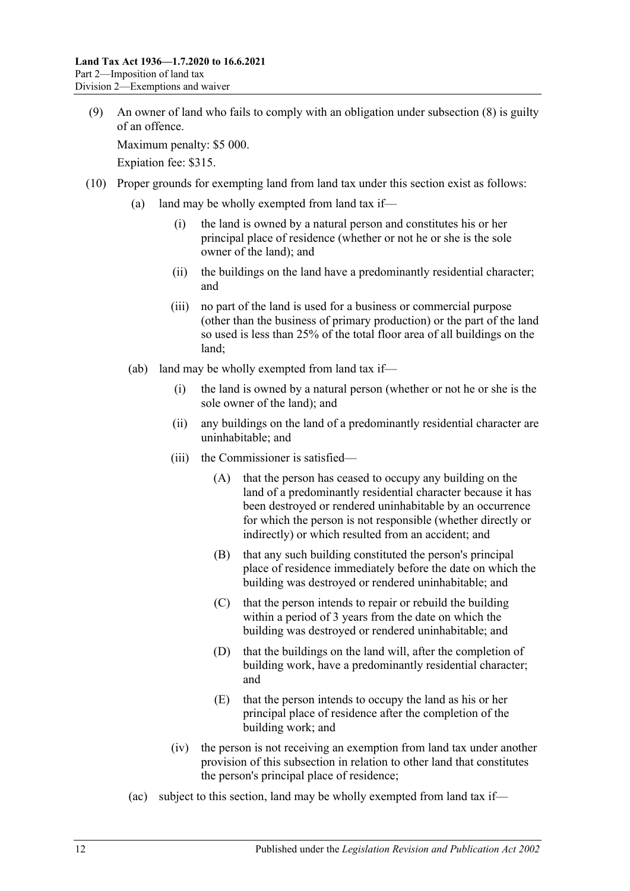(9) An owner of land who fails to comply with an obligation under subsection (8) is guilty of an offence.

Maximum penalty: $5 000.

Expiation fee: $315.

(10) Proper grounds for exempting land from land tax under this section exist as follows:

(a) land may be wholly exempted from land tax if—

(i) the land is owned by a natural person and constitutes his or her principal place of residence (whether or not he or she is the sole owner of the land); and

(ii) the buildings on the land have a predominantly residential character; and

(iii) no part of the land is used for a business or commercial purpose (other than the business of primary production) or the part of the land so used is less than 25% of the total floor area of all buildings on the land;

(ab) land may be wholly exempted from land tax if—

(i) the land is owned by a natural person (whether or not he or she is the sole owner of the land); and

(ii) any buildings on the land of a predominantly residential character are uninhabitable; and

(iii) the Commissioner is satisfied—

(A) that the person has ceased to occupy any building on the land of a predominantly residential character because it has been destroyed or rendered uninhabitable by an occurrence for which the person is not responsible (whether directly or indirectly) or which resulted from an accident; and

(B) that any such building constituted the person's principal place of residence immediately before the date on which the building was destroyed or rendered uninhabitable; and

(C) that the person intends to repair or rebuild the building within a period of 3 years from the date on which the building was destroyed or rendered uninhabitable; and

(D) that the buildings on the land will, after the completion of building work, have a predominantly residential character; and

(E) that the person intends to occupy the land as his or her principal place of residence after the completion of the building work; and

(iv) the person is not receiving an exemption from land tax under another provision of this subsection in relation to other land that constitutes the person's principal place of residence;

(ac) subject to this section, land may be wholly exempted from land tax if—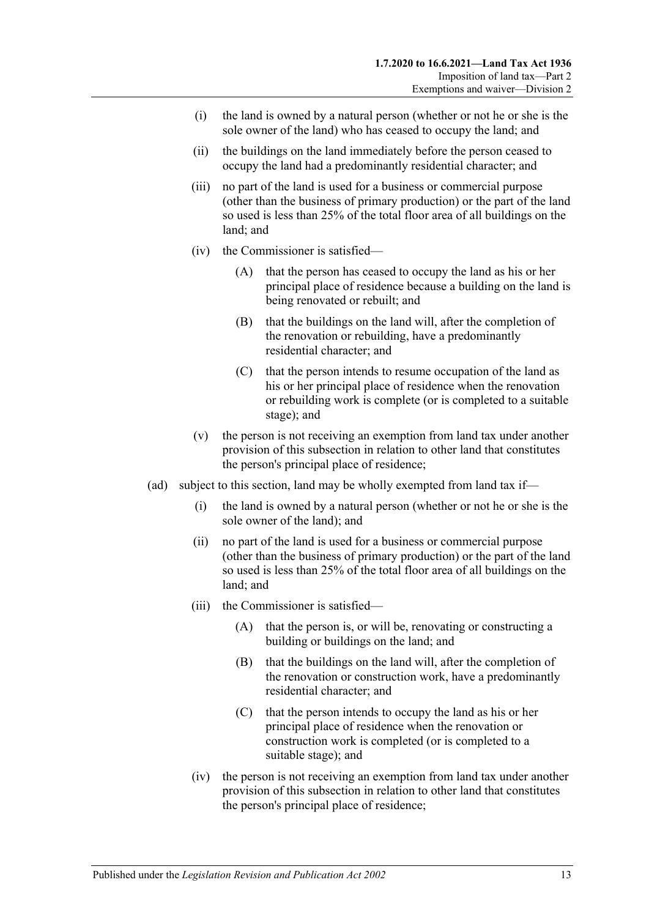- (i) the land is owned by a natural person (whether or not he or she is the sole owner of the land) who has ceased to occupy the land; and
- (ii) the buildings on the land immediately before the person ceased to occupy the land had a predominantly residential character; and
- (iii) no part of the land is used for a business or commercial purpose (other than the business of primary production) or the part of the land so used is less than 25% of the total floor area of all buildings on the land; and
- (iv) the Commissioner is satisfied—
  - (A) that the person has ceased to occupy the land as his or her principal place of residence because a building on the land is being renovated or rebuilt; and
  - (B) that the buildings on the land will, after the completion of the renovation or rebuilding, have a predominantly residential character; and
  - (C) that the person intends to resume occupation of the land as his or her principal place of residence when the renovation or rebuilding work is complete (or is completed to a suitable stage); and
- (v) the person is not receiving an exemption from land tax under another provision of this subsection in relation to other land that constitutes the person's principal place of residence;

(ad) subject to this section, land may be wholly exempted from land tax if—

- (i) the land is owned by a natural person (whether or not he or she is the sole owner of the land); and
- (ii) no part of the land is used for a business or commercial purpose (other than the business of primary production) or the part of the land so used is less than 25% of the total floor area of all buildings on the land; and
- (iii) the Commissioner is satisfied—
  - (A) that the person is, or will be, renovating or constructing a building or buildings on the land; and
  - (B) that the buildings on the land will, after the completion of the renovation or construction work, have a predominantly residential character; and
  - (C) that the person intends to occupy the land as his or her principal place of residence when the renovation or construction work is completed (or is completed to a suitable stage); and
- (iv) the person is not receiving an exemption from land tax under another provision of this subsection in relation to other land that constitutes the person's principal place of residence;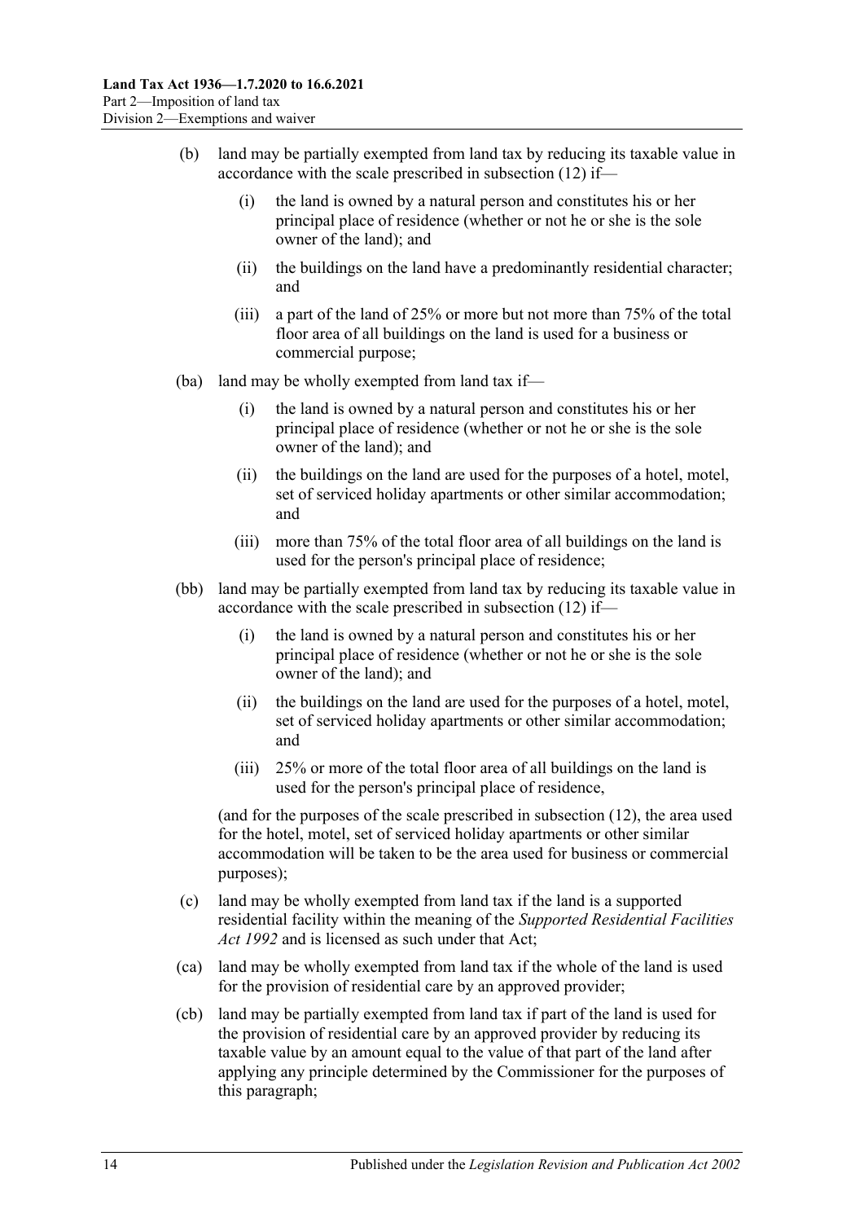(b) land may be partially exempted from land tax by reducing its taxable value in accordance with the scale prescribed in subsection (12) if—

(i) the land is owned by a natural person and constitutes his or her principal place of residence (whether or not he or she is the sole owner of the land); and

(ii) the buildings on the land have a predominantly residential character; and

(iii) a part of the land of 25% or more but not more than 75% of the total floor area of all buildings on the land is used for a business or commercial purpose;

(ba) land may be wholly exempted from land tax if—

(i) the land is owned by a natural person and constitutes his or her principal place of residence (whether or not he or she is the sole owner of the land); and

(ii) the buildings on the land are used for the purposes of a hotel, motel, set of serviced holiday apartments or other similar accommodation; and

(iii) more than 75% of the total floor area of all buildings on the land is used for the person's principal place of residence;

(bb) land may be partially exempted from land tax by reducing its taxable value in accordance with the scale prescribed in subsection (12) if—

(i) the land is owned by a natural person and constitutes his or her principal place of residence (whether or not he or she is the sole owner of the land); and

(ii) the buildings on the land are used for the purposes of a hotel, motel, set of serviced holiday apartments or other similar accommodation; and

(iii) 25% or more of the total floor area of all buildings on the land is used for the person's principal place of residence,

(and for the purposes of the scale prescribed in subsection (12), the area used for the hotel, motel, set of serviced holiday apartments or other similar accommodation will be taken to be the area used for business or commercial purposes);

(c) land may be wholly exempted from land tax if the land is a supported residential facility within the meaning of the *Supported Residential Facilities Act 1992* and is licensed as such under that Act;

(ca) land may be wholly exempted from land tax if the whole of the land is used for the provision of residential care by an approved provider;

(cb) land may be partially exempted from land tax if part of the land is used for the provision of residential care by an approved provider by reducing its taxable value by an amount equal to the value of that part of the land after applying any principle determined by the Commissioner for the purposes of this paragraph;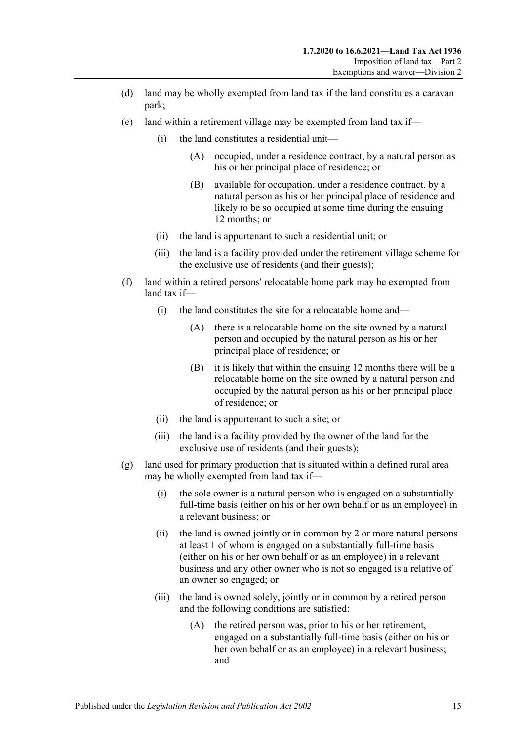(d) land may be wholly exempted from land tax if the land constitutes a caravan park;

(e) land within a retirement village may be exempted from land tax if—

  (i) the land constitutes a residential unit—

    (A) occupied, under a residence contract, by a natural person as his or her principal place of residence; or

    (B) available for occupation, under a residence contract, by a natural person as his or her principal place of residence and likely to be so occupied at some time during the ensuing 12 months; or

  (ii) the land is appurtenant to such a residential unit; or

  (iii) the land is a facility provided under the retirement village scheme for the exclusive use of residents (and their guests);

(f) land within a retired persons' relocatable home park may be exempted from land tax if—

  (i) the land constitutes the site for a relocatable home and—

    (A) there is a relocatable home on the site owned by a natural person and occupied by the natural person as his or her principal place of residence; or

    (B) it is likely that within the ensuing 12 months there will be a relocatable home on the site owned by a natural person and occupied by the natural person as his or her principal place of residence; or

  (ii) the land is appurtenant to such a site; or

  (iii) the land is a facility provided by the owner of the land for the exclusive use of residents (and their guests);

(g) land used for primary production that is situated within a defined rural area may be wholly exempted from land tax if—

  (i) the sole owner is a natural person who is engaged on a substantially full-time basis (either on his or her own behalf or as an employee) in a relevant business; or

  (ii) the land is owned jointly or in common by 2 or more natural persons at least 1 of whom is engaged on a substantially full-time basis (either on his or her own behalf or as an employee) in a relevant business and any other owner who is not so engaged is a relative of an owner so engaged; or

  (iii) the land is owned solely, jointly or in common by a retired person and the following conditions are satisfied:

    (A) the retired person was, prior to his or her retirement, engaged on a substantially full-time basis (either on his or her own behalf or as an employee) in a relevant business; and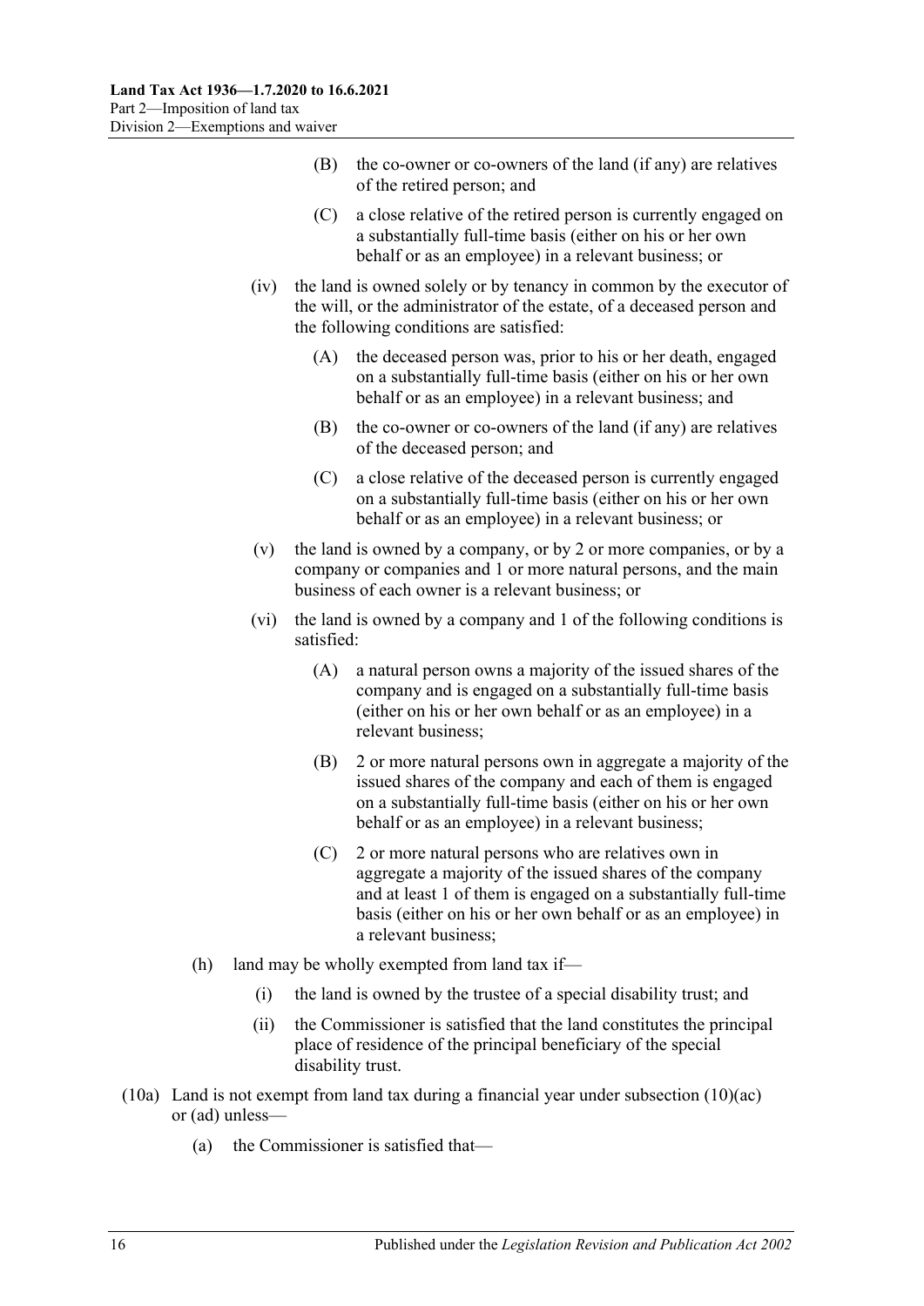(B) the co-owner or co-owners of the land (if any) are relatives of the retired person; and

(C) a close relative of the retired person is currently engaged on a substantially full-time basis (either on his or her own behalf or as an employee) in a relevant business; or

(iv) the land is owned solely or by tenancy in common by the executor of the will, or the administrator of the estate, of a deceased person and the following conditions are satisfied:

(A) the deceased person was, prior to his or her death, engaged on a substantially full-time basis (either on his or her own behalf or as an employee) in a relevant business; and

(B) the co-owner or co-owners of the land (if any) are relatives of the deceased person; and

(C) a close relative of the deceased person is currently engaged on a substantially full-time basis (either on his or her own behalf or as an employee) in a relevant business; or

(v) the land is owned by a company, or by 2 or more companies, or by a company or companies and 1 or more natural persons, and the main business of each owner is a relevant business; or

(vi) the land is owned by a company and 1 of the following conditions is satisfied:

(A) a natural person owns a majority of the issued shares of the company and is engaged on a substantially full-time basis (either on his or her own behalf or as an employee) in a relevant business;

(B) 2 or more natural persons own in aggregate a majority of the issued shares of the company and each of them is engaged on a substantially full-time basis (either on his or her own behalf or as an employee) in a relevant business;

(C) 2 or more natural persons who are relatives own in aggregate a majority of the issued shares of the company and at least 1 of them is engaged on a substantially full-time basis (either on his or her own behalf or as an employee) in a relevant business;

(h) land may be wholly exempted from land tax if—

(i) the land is owned by the trustee of a special disability trust; and

(ii) the Commissioner is satisfied that the land constitutes the principal place of residence of the principal beneficiary of the special disability trust.

(10a) Land is not exempt from land tax during a financial year under subsection (10)(ac) or (ad) unless—

(a) the Commissioner is satisfied that—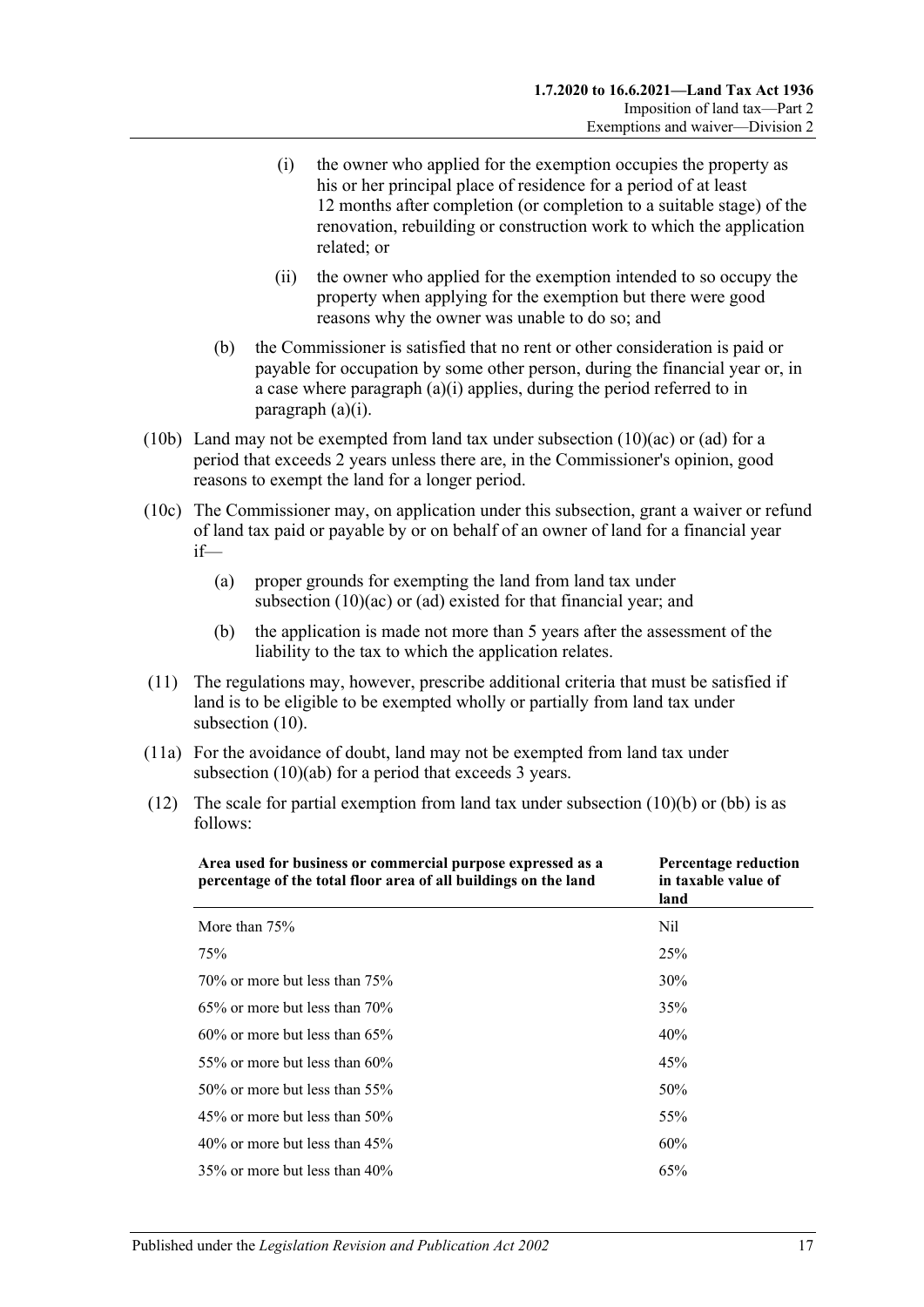(i) the owner who applied for the exemption occupies the property as his or her principal place of residence for a period of at least 12 months after completion (or completion to a suitable stage) of the renovation, rebuilding or construction work to which the application related; or

(ii) the owner who applied for the exemption intended to so occupy the property when applying for the exemption but there were good reasons why the owner was unable to do so; and

(b) the Commissioner is satisfied that no rent or other consideration is paid or payable for occupation by some other person, during the financial year or, in a case where paragraph (a)(i) applies, during the period referred to in paragraph (a)(i).

(10b) Land may not be exempted from land tax under subsection (10)(ac) or (ad) for a period that exceeds 2 years unless there are, in the Commissioner's opinion, good reasons to exempt the land for a longer period.

(10c) The Commissioner may, on application under this subsection, grant a waiver or refund of land tax paid or payable by or on behalf of an owner of land for a financial year if—

(a) proper grounds for exempting the land from land tax under subsection (10)(ac) or (ad) existed for that financial year; and

(b) the application is made not more than 5 years after the assessment of the liability to the tax to which the application relates.

(11) The regulations may, however, prescribe additional criteria that must be satisfied if land is to be eligible to be exempted wholly or partially from land tax under subsection (10).

(11a) For the avoidance of doubt, land may not be exempted from land tax under subsection (10)(ab) for a period that exceeds 3 years.

(12) The scale for partial exemption from land tax under subsection (10)(b) or (bb) is as follows:

| Area used for business or commercial purpose expressed as a percentage of the total floor area of all buildings on the land | Percentage reduction in taxable value of land |
|---|---|
| More than 75% | Nil |
| 75% | 25% |
| 70% or more but less than 75% | 30% |
| 65% or more but less than 70% | 35% |
| 60% or more but less than 65% | 40% |
| 55% or more but less than 60% | 45% |
| 50% or more but less than 55% | 50% |
| 45% or more but less than 50% | 55% |
| 40% or more but less than 45% | 60% |
| 35% or more but less than 40% | 65% |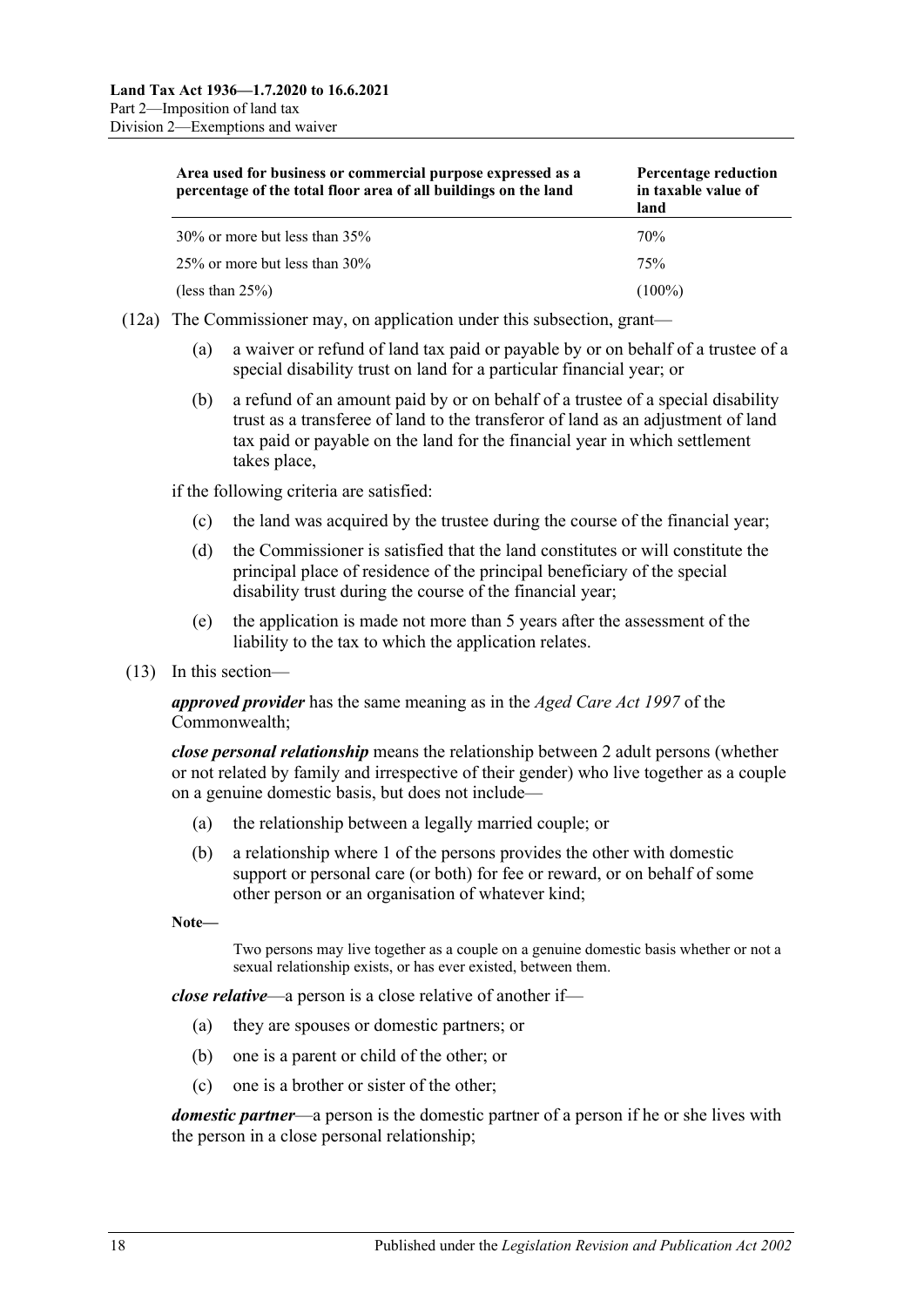| Area used for business or commercial purpose expressed as a percentage of the total floor area of all buildings on the land | Percentage reduction in taxable value of land |
|---|---|
| 30% or more but less than 35% | 70% |
| 25% or more but less than 30% | 75% |
| (less than 25%) | (100%) |

(12a) The Commissioner may, on application under this subsection, grant—

(a) a waiver or refund of land tax paid or payable by or on behalf of a trustee of a special disability trust on land for a particular financial year; or

(b) a refund of an amount paid by or on behalf of a trustee of a special disability trust as a transferee of land to the transferor of land as an adjustment of land tax paid or payable on the land for the financial year in which settlement takes place,

if the following criteria are satisfied:

(c) the land was acquired by the trustee during the course of the financial year;

(d) the Commissioner is satisfied that the land constitutes or will constitute the principal place of residence of the principal beneficiary of the special disability trust during the course of the financial year;

(e) the application is made not more than 5 years after the assessment of the liability to the tax to which the application relates.

(13) In this section—

***approved provider*** has the same meaning as in the *Aged Care Act 1997* of the Commonwealth;

***close personal relationship*** means the relationship between 2 adult persons (whether or not related by family and irrespective of their gender) who live together as a couple on a genuine domestic basis, but does not include—

(a) the relationship between a legally married couple; or

(b) a relationship where 1 of the persons provides the other with domestic support or personal care (or both) for fee or reward, or on behalf of some other person or an organisation of whatever kind;

**Note—**

Two persons may live together as a couple on a genuine domestic basis whether or not a sexual relationship exists, or has ever existed, between them.

***close relative***—a person is a close relative of another if—

(a) they are spouses or domestic partners; or

(b) one is a parent or child of the other; or

(c) one is a brother or sister of the other;

***domestic partner***—a person is the domestic partner of a person if he or she lives with the person in a close personal relationship;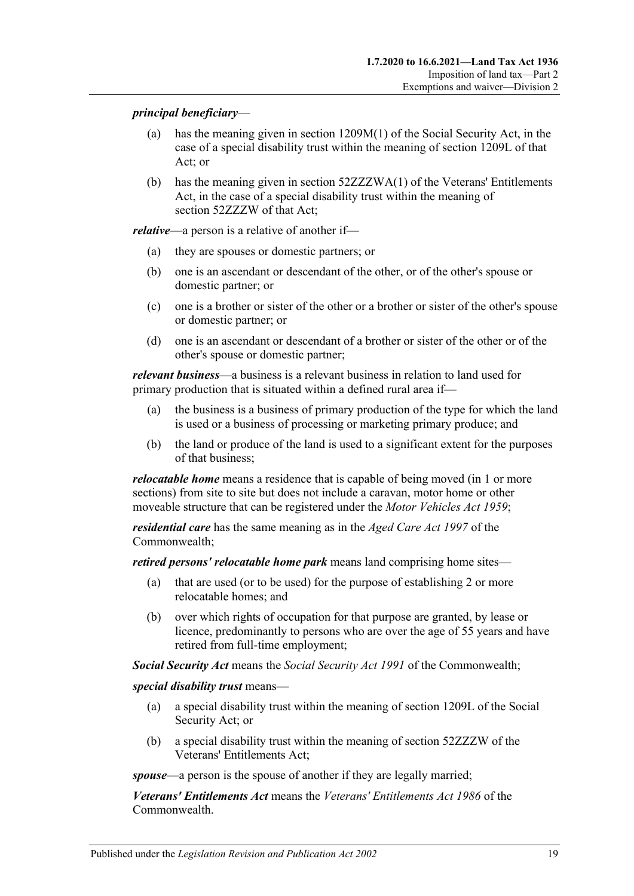***principal beneficiary***—

(a) has the meaning given in section 1209M(1) of the Social Security Act, in the case of a special disability trust within the meaning of section 1209L of that Act; or

(b) has the meaning given in section 52ZZZWA(1) of the Veterans' Entitlements Act, in the case of a special disability trust within the meaning of section 52ZZZW of that Act;

***relative***—a person is a relative of another if—

(a) they are spouses or domestic partners; or

(b) one is an ascendant or descendant of the other, or of the other's spouse or domestic partner; or

(c) one is a brother or sister of the other or a brother or sister of the other's spouse or domestic partner; or

(d) one is an ascendant or descendant of a brother or sister of the other or of the other's spouse or domestic partner;

***relevant business***—a business is a relevant business in relation to land used for primary production that is situated within a defined rural area if—

(a) the business is a business of primary production of the type for which the land is used or a business of processing or marketing primary produce; and

(b) the land or produce of the land is used to a significant extent for the purposes of that business;

***relocatable home*** means a residence that is capable of being moved (in 1 or more sections) from site to site but does not include a caravan, motor home or other moveable structure that can be registered under the *Motor Vehicles Act 1959*;

***residential care*** has the same meaning as in the *Aged Care Act 1997* of the Commonwealth;

***retired persons' relocatable home park*** means land comprising home sites—

(a) that are used (or to be used) for the purpose of establishing 2 or more relocatable homes; and

(b) over which rights of occupation for that purpose are granted, by lease or licence, predominantly to persons who are over the age of 55 years and have retired from full-time employment;

***Social Security Act*** means the *Social Security Act 1991* of the Commonwealth;

***special disability trust*** means—

(a) a special disability trust within the meaning of section 1209L of the Social Security Act; or

(b) a special disability trust within the meaning of section 52ZZZW of the Veterans' Entitlements Act;

***spouse***—a person is the spouse of another if they are legally married;

***Veterans' Entitlements Act*** means the *Veterans' Entitlements Act 1986* of the Commonwealth.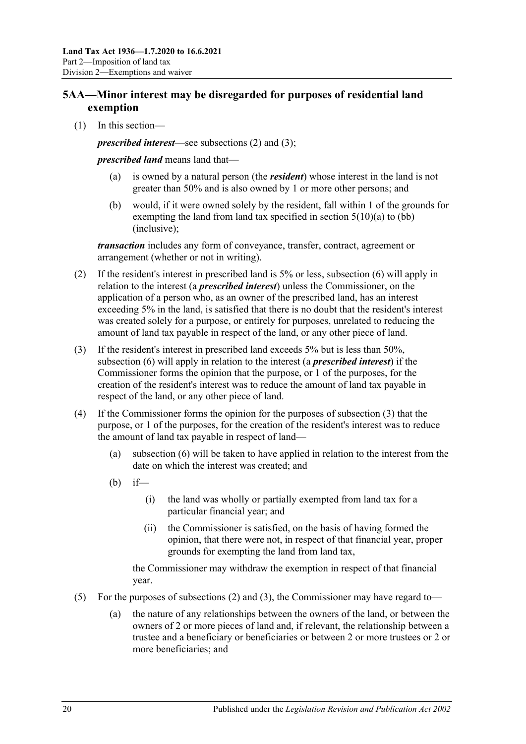## 5AA—Minor interest may be disregarded for purposes of residential land exemption

(1) In this section—

***prescribed interest***—see subsections (2) and (3);

***prescribed land*** means land that—

- (a) is owned by a natural person (the ***resident***) whose interest in the land is not greater than 50% and is also owned by 1 or more other persons; and
- (b) would, if it were owned solely by the resident, fall within 1 of the grounds for exempting the land from land tax specified in section 5(10)(a) to (bb) (inclusive);

***transaction*** includes any form of conveyance, transfer, contract, agreement or arrangement (whether or not in writing).

(2) If the resident's interest in prescribed land is 5% or less, subsection (6) will apply in relation to the interest (a ***prescribed interest***) unless the Commissioner, on the application of a person who, as an owner of the prescribed land, has an interest exceeding 5% in the land, is satisfied that there is no doubt that the resident's interest was created solely for a purpose, or entirely for purposes, unrelated to reducing the amount of land tax payable in respect of the land, or any other piece of land.

(3) If the resident's interest in prescribed land exceeds 5% but is less than 50%, subsection (6) will apply in relation to the interest (a ***prescribed interest***) if the Commissioner forms the opinion that the purpose, or 1 of the purposes, for the creation of the resident's interest was to reduce the amount of land tax payable in respect of the land, or any other piece of land.

(4) If the Commissioner forms the opinion for the purposes of subsection (3) that the purpose, or 1 of the purposes, for the creation of the resident's interest was to reduce the amount of land tax payable in respect of land—

- (a) subsection (6) will be taken to have applied in relation to the interest from the date on which the interest was created; and
- (b) if—
  - (i) the land was wholly or partially exempted from land tax for a particular financial year; and
  - (ii) the Commissioner is satisfied, on the basis of having formed the opinion, that there were not, in respect of that financial year, proper grounds for exempting the land from land tax,

  the Commissioner may withdraw the exemption in respect of that financial year.

(5) For the purposes of subsections (2) and (3), the Commissioner may have regard to—

- (a) the nature of any relationships between the owners of the land, or between the owners of 2 or more pieces of land and, if relevant, the relationship between a trustee and a beneficiary or beneficiaries or between 2 or more trustees or 2 or more beneficiaries; and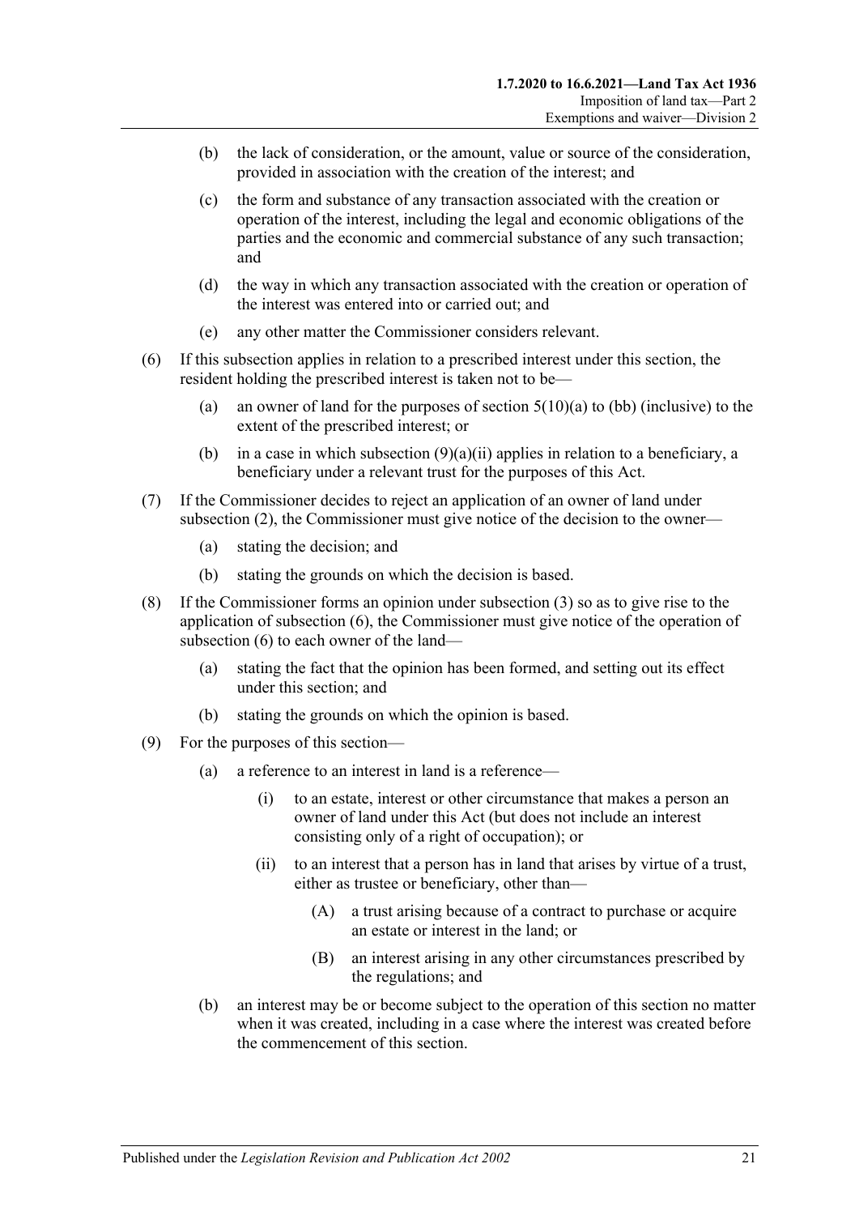(b) the lack of consideration, or the amount, value or source of the consideration, provided in association with the creation of the interest; and

(c) the form and substance of any transaction associated with the creation or operation of the interest, including the legal and economic obligations of the parties and the economic and commercial substance of any such transaction; and

(d) the way in which any transaction associated with the creation or operation of the interest was entered into or carried out; and

(e) any other matter the Commissioner considers relevant.

(6) If this subsection applies in relation to a prescribed interest under this section, the resident holding the prescribed interest is taken not to be—

(a) an owner of land for the purposes of section 5(10)(a) to (bb) (inclusive) to the extent of the prescribed interest; or

(b) in a case in which subsection (9)(a)(ii) applies in relation to a beneficiary, a beneficiary under a relevant trust for the purposes of this Act.

(7) If the Commissioner decides to reject an application of an owner of land under subsection (2), the Commissioner must give notice of the decision to the owner—

(a) stating the decision; and

(b) stating the grounds on which the decision is based.

(8) If the Commissioner forms an opinion under subsection (3) so as to give rise to the application of subsection (6), the Commissioner must give notice of the operation of subsection (6) to each owner of the land—

(a) stating the fact that the opinion has been formed, and setting out its effect under this section; and

(b) stating the grounds on which the opinion is based.

(9) For the purposes of this section—

(a) a reference to an interest in land is a reference—

(i) to an estate, interest or other circumstance that makes a person an owner of land under this Act (but does not include an interest consisting only of a right of occupation); or

(ii) to an interest that a person has in land that arises by virtue of a trust, either as trustee or beneficiary, other than—

(A) a trust arising because of a contract to purchase or acquire an estate or interest in the land; or

(B) an interest arising in any other circumstances prescribed by the regulations; and

(b) an interest may be or become subject to the operation of this section no matter when it was created, including in a case where the interest was created before the commencement of this section.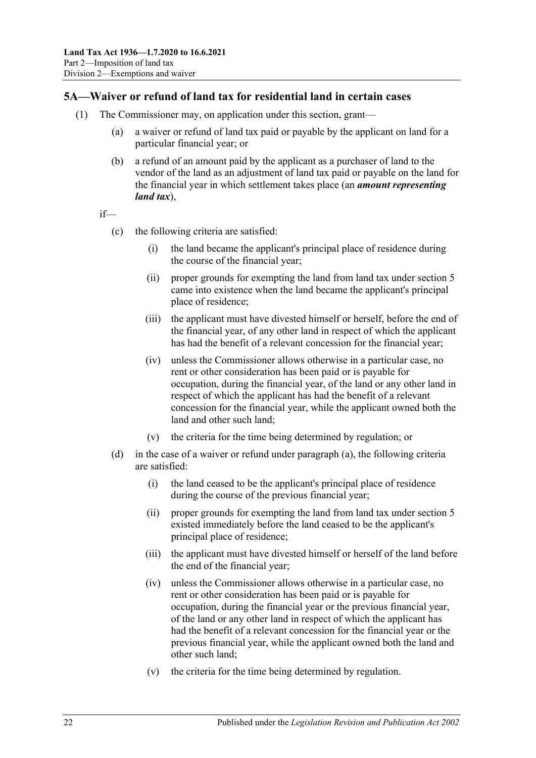## 5A—Waiver or refund of land tax for residential land in certain cases

(1) The Commissioner may, on application under this section, grant—

(a) a waiver or refund of land tax paid or payable by the applicant on land for a particular financial year; or

(b) a refund of an amount paid by the applicant as a purchaser of land to the vendor of the land as an adjustment of land tax paid or payable on the land for the financial year in which settlement takes place (an ***amount representing land tax***),

if—

(c) the following criteria are satisfied:

(i) the land became the applicant's principal place of residence during the course of the financial year;

(ii) proper grounds for exempting the land from land tax under section 5 came into existence when the land became the applicant's principal place of residence;

(iii) the applicant must have divested himself or herself, before the end of the financial year, of any other land in respect of which the applicant has had the benefit of a relevant concession for the financial year;

(iv) unless the Commissioner allows otherwise in a particular case, no rent or other consideration has been paid or is payable for occupation, during the financial year, of the land or any other land in respect of which the applicant has had the benefit of a relevant concession for the financial year, while the applicant owned both the land and other such land;

(v) the criteria for the time being determined by regulation; or

(d) in the case of a waiver or refund under paragraph (a), the following criteria are satisfied:

(i) the land ceased to be the applicant's principal place of residence during the course of the previous financial year;

(ii) proper grounds for exempting the land from land tax under section 5 existed immediately before the land ceased to be the applicant's principal place of residence;

(iii) the applicant must have divested himself or herself of the land before the end of the financial year;

(iv) unless the Commissioner allows otherwise in a particular case, no rent or other consideration has been paid or is payable for occupation, during the financial year or the previous financial year, of the land or any other land in respect of which the applicant has had the benefit of a relevant concession for the financial year or the previous financial year, while the applicant owned both the land and other such land;

(v) the criteria for the time being determined by regulation.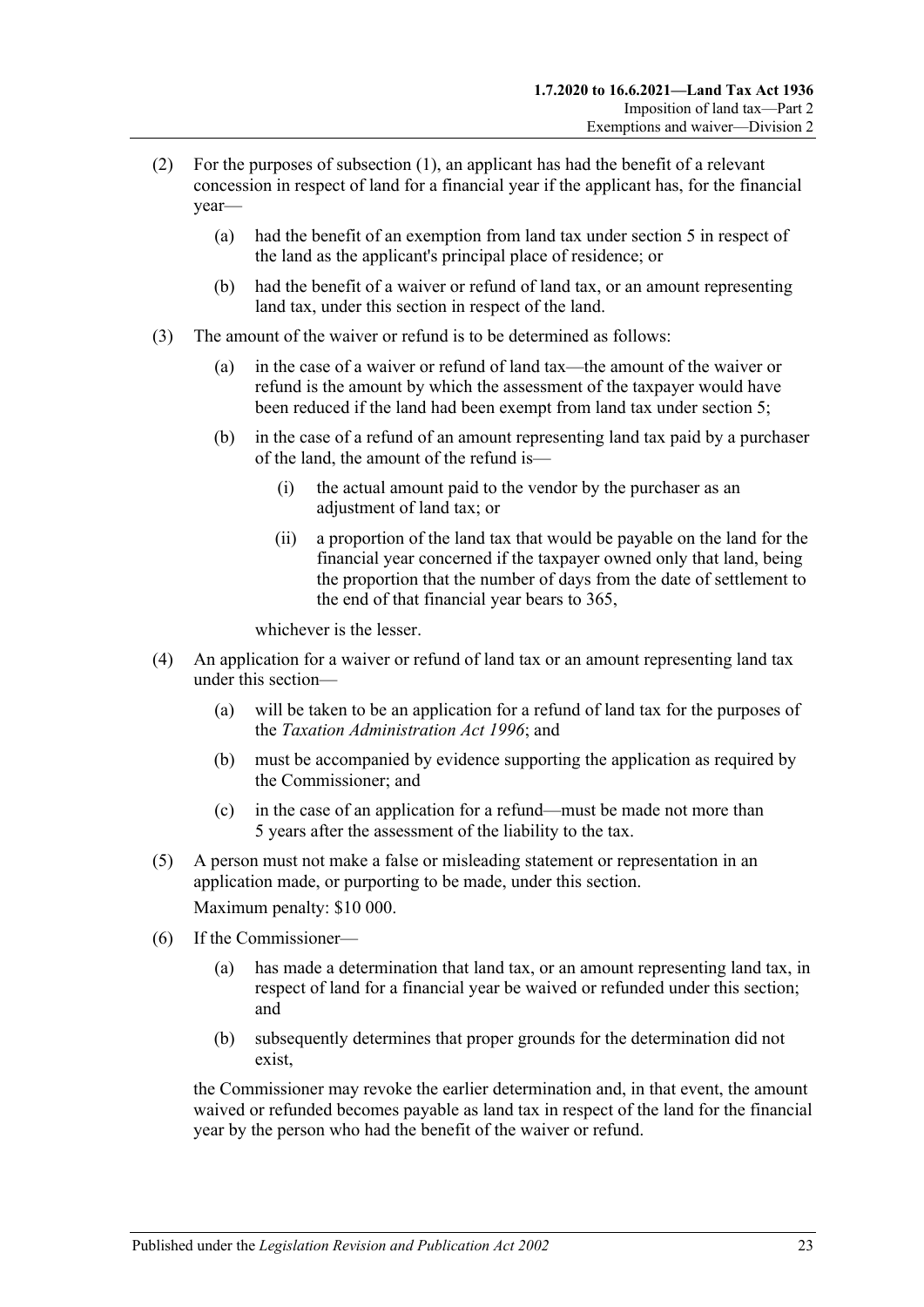(2) For the purposes of subsection (1), an applicant has had the benefit of a relevant concession in respect of land for a financial year if the applicant has, for the financial year—

- (a) had the benefit of an exemption from land tax under section 5 in respect of the land as the applicant's principal place of residence; or
- (b) had the benefit of a waiver or refund of land tax, or an amount representing land tax, under this section in respect of the land.

(3) The amount of the waiver or refund is to be determined as follows:

- (a) in the case of a waiver or refund of land tax—the amount of the waiver or refund is the amount by which the assessment of the taxpayer would have been reduced if the land had been exempt from land tax under section 5;
- (b) in the case of a refund of an amount representing land tax paid by a purchaser of the land, the amount of the refund is—
  - (i) the actual amount paid to the vendor by the purchaser as an adjustment of land tax; or
  - (ii) a proportion of the land tax that would be payable on the land for the financial year concerned if the taxpayer owned only that land, being the proportion that the number of days from the date of settlement to the end of that financial year bears to 365,

  whichever is the lesser.

(4) An application for a waiver or refund of land tax or an amount representing land tax under this section—

- (a) will be taken to be an application for a refund of land tax for the purposes of the *Taxation Administration Act 1996*; and
- (b) must be accompanied by evidence supporting the application as required by the Commissioner; and
- (c) in the case of an application for a refund—must be made not more than 5 years after the assessment of the liability to the tax.

(5) A person must not make a false or misleading statement or representation in an application made, or purporting to be made, under this section.

Maximum penalty: $10 000.

(6) If the Commissioner—

- (a) has made a determination that land tax, or an amount representing land tax, in respect of land for a financial year be waived or refunded under this section; and
- (b) subsequently determines that proper grounds for the determination did not exist,

the Commissioner may revoke the earlier determination and, in that event, the amount waived or refunded becomes payable as land tax in respect of the land for the financial year by the person who had the benefit of the waiver or refund.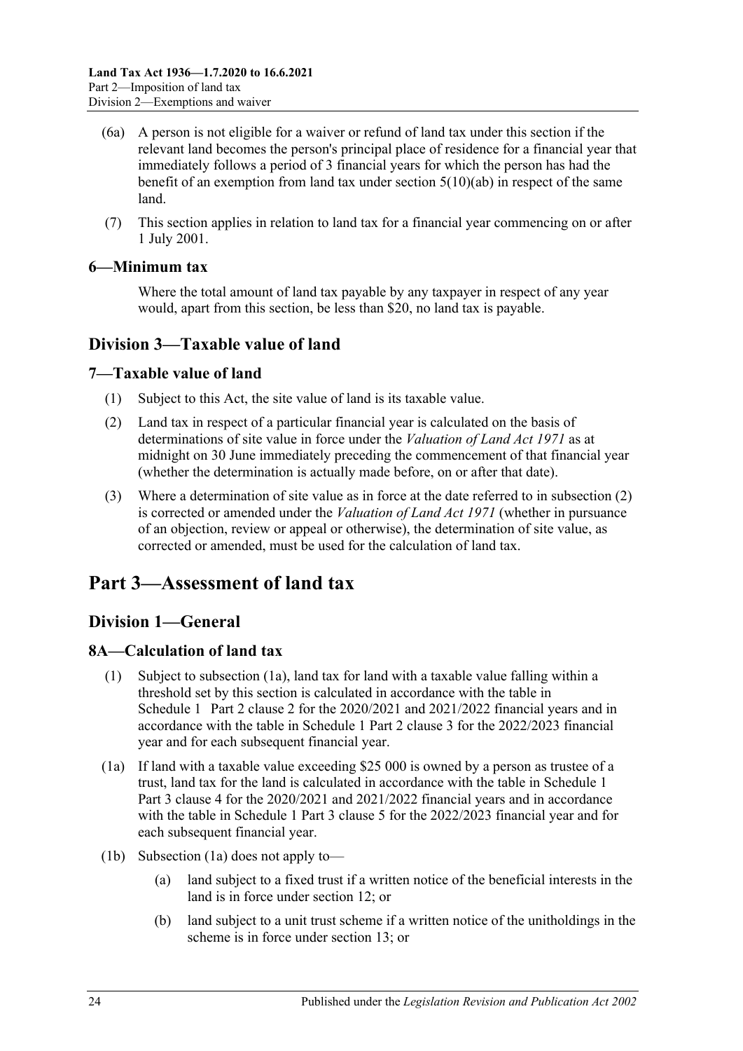(6a) A person is not eligible for a waiver or refund of land tax under this section if the relevant land becomes the person's principal place of residence for a financial year that immediately follows a period of 3 financial years for which the person has had the benefit of an exemption from land tax under section 5(10)(ab) in respect of the same land.

(7) This section applies in relation to land tax for a financial year commencing on or after 1 July 2001.

### 6—Minimum tax

Where the total amount of land tax payable by any taxpayer in respect of any year would, apart from this section, be less than $20, no land tax is payable.

## Division 3—Taxable value of land

### 7—Taxable value of land

(1) Subject to this Act, the site value of land is its taxable value.

(2) Land tax in respect of a particular financial year is calculated on the basis of determinations of site value in force under the *Valuation of Land Act 1971* as at midnight on 30 June immediately preceding the commencement of that financial year (whether the determination is actually made before, on or after that date).

(3) Where a determination of site value as in force at the date referred to in subsection (2) is corrected or amended under the *Valuation of Land Act 1971* (whether in pursuance of an objection, review or appeal or otherwise), the determination of site value, as corrected or amended, must be used for the calculation of land tax.

# Part 3—Assessment of land tax

## Division 1—General

### 8A—Calculation of land tax

(1) Subject to subsection (1a), land tax for land with a taxable value falling within a threshold set by this section is calculated in accordance with the table in Schedule 1 Part 2 clause 2 for the 2020/2021 and 2021/2022 financial years and in accordance with the table in Schedule 1 Part 2 clause 3 for the 2022/2023 financial year and for each subsequent financial year.

(1a) If land with a taxable value exceeding $25 000 is owned by a person as trustee of a trust, land tax for the land is calculated in accordance with the table in Schedule 1 Part 3 clause 4 for the 2020/2021 and 2021/2022 financial years and in accordance with the table in Schedule 1 Part 3 clause 5 for the 2022/2023 financial year and for each subsequent financial year.

(1b) Subsection (1a) does not apply to—

(a) land subject to a fixed trust if a written notice of the beneficial interests in the land is in force under section 12; or

(b) land subject to a unit trust scheme if a written notice of the unitholdings in the scheme is in force under section 13; or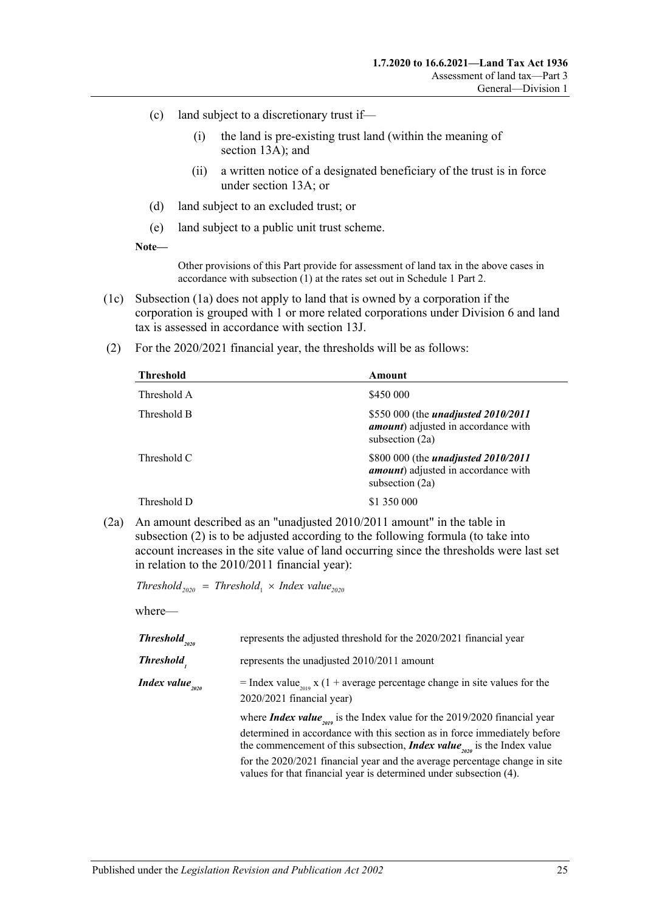(c) land subject to a discretionary trust if—

(i) the land is pre-existing trust land (within the meaning of section 13A); and

(ii) a written notice of a designated beneficiary of the trust is in force under section 13A; or

(d) land subject to an excluded trust; or

(e) land subject to a public unit trust scheme.

**Note—**

Other provisions of this Part provide for assessment of land tax in the above cases in accordance with subsection (1) at the rates set out in Schedule 1 Part 2.

(1c) Subsection (1a) does not apply to land that is owned by a corporation if the corporation is grouped with 1 or more related corporations under Division 6 and land tax is assessed in accordance with section 13J.

(2) For the 2020/2021 financial year, the thresholds will be as follows:

| Threshold | Amount |
|---|---|
| Threshold A | \$450 000 |
| Threshold B | \$550 000 (the ***unadjusted 2010/2011 amount***) adjusted in accordance with subsection (2a) |
| Threshold C | \$800 000 (the ***unadjusted 2010/2011 amount***) adjusted in accordance with subsection (2a) |
| Threshold D | \$1 350 000 |

(2a) An amount described as an "unadjusted 2010/2011 amount" in the table in subsection (2) is to be adjusted according to the following formula (to take into account increases in the site value of land occurring since the thresholds were last set in relation to the 2010/2011 financial year):

$$Threshold_{2020} = Threshold_1 \times Index\ value_{2020}$$

where—

| | |
|---|---|
| $\boldsymbol{Threshold_{2020}}$ | represents the adjusted threshold for the 2020/2021 financial year |
| $\boldsymbol{Threshold_1}$ | represents the unadjusted 2010/2011 amount |
| $\boldsymbol{Index\ value_{2020}}$ | = Index $value_{2019}$ x (1 + average percentage change in site values for the 2020/2021 financial year) |
| | where ***Index*** $\boldsymbol{value_{2019}}$ is the Index value for the 2019/2020 financial year determined in accordance with this section as in force immediately before the commencement of this subsection, ***Index*** $\boldsymbol{value_{2020}}$ is the Index value for the 2020/2021 financial year and the average percentage change in site values for that financial year is determined under subsection (4). |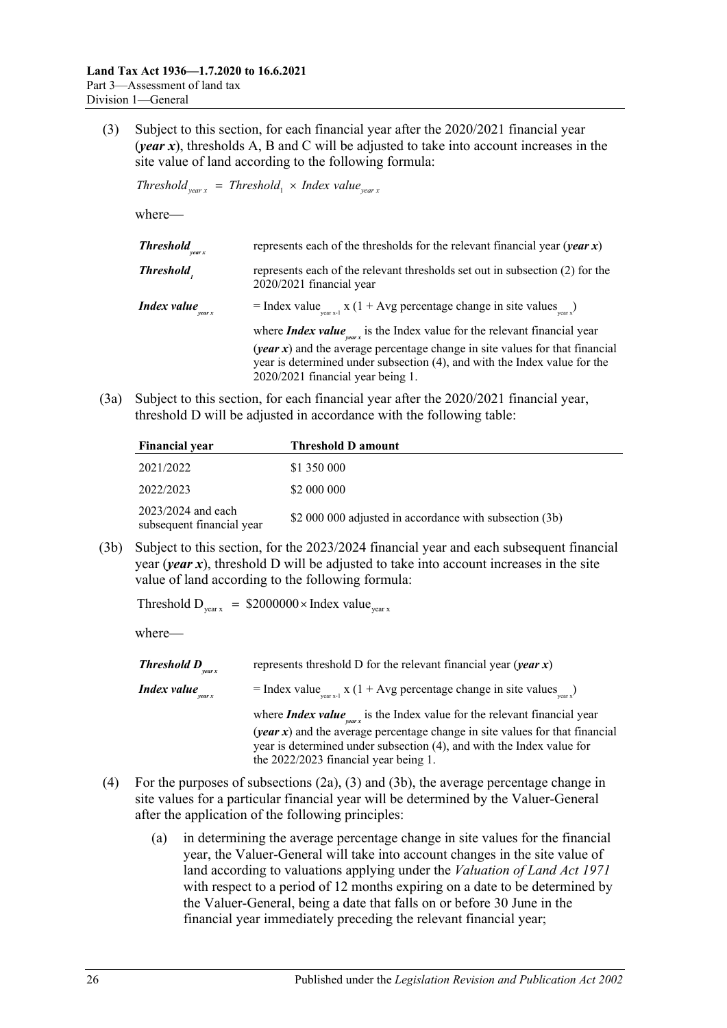(3) Subject to this section, for each financial year after the 2020/2021 financial year (***year x***), thresholds A, B and C will be adjusted to take into account increases in the site value of land according to the following formula:

$$Threshold_{year\ x} = Threshold_{1} \times Index\ value_{year\ x}$$

where—

| | |
|---|---|
| $\boldsymbol{Threshold_{year\ x}}$ | represents each of the thresholds for the relevant financial year (***year x***) |
| $\boldsymbol{Threshold_{1}}$ | represents each of the relevant thresholds set out in subsection (2) for the 2020/2021 financial year |
| $\boldsymbol{Index\ value_{year\ x}}$ | $= \text{Index value}_{\text{year x-1}} \times (1 + \text{Avg percentage change in site values}_{\text{year x}})$ <br> where $\boldsymbol{Index\ value_{year\ x}}$ is the Index value for the relevant financial year (***year x***) and the average percentage change in site values for that financial year is determined under subsection (4), and with the Index value for the 2020/2021 financial year being 1. |

(3a) Subject to this section, for each financial year after the 2020/2021 financial year, threshold D will be adjusted in accordance with the following table:

| **Financial year** | **Threshold D amount** |
|---|---|
| 2021/2022 | \$1 350 000 |
| 2022/2023 | \$2 000 000 |
| 2023/2024 and each subsequent financial year | \$2 000 000 adjusted in accordance with subsection (3b) |

(3b) Subject to this section, for the 2023/2024 financial year and each subsequent financial year (***year x***), threshold D will be adjusted to take into account increases in the site value of land according to the following formula:

$$\text{Threshold D}_{\text{year x}} = \$2000000 \times \text{Index value}_{\text{year x}}$$

where—

| | |
|---|---|
| $\boldsymbol{Threshold\ D_{year\ x}}$ | represents threshold D for the relevant financial year (***year x***) |
| $\boldsymbol{Index\ value_{year\ x}}$ | $= \text{Index value}_{\text{year x-1}} \times (1 + \text{Avg percentage change in site values}_{\text{year x}})$ <br> where $\boldsymbol{Index\ value_{year\ x}}$ is the Index value for the relevant financial year (***year x***) and the average percentage change in site values for that financial year is determined under subsection (4), and with the Index value for the 2022/2023 financial year being 1. |

(4) For the purposes of subsections (2a), (3) and (3b), the average percentage change in site values for a particular financial year will be determined by the Valuer-General after the application of the following principles:

(a) in determining the average percentage change in site values for the financial year, the Valuer-General will take into account changes in the site value of land according to valuations applying under the *Valuation of Land Act 1971* with respect to a period of 12 months expiring on a date to be determined by the Valuer-General, being a date that falls on or before 30 June in the financial year immediately preceding the relevant financial year;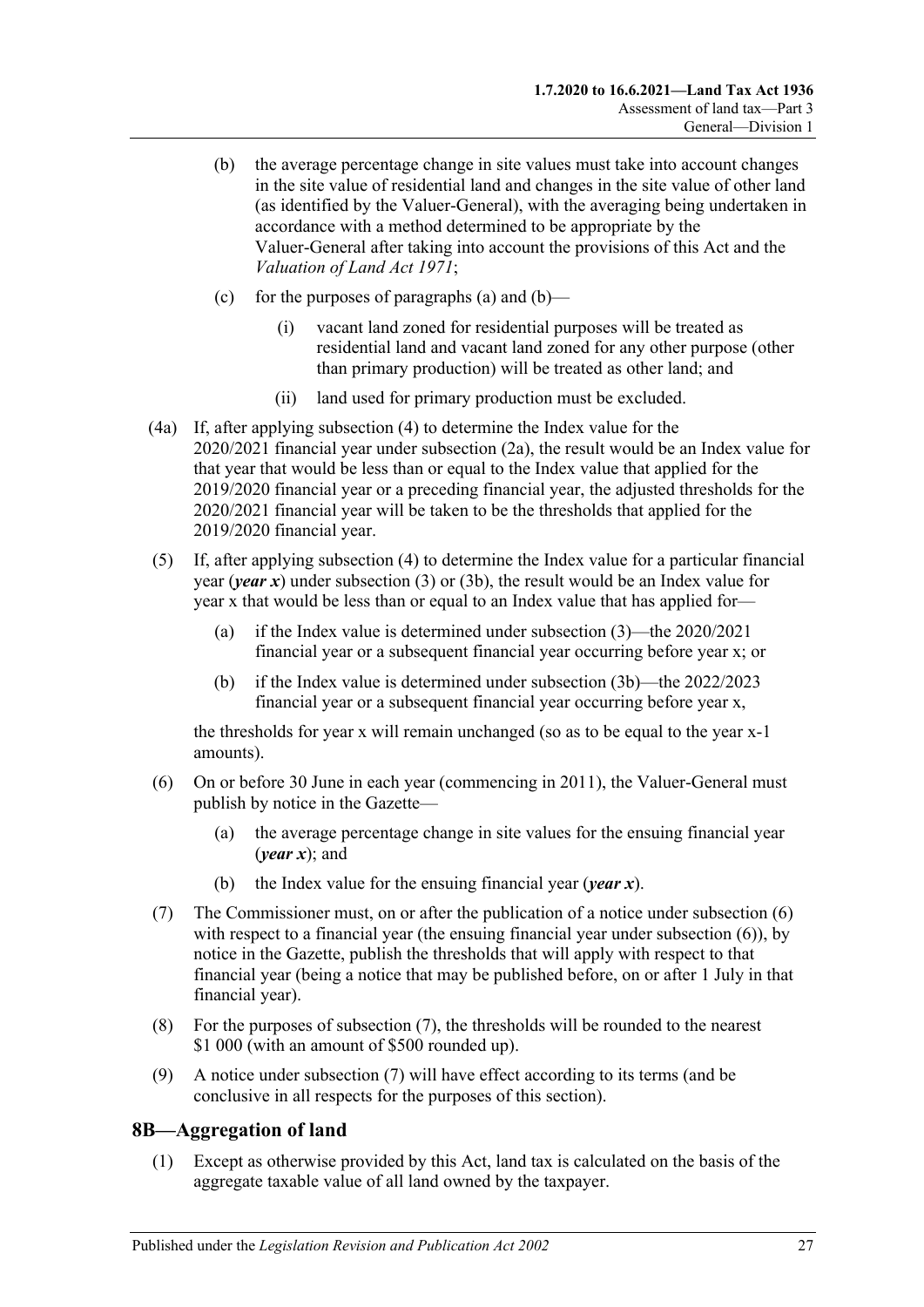(b) the average percentage change in site values must take into account changes in the site value of residential land and changes in the site value of other land (as identified by the Valuer-General), with the averaging being undertaken in accordance with a method determined to be appropriate by the Valuer-General after taking into account the provisions of this Act and the *Valuation of Land Act 1971*;

(c) for the purposes of paragraphs (a) and (b)—

(i) vacant land zoned for residential purposes will be treated as residential land and vacant land zoned for any other purpose (other than primary production) will be treated as other land; and

(ii) land used for primary production must be excluded.

(4a) If, after applying subsection (4) to determine the Index value for the 2020/2021 financial year under subsection (2a), the result would be an Index value for that year that would be less than or equal to the Index value that applied for the 2019/2020 financial year or a preceding financial year, the adjusted thresholds for the 2020/2021 financial year will be taken to be the thresholds that applied for the 2019/2020 financial year.

(5) If, after applying subsection (4) to determine the Index value for a particular financial year (***year x***) under subsection (3) or (3b), the result would be an Index value for year x that would be less than or equal to an Index value that has applied for—

(a) if the Index value is determined under subsection (3)—the 2020/2021 financial year or a subsequent financial year occurring before year x; or

(b) if the Index value is determined under subsection (3b)—the 2022/2023 financial year or a subsequent financial year occurring before year x,

the thresholds for year x will remain unchanged (so as to be equal to the year x-1 amounts).

(6) On or before 30 June in each year (commencing in 2011), the Valuer-General must publish by notice in the Gazette—

(a) the average percentage change in site values for the ensuing financial year (***year x***); and

(b) the Index value for the ensuing financial year (***year x***).

(7) The Commissioner must, on or after the publication of a notice under subsection (6) with respect to a financial year (the ensuing financial year under subsection (6)), by notice in the Gazette, publish the thresholds that will apply with respect to that financial year (being a notice that may be published before, on or after 1 July in that financial year).

(8) For the purposes of subsection (7), the thresholds will be rounded to the nearest \$1 000 (with an amount of \$500 rounded up).

(9) A notice under subsection (7) will have effect according to its terms (and be conclusive in all respects for the purposes of this section).

## 8B—Aggregation of land

(1) Except as otherwise provided by this Act, land tax is calculated on the basis of the aggregate taxable value of all land owned by the taxpayer.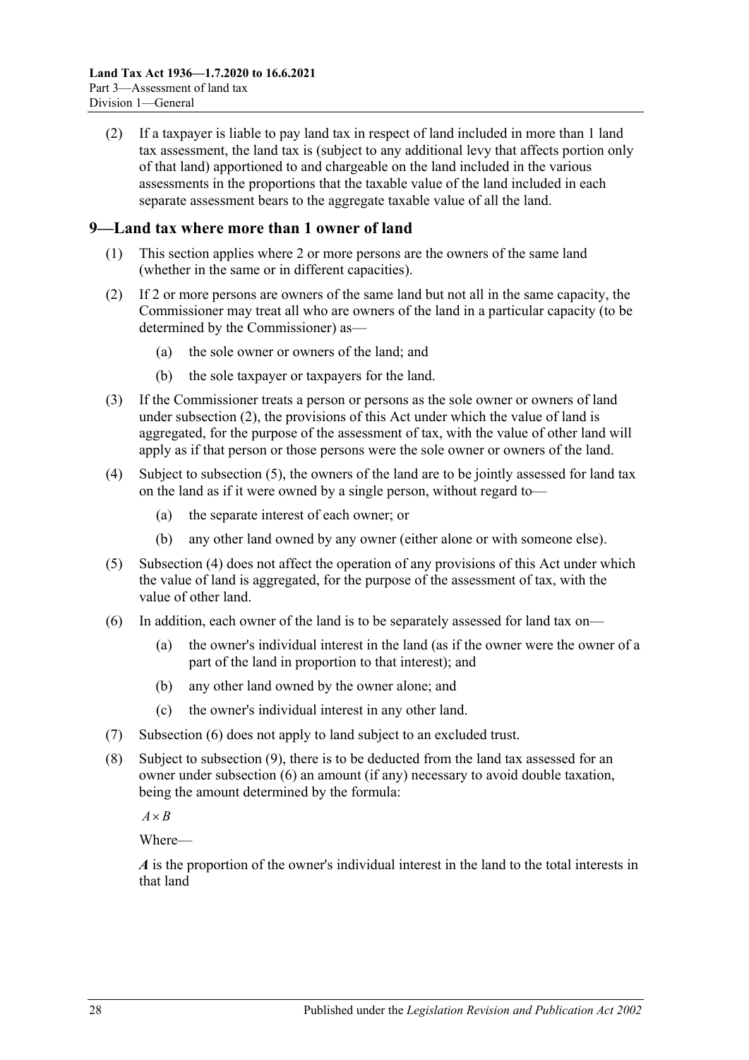(2) If a taxpayer is liable to pay land tax in respect of land included in more than 1 land tax assessment, the land tax is (subject to any additional levy that affects portion only of that land) apportioned to and chargeable on the land included in the various assessments in the proportions that the taxable value of the land included in each separate assessment bears to the aggregate taxable value of all the land.

## 9—Land tax where more than 1 owner of land

(1) This section applies where 2 or more persons are the owners of the same land (whether in the same or in different capacities).

(2) If 2 or more persons are owners of the same land but not all in the same capacity, the Commissioner may treat all who are owners of the land in a particular capacity (to be determined by the Commissioner) as—

- (a) the sole owner or owners of the land; and
- (b) the sole taxpayer or taxpayers for the land.

(3) If the Commissioner treats a person or persons as the sole owner or owners of land under subsection (2), the provisions of this Act under which the value of land is aggregated, for the purpose of the assessment of tax, with the value of other land will apply as if that person or those persons were the sole owner or owners of the land.

(4) Subject to subsection (5), the owners of the land are to be jointly assessed for land tax on the land as if it were owned by a single person, without regard to—

- (a) the separate interest of each owner; or
- (b) any other land owned by any owner (either alone or with someone else).

(5) Subsection (4) does not affect the operation of any provisions of this Act under which the value of land is aggregated, for the purpose of the assessment of tax, with the value of other land.

(6) In addition, each owner of the land is to be separately assessed for land tax on—

- (a) the owner's individual interest in the land (as if the owner were the owner of a part of the land in proportion to that interest); and
- (b) any other land owned by the owner alone; and
- (c) the owner's individual interest in any other land.

(7) Subsection (6) does not apply to land subject to an excluded trust.

(8) Subject to subsection (9), there is to be deducted from the land tax assessed for an owner under subsection (6) an amount (if any) necessary to avoid double taxation, being the amount determined by the formula:

$$A \times B$$

Where—

***A*** is the proportion of the owner's individual interest in the land to the total interests in that land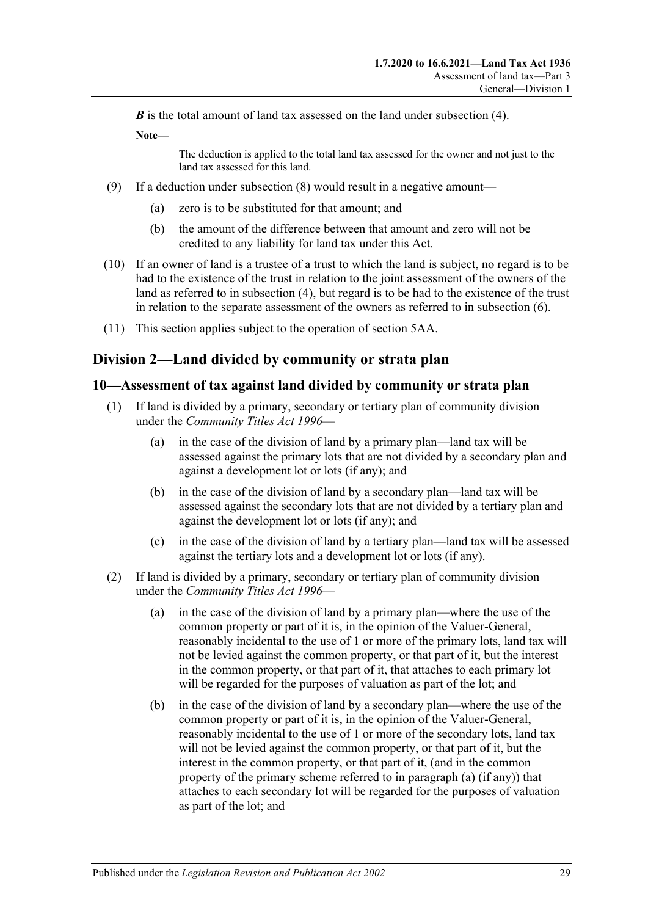***B*** is the total amount of land tax assessed on the land under subsection (4).

**Note—**

The deduction is applied to the total land tax assessed for the owner and not just to the land tax assessed for this land.

(9) If a deduction under subsection (8) would result in a negative amount—

(a) zero is to be substituted for that amount; and

(b) the amount of the difference between that amount and zero will not be credited to any liability for land tax under this Act.

(10) If an owner of land is a trustee of a trust to which the land is subject, no regard is to be had to the existence of the trust in relation to the joint assessment of the owners of the land as referred to in subsection (4), but regard is to be had to the existence of the trust in relation to the separate assessment of the owners as referred to in subsection (6).

(11) This section applies subject to the operation of section 5AA.

## Division 2—Land divided by community or strata plan

### 10—Assessment of tax against land divided by community or strata plan

(1) If land is divided by a primary, secondary or tertiary plan of community division under the *Community Titles Act 1996*—

(a) in the case of the division of land by a primary plan—land tax will be assessed against the primary lots that are not divided by a secondary plan and against a development lot or lots (if any); and

(b) in the case of the division of land by a secondary plan—land tax will be assessed against the secondary lots that are not divided by a tertiary plan and against the development lot or lots (if any); and

(c) in the case of the division of land by a tertiary plan—land tax will be assessed against the tertiary lots and a development lot or lots (if any).

(2) If land is divided by a primary, secondary or tertiary plan of community division under the *Community Titles Act 1996*—

(a) in the case of the division of land by a primary plan—where the use of the common property or part of it is, in the opinion of the Valuer-General, reasonably incidental to the use of 1 or more of the primary lots, land tax will not be levied against the common property, or that part of it, but the interest in the common property, or that part of it, that attaches to each primary lot will be regarded for the purposes of valuation as part of the lot; and

(b) in the case of the division of land by a secondary plan—where the use of the common property or part of it is, in the opinion of the Valuer-General, reasonably incidental to the use of 1 or more of the secondary lots, land tax will not be levied against the common property, or that part of it, but the interest in the common property, or that part of it, (and in the common property of the primary scheme referred to in paragraph (a) (if any)) that attaches to each secondary lot will be regarded for the purposes of valuation as part of the lot; and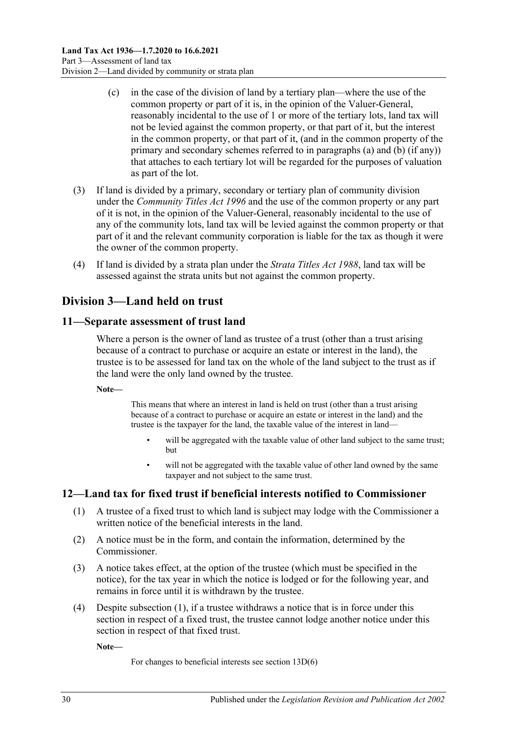(c) in the case of the division of land by a tertiary plan—where the use of the common property or part of it is, in the opinion of the Valuer-General, reasonably incidental to the use of 1 or more of the tertiary lots, land tax will not be levied against the common property, or that part of it, but the interest in the common property, or that part of it, (and in the common property of the primary and secondary schemes referred to in paragraphs (a) and (b) (if any)) that attaches to each tertiary lot will be regarded for the purposes of valuation as part of the lot.

(3) If land is divided by a primary, secondary or tertiary plan of community division under the *Community Titles Act 1996* and the use of the common property or any part of it is not, in the opinion of the Valuer-General, reasonably incidental to the use of any of the community lots, land tax will be levied against the common property or that part of it and the relevant community corporation is liable for the tax as though it were the owner of the common property.

(4) If land is divided by a strata plan under the *Strata Titles Act 1988*, land tax will be assessed against the strata units but not against the common property.

## Division 3—Land held on trust

### 11—Separate assessment of trust land

Where a person is the owner of land as trustee of a trust (other than a trust arising because of a contract to purchase or acquire an estate or interest in the land), the trustee is to be assessed for land tax on the whole of the land subject to the trust as if the land were the only land owned by the trustee.

**Note—**

This means that where an interest in land is held on trust (other than a trust arising because of a contract to purchase or acquire an estate or interest in the land) and the trustee is the taxpayer for the land, the taxable value of the interest in land—

- will be aggregated with the taxable value of other land subject to the same trust; but
- will not be aggregated with the taxable value of other land owned by the same taxpayer and not subject to the same trust.

### 12—Land tax for fixed trust if beneficial interests notified to Commissioner

(1) A trustee of a fixed trust to which land is subject may lodge with the Commissioner a written notice of the beneficial interests in the land.

(2) A notice must be in the form, and contain the information, determined by the Commissioner.

(3) A notice takes effect, at the option of the trustee (which must be specified in the notice), for the tax year in which the notice is lodged or for the following year, and remains in force until it is withdrawn by the trustee.

(4) Despite subsection (1), if a trustee withdraws a notice that is in force under this section in respect of a fixed trust, the trustee cannot lodge another notice under this section in respect of that fixed trust.

**Note—**

For changes to beneficial interests see section 13D(6)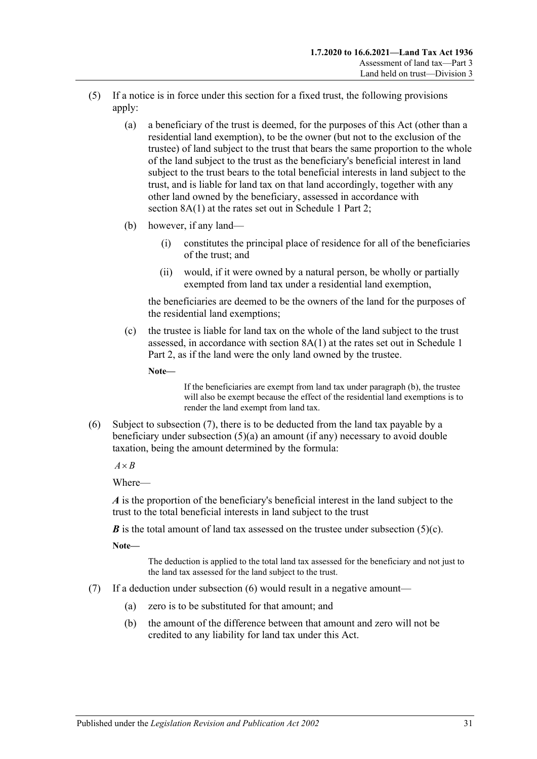(5) If a notice is in force under this section for a fixed trust, the following provisions apply:

(a) a beneficiary of the trust is deemed, for the purposes of this Act (other than a residential land exemption), to be the owner (but not to the exclusion of the trustee) of land subject to the trust that bears the same proportion to the whole of the land subject to the trust as the beneficiary's beneficial interest in land subject to the trust bears to the total beneficial interests in land subject to the trust, and is liable for land tax on that land accordingly, together with any other land owned by the beneficiary, assessed in accordance with section 8A(1) at the rates set out in Schedule 1 Part 2;

(b) however, if any land—

(i) constitutes the principal place of residence for all of the beneficiaries of the trust; and

(ii) would, if it were owned by a natural person, be wholly or partially exempted from land tax under a residential land exemption,

the beneficiaries are deemed to be the owners of the land for the purposes of the residential land exemptions;

(c) the trustee is liable for land tax on the whole of the land subject to the trust assessed, in accordance with section 8A(1) at the rates set out in Schedule 1 Part 2, as if the land were the only land owned by the trustee.

**Note—**

If the beneficiaries are exempt from land tax under paragraph (b), the trustee will also be exempt because the effect of the residential land exemptions is to render the land exempt from land tax.

(6) Subject to subsection (7), there is to be deducted from the land tax payable by a beneficiary under subsection (5)(a) an amount (if any) necessary to avoid double taxation, being the amount determined by the formula:

$$A \times B$$

Where—

***A*** is the proportion of the beneficiary's beneficial interest in the land subject to the trust to the total beneficial interests in land subject to the trust

***B*** is the total amount of land tax assessed on the trustee under subsection (5)(c).

**Note—**

The deduction is applied to the total land tax assessed for the beneficiary and not just to the land tax assessed for the land subject to the trust.

(7) If a deduction under subsection (6) would result in a negative amount—

(a) zero is to be substituted for that amount; and

(b) the amount of the difference between that amount and zero will not be credited to any liability for land tax under this Act.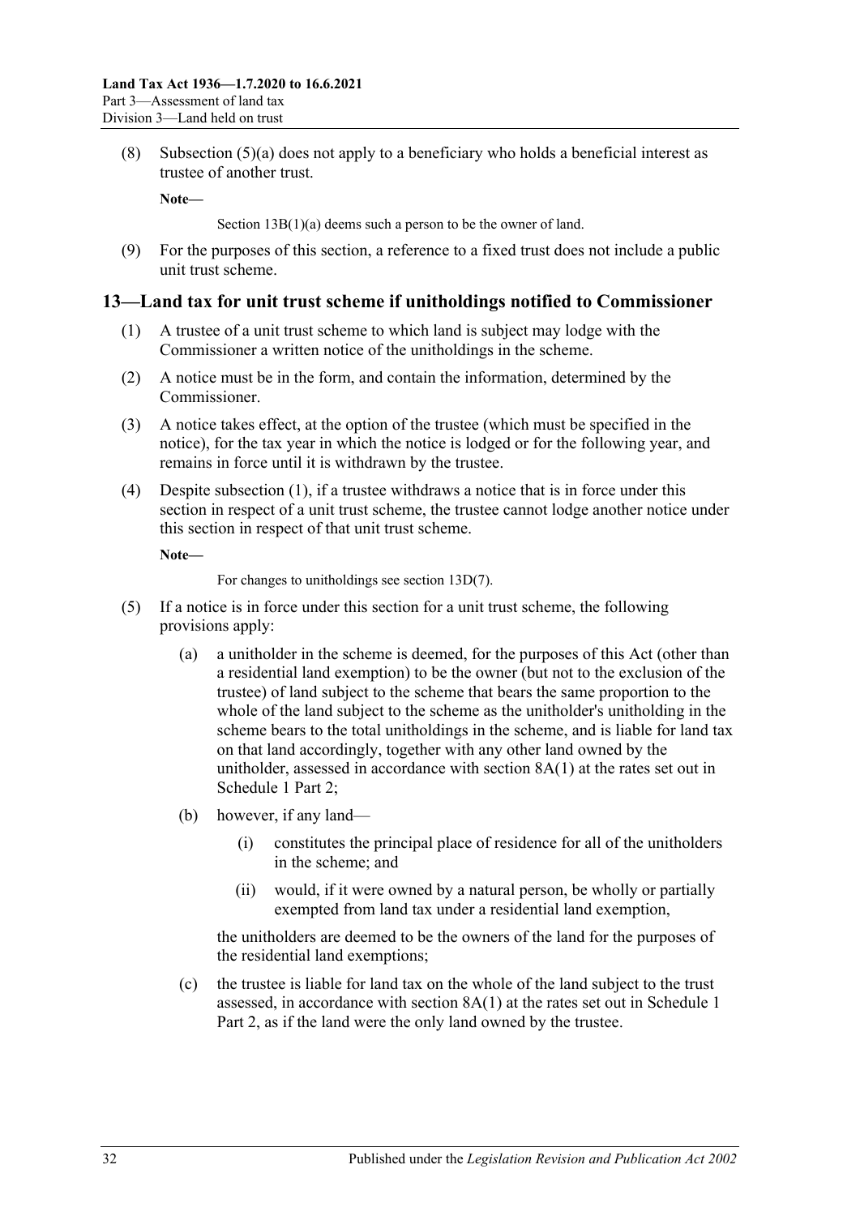(8) Subsection (5)(a) does not apply to a beneficiary who holds a beneficial interest as trustee of another trust.

**Note—**

Section 13B(1)(a) deems such a person to be the owner of land.

(9) For the purposes of this section, a reference to a fixed trust does not include a public unit trust scheme.

## 13—Land tax for unit trust scheme if unitholdings notified to Commissioner

(1) A trustee of a unit trust scheme to which land is subject may lodge with the Commissioner a written notice of the unitholdings in the scheme.

(2) A notice must be in the form, and contain the information, determined by the Commissioner.

(3) A notice takes effect, at the option of the trustee (which must be specified in the notice), for the tax year in which the notice is lodged or for the following year, and remains in force until it is withdrawn by the trustee.

(4) Despite subsection (1), if a trustee withdraws a notice that is in force under this section in respect of a unit trust scheme, the trustee cannot lodge another notice under this section in respect of that unit trust scheme.

**Note—**

For changes to unitholdings see section 13D(7).

(5) If a notice is in force under this section for a unit trust scheme, the following provisions apply:

(a) a unitholder in the scheme is deemed, for the purposes of this Act (other than a residential land exemption) to be the owner (but not to the exclusion of the trustee) of land subject to the scheme that bears the same proportion to the whole of the land subject to the scheme as the unitholder's unitholding in the scheme bears to the total unitholdings in the scheme, and is liable for land tax on that land accordingly, together with any other land owned by the unitholder, assessed in accordance with section 8A(1) at the rates set out in Schedule 1 Part 2;

(b) however, if any land—

(i) constitutes the principal place of residence for all of the unitholders in the scheme; and

(ii) would, if it were owned by a natural person, be wholly or partially exempted from land tax under a residential land exemption,

the unitholders are deemed to be the owners of the land for the purposes of the residential land exemptions;

(c) the trustee is liable for land tax on the whole of the land subject to the trust assessed, in accordance with section 8A(1) at the rates set out in Schedule 1 Part 2, as if the land were the only land owned by the trustee.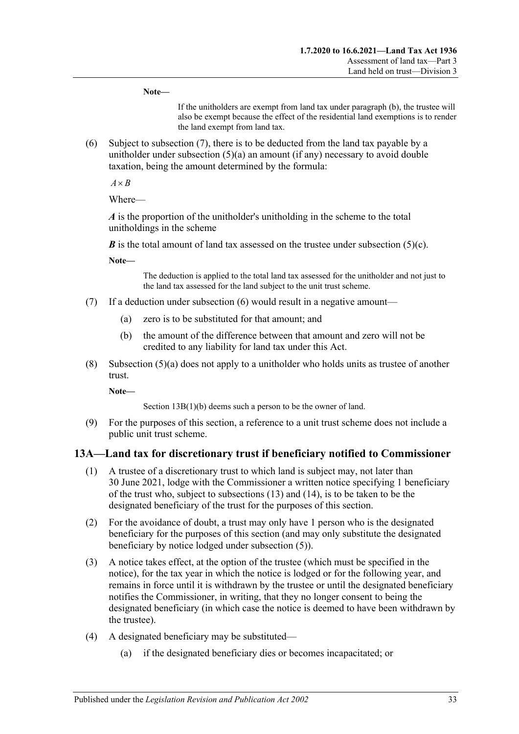**Note—**

If the unitholders are exempt from land tax under paragraph (b), the trustee will also be exempt because the effect of the residential land exemptions is to render the land exempt from land tax.

(6) Subject to subsection (7), there is to be deducted from the land tax payable by a unitholder under subsection (5)(a) an amount (if any) necessary to avoid double taxation, being the amount determined by the formula:

$$A \times B$$

Where—

***A*** is the proportion of the unitholder's unitholding in the scheme to the total unitholdings in the scheme

***B*** is the total amount of land tax assessed on the trustee under subsection (5)(c).

**Note—**

The deduction is applied to the total land tax assessed for the unitholder and not just to the land tax assessed for the land subject to the unit trust scheme.

(7) If a deduction under subsection (6) would result in a negative amount—

(a) zero is to be substituted for that amount; and

(b) the amount of the difference between that amount and zero will not be credited to any liability for land tax under this Act.

(8) Subsection (5)(a) does not apply to a unitholder who holds units as trustee of another trust.

**Note—**

Section 13B(1)(b) deems such a person to be the owner of land.

(9) For the purposes of this section, a reference to a unit trust scheme does not include a public unit trust scheme.

## 13A—Land tax for discretionary trust if beneficiary notified to Commissioner

(1) A trustee of a discretionary trust to which land is subject may, not later than 30 June 2021, lodge with the Commissioner a written notice specifying 1 beneficiary of the trust who, subject to subsections (13) and (14), is to be taken to be the designated beneficiary of the trust for the purposes of this section.

(2) For the avoidance of doubt, a trust may only have 1 person who is the designated beneficiary for the purposes of this section (and may only substitute the designated beneficiary by notice lodged under subsection (5)).

(3) A notice takes effect, at the option of the trustee (which must be specified in the notice), for the tax year in which the notice is lodged or for the following year, and remains in force until it is withdrawn by the trustee or until the designated beneficiary notifies the Commissioner, in writing, that they no longer consent to being the designated beneficiary (in which case the notice is deemed to have been withdrawn by the trustee).

(4) A designated beneficiary may be substituted—

(a) if the designated beneficiary dies or becomes incapacitated; or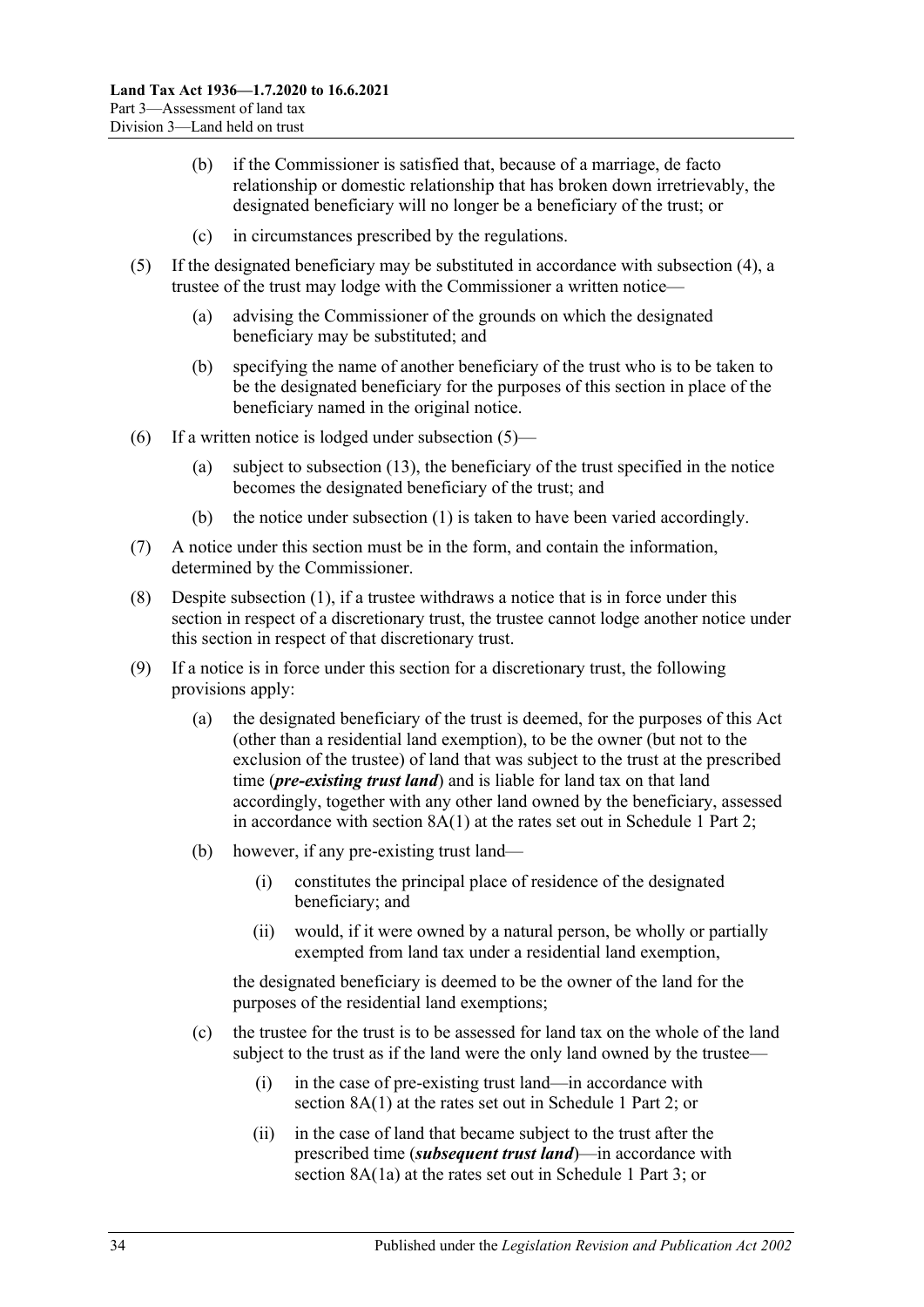(b) if the Commissioner is satisfied that, because of a marriage, de facto relationship or domestic relationship that has broken down irretrievably, the designated beneficiary will no longer be a beneficiary of the trust; or

(c) in circumstances prescribed by the regulations.

(5) If the designated beneficiary may be substituted in accordance with subsection (4), a trustee of the trust may lodge with the Commissioner a written notice—

(a) advising the Commissioner of the grounds on which the designated beneficiary may be substituted; and

(b) specifying the name of another beneficiary of the trust who is to be taken to be the designated beneficiary for the purposes of this section in place of the beneficiary named in the original notice.

(6) If a written notice is lodged under subsection (5)—

(a) subject to subsection (13), the beneficiary of the trust specified in the notice becomes the designated beneficiary of the trust; and

(b) the notice under subsection (1) is taken to have been varied accordingly.

(7) A notice under this section must be in the form, and contain the information, determined by the Commissioner.

(8) Despite subsection (1), if a trustee withdraws a notice that is in force under this section in respect of a discretionary trust, the trustee cannot lodge another notice under this section in respect of that discretionary trust.

(9) If a notice is in force under this section for a discretionary trust, the following provisions apply:

(a) the designated beneficiary of the trust is deemed, for the purposes of this Act (other than a residential land exemption), to be the owner (but not to the exclusion of the trustee) of land that was subject to the trust at the prescribed time (***pre-existing trust land***) and is liable for land tax on that land accordingly, together with any other land owned by the beneficiary, assessed in accordance with section 8A(1) at the rates set out in Schedule 1 Part 2;

(b) however, if any pre-existing trust land—

(i) constitutes the principal place of residence of the designated beneficiary; and

(ii) would, if it were owned by a natural person, be wholly or partially exempted from land tax under a residential land exemption,

the designated beneficiary is deemed to be the owner of the land for the purposes of the residential land exemptions;

(c) the trustee for the trust is to be assessed for land tax on the whole of the land subject to the trust as if the land were the only land owned by the trustee—

(i) in the case of pre-existing trust land—in accordance with section 8A(1) at the rates set out in Schedule 1 Part 2; or

(ii) in the case of land that became subject to the trust after the prescribed time (***subsequent trust land***)—in accordance with section 8A(1a) at the rates set out in Schedule 1 Part 3; or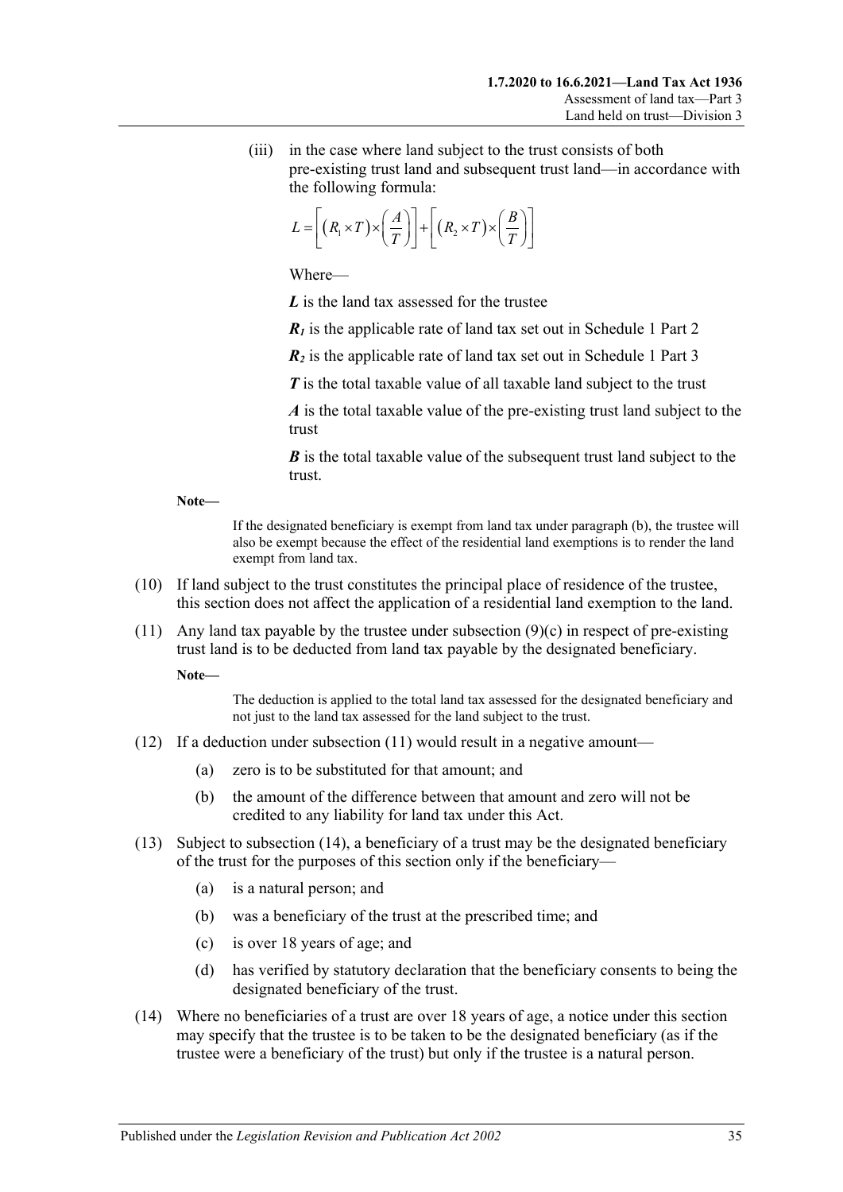(iii) in the case where land subject to the trust consists of both pre-existing trust land and subsequent trust land—in accordance with the following formula:

$$L = \left[ (R_1 \times T) \times \left( \frac{A}{T} \right) \right] + \left[ (R_2 \times T) \times \left( \frac{B}{T} \right) \right]$$

Where—

***L*** is the land tax assessed for the trustee

***$R_1$*** is the applicable rate of land tax set out in Schedule 1 Part 2

***$R_2$*** is the applicable rate of land tax set out in Schedule 1 Part 3

***T*** is the total taxable value of all taxable land subject to the trust

***A*** is the total taxable value of the pre-existing trust land subject to the trust

***B*** is the total taxable value of the subsequent trust land subject to the trust.

**Note—**

If the designated beneficiary is exempt from land tax under paragraph (b), the trustee will also be exempt because the effect of the residential land exemptions is to render the land exempt from land tax.

(10) If land subject to the trust constitutes the principal place of residence of the trustee, this section does not affect the application of a residential land exemption to the land.

(11) Any land tax payable by the trustee under subsection (9)(c) in respect of pre-existing trust land is to be deducted from land tax payable by the designated beneficiary.

**Note—**

The deduction is applied to the total land tax assessed for the designated beneficiary and not just to the land tax assessed for the land subject to the trust.

(12) If a deduction under subsection (11) would result in a negative amount—

(a) zero is to be substituted for that amount; and

(b) the amount of the difference between that amount and zero will not be credited to any liability for land tax under this Act.

(13) Subject to subsection (14), a beneficiary of a trust may be the designated beneficiary of the trust for the purposes of this section only if the beneficiary—

(a) is a natural person; and

(b) was a beneficiary of the trust at the prescribed time; and

(c) is over 18 years of age; and

(d) has verified by statutory declaration that the beneficiary consents to being the designated beneficiary of the trust.

(14) Where no beneficiaries of a trust are over 18 years of age, a notice under this section may specify that the trustee is to be taken to be the designated beneficiary (as if the trustee were a beneficiary of the trust) but only if the trustee is a natural person.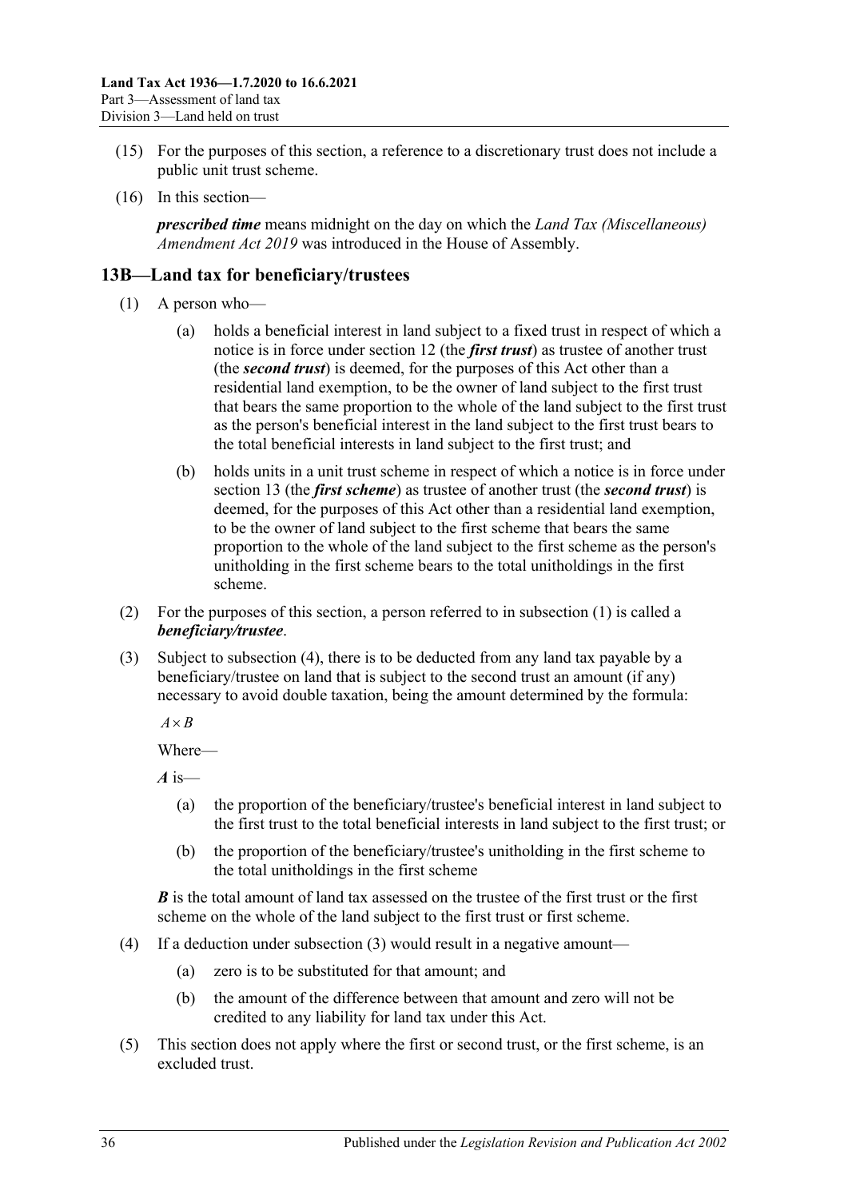(15) For the purposes of this section, a reference to a discretionary trust does not include a public unit trust scheme.

(16) In this section—

***prescribed time*** means midnight on the day on which the *Land Tax (Miscellaneous) Amendment Act 2019* was introduced in the House of Assembly.

## 13B—Land tax for beneficiary/trustees

(1) A person who—

- (a) holds a beneficial interest in land subject to a fixed trust in respect of which a notice is in force under section 12 (the ***first trust***) as trustee of another trust (the ***second trust***) is deemed, for the purposes of this Act other than a residential land exemption, to be the owner of land subject to the first trust that bears the same proportion to the whole of the land subject to the first trust as the person's beneficial interest in the land subject to the first trust bears to the total beneficial interests in land subject to the first trust; and

- (b) holds units in a unit trust scheme in respect of which a notice is in force under section 13 (the ***first scheme***) as trustee of another trust (the ***second trust***) is deemed, for the purposes of this Act other than a residential land exemption, to be the owner of land subject to the first scheme that bears the same proportion to the whole of the land subject to the first scheme as the person's unitholding in the first scheme bears to the total unitholdings in the first scheme.

(2) For the purposes of this section, a person referred to in subsection (1) is called a ***beneficiary/trustee***.

(3) Subject to subsection (4), there is to be deducted from any land tax payable by a beneficiary/trustee on land that is subject to the second trust an amount (if any) necessary to avoid double taxation, being the amount determined by the formula:

$$A \times B$$

Where—

***A*** is—

- (a) the proportion of the beneficiary/trustee's beneficial interest in land subject to the first trust to the total beneficial interests in land subject to the first trust; or

- (b) the proportion of the beneficiary/trustee's unitholding in the first scheme to the total unitholdings in the first scheme

***B*** is the total amount of land tax assessed on the trustee of the first trust or the first scheme on the whole of the land subject to the first trust or first scheme.

(4) If a deduction under subsection (3) would result in a negative amount—

- (a) zero is to be substituted for that amount; and

- (b) the amount of the difference between that amount and zero will not be credited to any liability for land tax under this Act.

(5) This section does not apply where the first or second trust, or the first scheme, is an excluded trust.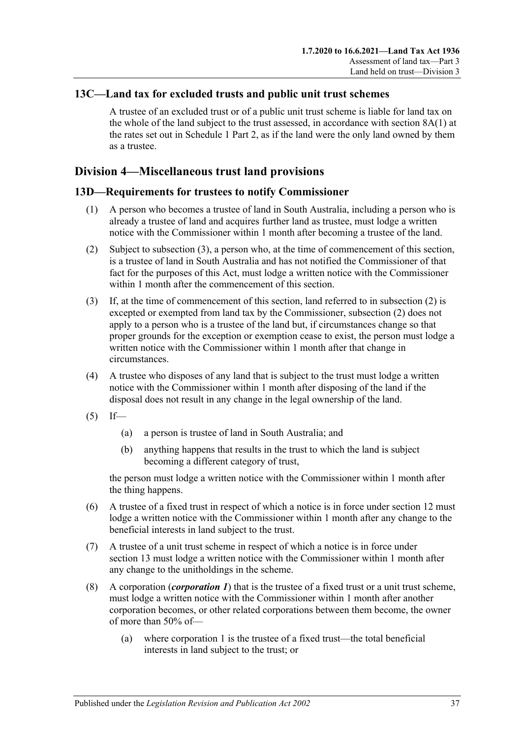## 13C—Land tax for excluded trusts and public unit trust schemes

A trustee of an excluded trust or of a public unit trust scheme is liable for land tax on the whole of the land subject to the trust assessed, in accordance with section 8A(1) at the rates set out in Schedule 1 Part 2, as if the land were the only land owned by them as a trustee.

# Division 4—Miscellaneous trust land provisions

## 13D—Requirements for trustees to notify Commissioner

(1) A person who becomes a trustee of land in South Australia, including a person who is already a trustee of land and acquires further land as trustee, must lodge a written notice with the Commissioner within 1 month after becoming a trustee of the land.

(2) Subject to subsection (3), a person who, at the time of commencement of this section, is a trustee of land in South Australia and has not notified the Commissioner of that fact for the purposes of this Act, must lodge a written notice with the Commissioner within 1 month after the commencement of this section.

(3) If, at the time of commencement of this section, land referred to in subsection (2) is excepted or exempted from land tax by the Commissioner, subsection (2) does not apply to a person who is a trustee of the land but, if circumstances change so that proper grounds for the exception or exemption cease to exist, the person must lodge a written notice with the Commissioner within 1 month after that change in circumstances.

(4) A trustee who disposes of any land that is subject to the trust must lodge a written notice with the Commissioner within 1 month after disposing of the land if the disposal does not result in any change in the legal ownership of the land.

(5) If—

(a) a person is trustee of land in South Australia; and

(b) anything happens that results in the trust to which the land is subject becoming a different category of trust,

the person must lodge a written notice with the Commissioner within 1 month after the thing happens.

(6) A trustee of a fixed trust in respect of which a notice is in force under section 12 must lodge a written notice with the Commissioner within 1 month after any change to the beneficial interests in land subject to the trust.

(7) A trustee of a unit trust scheme in respect of which a notice is in force under section 13 must lodge a written notice with the Commissioner within 1 month after any change to the unitholdings in the scheme.

(8) A corporation (***corporation 1***) that is the trustee of a fixed trust or a unit trust scheme, must lodge a written notice with the Commissioner within 1 month after another corporation becomes, or other related corporations between them become, the owner of more than 50% of—

(a) where corporation 1 is the trustee of a fixed trust—the total beneficial interests in land subject to the trust; or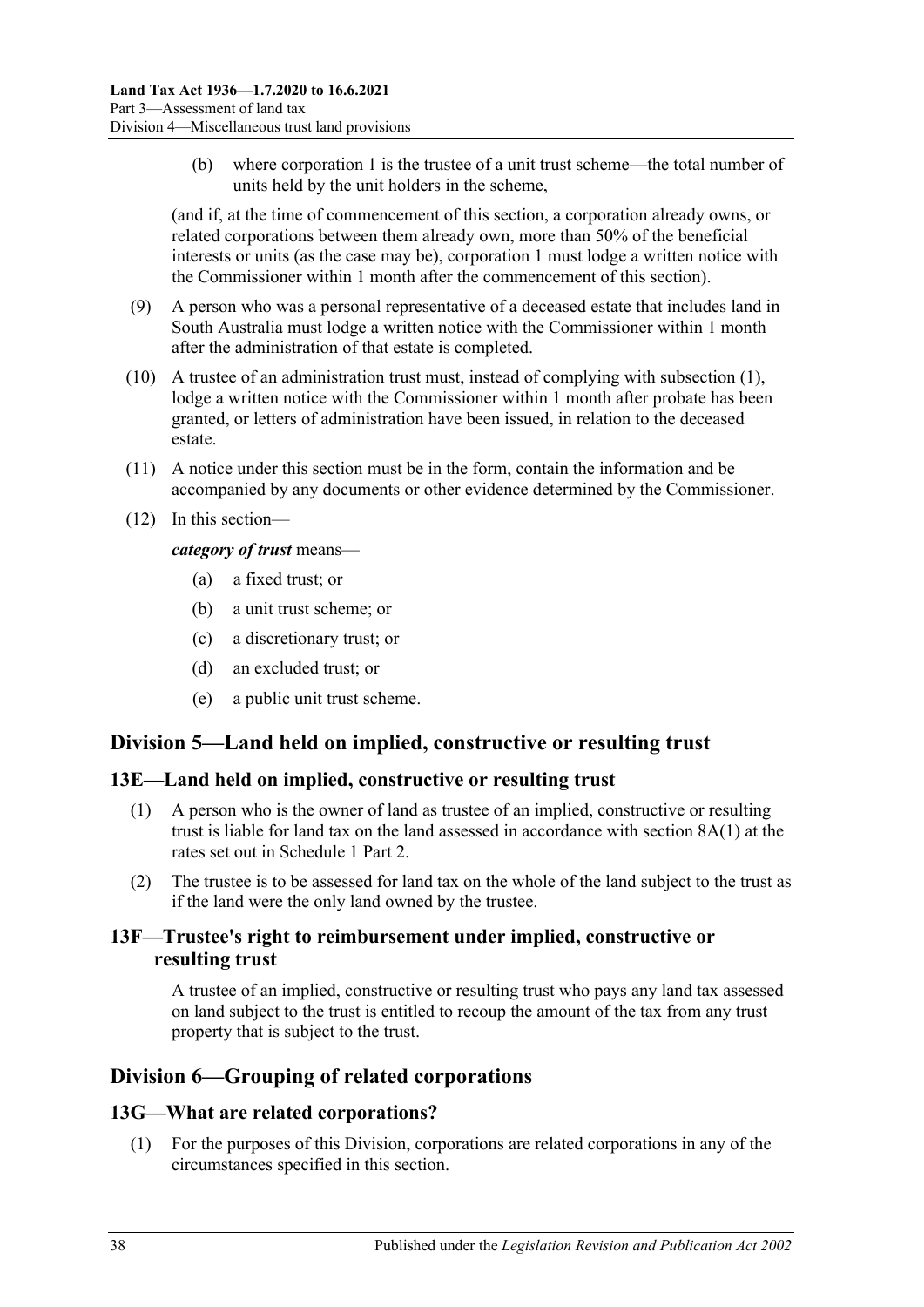(b) where corporation 1 is the trustee of a unit trust scheme—the total number of units held by the unit holders in the scheme,

(and if, at the time of commencement of this section, a corporation already owns, or related corporations between them already own, more than 50% of the beneficial interests or units (as the case may be), corporation 1 must lodge a written notice with the Commissioner within 1 month after the commencement of this section).

(9) A person who was a personal representative of a deceased estate that includes land in South Australia must lodge a written notice with the Commissioner within 1 month after the administration of that estate is completed.

(10) A trustee of an administration trust must, instead of complying with subsection (1), lodge a written notice with the Commissioner within 1 month after probate has been granted, or letters of administration have been issued, in relation to the deceased estate.

(11) A notice under this section must be in the form, contain the information and be accompanied by any documents or other evidence determined by the Commissioner.

(12) In this section—

***category of trust*** means—

(a) a fixed trust; or

(b) a unit trust scheme; or

(c) a discretionary trust; or

(d) an excluded trust; or

(e) a public unit trust scheme.

## Division 5—Land held on implied, constructive or resulting trust

### 13E—Land held on implied, constructive or resulting trust

(1) A person who is the owner of land as trustee of an implied, constructive or resulting trust is liable for land tax on the land assessed in accordance with section 8A(1) at the rates set out in Schedule 1 Part 2.

(2) The trustee is to be assessed for land tax on the whole of the land subject to the trust as if the land were the only land owned by the trustee.

### 13F—Trustee's right to reimbursement under implied, constructive or resulting trust

A trustee of an implied, constructive or resulting trust who pays any land tax assessed on land subject to the trust is entitled to recoup the amount of the tax from any trust property that is subject to the trust.

## Division 6—Grouping of related corporations

### 13G—What are related corporations?

(1) For the purposes of this Division, corporations are related corporations in any of the circumstances specified in this section.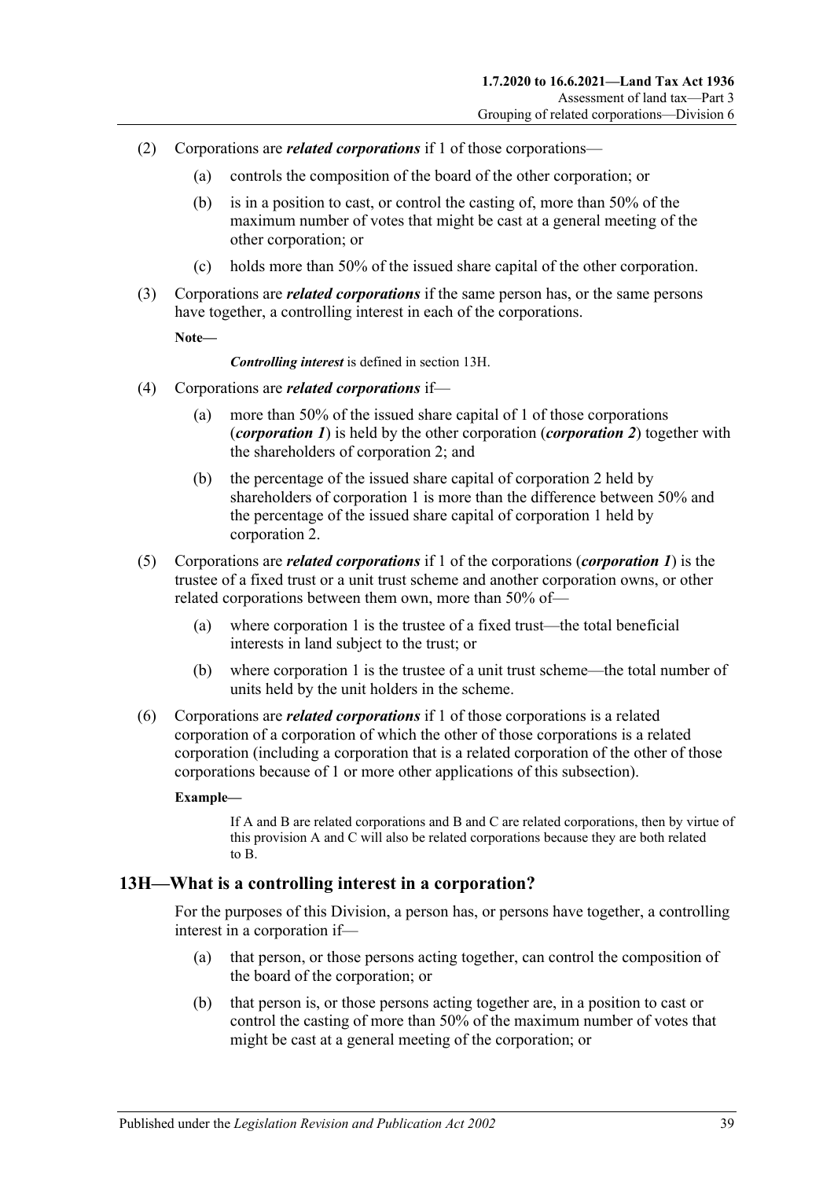(2) Corporations are ***related corporations*** if 1 of those corporations—

  (a) controls the composition of the board of the other corporation; or

  (b) is in a position to cast, or control the casting of, more than 50% of the maximum number of votes that might be cast at a general meeting of the other corporation; or

  (c) holds more than 50% of the issued share capital of the other corporation.

(3) Corporations are ***related corporations*** if the same person has, or the same persons have together, a controlling interest in each of the corporations.

**Note—**

> ***Controlling interest*** is defined in section 13H.

(4) Corporations are ***related corporations*** if—

  (a) more than 50% of the issued share capital of 1 of those corporations (***corporation 1***) is held by the other corporation (***corporation 2***) together with the shareholders of corporation 2; and

  (b) the percentage of the issued share capital of corporation 2 held by shareholders of corporation 1 is more than the difference between 50% and the percentage of the issued share capital of corporation 1 held by corporation 2.

(5) Corporations are ***related corporations*** if 1 of the corporations (***corporation 1***) is the trustee of a fixed trust or a unit trust scheme and another corporation owns, or other related corporations between them own, more than 50% of—

  (a) where corporation 1 is the trustee of a fixed trust—the total beneficial interests in land subject to the trust; or

  (b) where corporation 1 is the trustee of a unit trust scheme—the total number of units held by the unit holders in the scheme.

(6) Corporations are ***related corporations*** if 1 of those corporations is a related corporation of a corporation of which the other of those corporations is a related corporation (including a corporation that is a related corporation of the other of those corporations because of 1 or more other applications of this subsection).

**Example—**

> If A and B are related corporations and B and C are related corporations, then by virtue of this provision A and C will also be related corporations because they are both related to B.

## 13H—What is a controlling interest in a corporation?

For the purposes of this Division, a person has, or persons have together, a controlling interest in a corporation if—

  (a) that person, or those persons acting together, can control the composition of the board of the corporation; or

  (b) that person is, or those persons acting together are, in a position to cast or control the casting of more than 50% of the maximum number of votes that might be cast at a general meeting of the corporation; or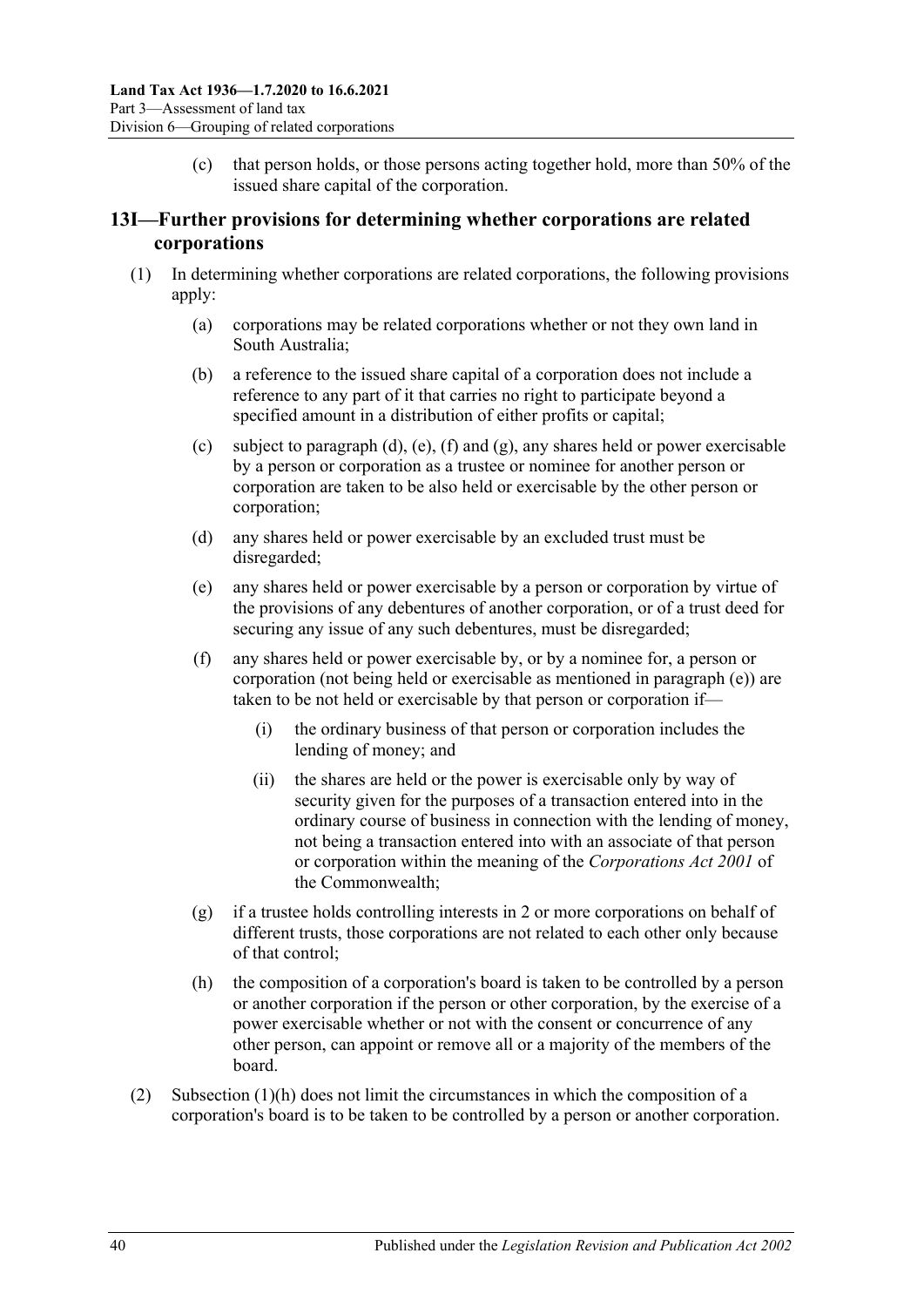(c) that person holds, or those persons acting together hold, more than 50% of the issued share capital of the corporation.

## 13I—Further provisions for determining whether corporations are related corporations

(1) In determining whether corporations are related corporations, the following provisions apply:

(a) corporations may be related corporations whether or not they own land in South Australia;

(b) a reference to the issued share capital of a corporation does not include a reference to any part of it that carries no right to participate beyond a specified amount in a distribution of either profits or capital;

(c) subject to paragraph (d), (e), (f) and (g), any shares held or power exercisable by a person or corporation as a trustee or nominee for another person or corporation are taken to be also held or exercisable by the other person or corporation;

(d) any shares held or power exercisable by an excluded trust must be disregarded;

(e) any shares held or power exercisable by a person or corporation by virtue of the provisions of any debentures of another corporation, or of a trust deed for securing any issue of any such debentures, must be disregarded;

(f) any shares held or power exercisable by, or by a nominee for, a person or corporation (not being held or exercisable as mentioned in paragraph (e)) are taken to be not held or exercisable by that person or corporation if—

(i) the ordinary business of that person or corporation includes the lending of money; and

(ii) the shares are held or the power is exercisable only by way of security given for the purposes of a transaction entered into in the ordinary course of business in connection with the lending of money, not being a transaction entered into with an associate of that person or corporation within the meaning of the *Corporations Act 2001* of the Commonwealth;

(g) if a trustee holds controlling interests in 2 or more corporations on behalf of different trusts, those corporations are not related to each other only because of that control;

(h) the composition of a corporation's board is taken to be controlled by a person or another corporation if the person or other corporation, by the exercise of a power exercisable whether or not with the consent or concurrence of any other person, can appoint or remove all or a majority of the members of the board.

(2) Subsection (1)(h) does not limit the circumstances in which the composition of a corporation's board is to be taken to be controlled by a person or another corporation.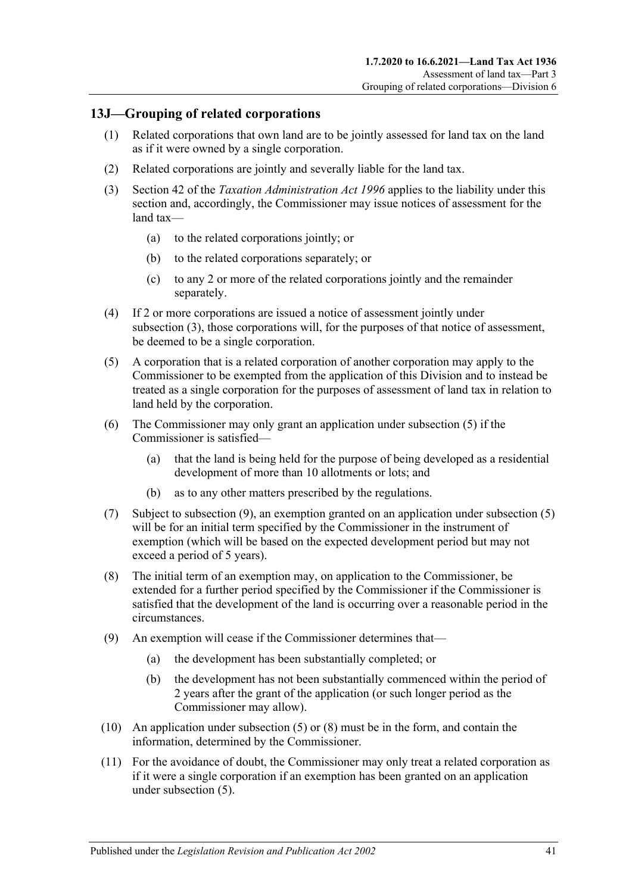## 13J—Grouping of related corporations

(1) Related corporations that own land are to be jointly assessed for land tax on the land as if it were owned by a single corporation.

(2) Related corporations are jointly and severally liable for the land tax.

(3) Section 42 of the *Taxation Administration Act 1996* applies to the liability under this section and, accordingly, the Commissioner may issue notices of assessment for the land tax—

  (a) to the related corporations jointly; or

  (b) to the related corporations separately; or

  (c) to any 2 or more of the related corporations jointly and the remainder separately.

(4) If 2 or more corporations are issued a notice of assessment jointly under subsection (3), those corporations will, for the purposes of that notice of assessment, be deemed to be a single corporation.

(5) A corporation that is a related corporation of another corporation may apply to the Commissioner to be exempted from the application of this Division and to instead be treated as a single corporation for the purposes of assessment of land tax in relation to land held by the corporation.

(6) The Commissioner may only grant an application under subsection (5) if the Commissioner is satisfied—

  (a) that the land is being held for the purpose of being developed as a residential development of more than 10 allotments or lots; and

  (b) as to any other matters prescribed by the regulations.

(7) Subject to subsection (9), an exemption granted on an application under subsection (5) will be for an initial term specified by the Commissioner in the instrument of exemption (which will be based on the expected development period but may not exceed a period of 5 years).

(8) The initial term of an exemption may, on application to the Commissioner, be extended for a further period specified by the Commissioner if the Commissioner is satisfied that the development of the land is occurring over a reasonable period in the circumstances.

(9) An exemption will cease if the Commissioner determines that—

  (a) the development has been substantially completed; or

  (b) the development has not been substantially commenced within the period of 2 years after the grant of the application (or such longer period as the Commissioner may allow).

(10) An application under subsection (5) or (8) must be in the form, and contain the information, determined by the Commissioner.

(11) For the avoidance of doubt, the Commissioner may only treat a related corporation as if it were a single corporation if an exemption has been granted on an application under subsection (5).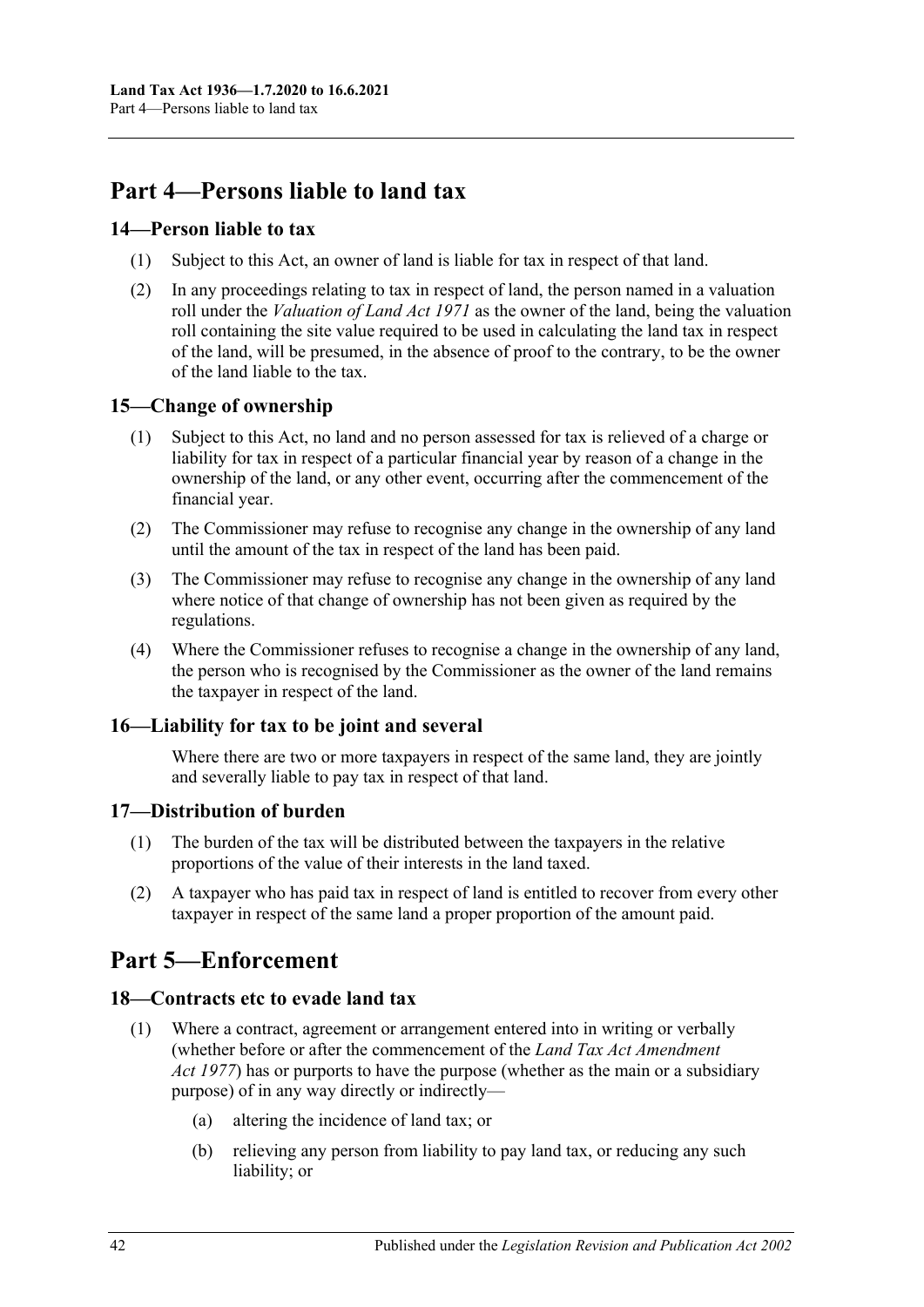# Part 4—Persons liable to land tax

## 14—Person liable to tax

(1) Subject to this Act, an owner of land is liable for tax in respect of that land.

(2) In any proceedings relating to tax in respect of land, the person named in a valuation roll under the *Valuation of Land Act 1971* as the owner of the land, being the valuation roll containing the site value required to be used in calculating the land tax in respect of the land, will be presumed, in the absence of proof to the contrary, to be the owner of the land liable to the tax.

## 15—Change of ownership

(1) Subject to this Act, no land and no person assessed for tax is relieved of a charge or liability for tax in respect of a particular financial year by reason of a change in the ownership of the land, or any other event, occurring after the commencement of the financial year.

(2) The Commissioner may refuse to recognise any change in the ownership of any land until the amount of the tax in respect of the land has been paid.

(3) The Commissioner may refuse to recognise any change in the ownership of any land where notice of that change of ownership has not been given as required by the regulations.

(4) Where the Commissioner refuses to recognise a change in the ownership of any land, the person who is recognised by the Commissioner as the owner of the land remains the taxpayer in respect of the land.

## 16—Liability for tax to be joint and several

Where there are two or more taxpayers in respect of the same land, they are jointly and severally liable to pay tax in respect of that land.

## 17—Distribution of burden

(1) The burden of the tax will be distributed between the taxpayers in the relative proportions of the value of their interests in the land taxed.

(2) A taxpayer who has paid tax in respect of land is entitled to recover from every other taxpayer in respect of the same land a proper proportion of the amount paid.

# Part 5—Enforcement

## 18—Contracts etc to evade land tax

(1) Where a contract, agreement or arrangement entered into in writing or verbally (whether before or after the commencement of the *Land Tax Act Amendment Act 1977*) has or purports to have the purpose (whether as the main or a subsidiary purpose) of in any way directly or indirectly—

(a) altering the incidence of land tax; or

(b) relieving any person from liability to pay land tax, or reducing any such liability; or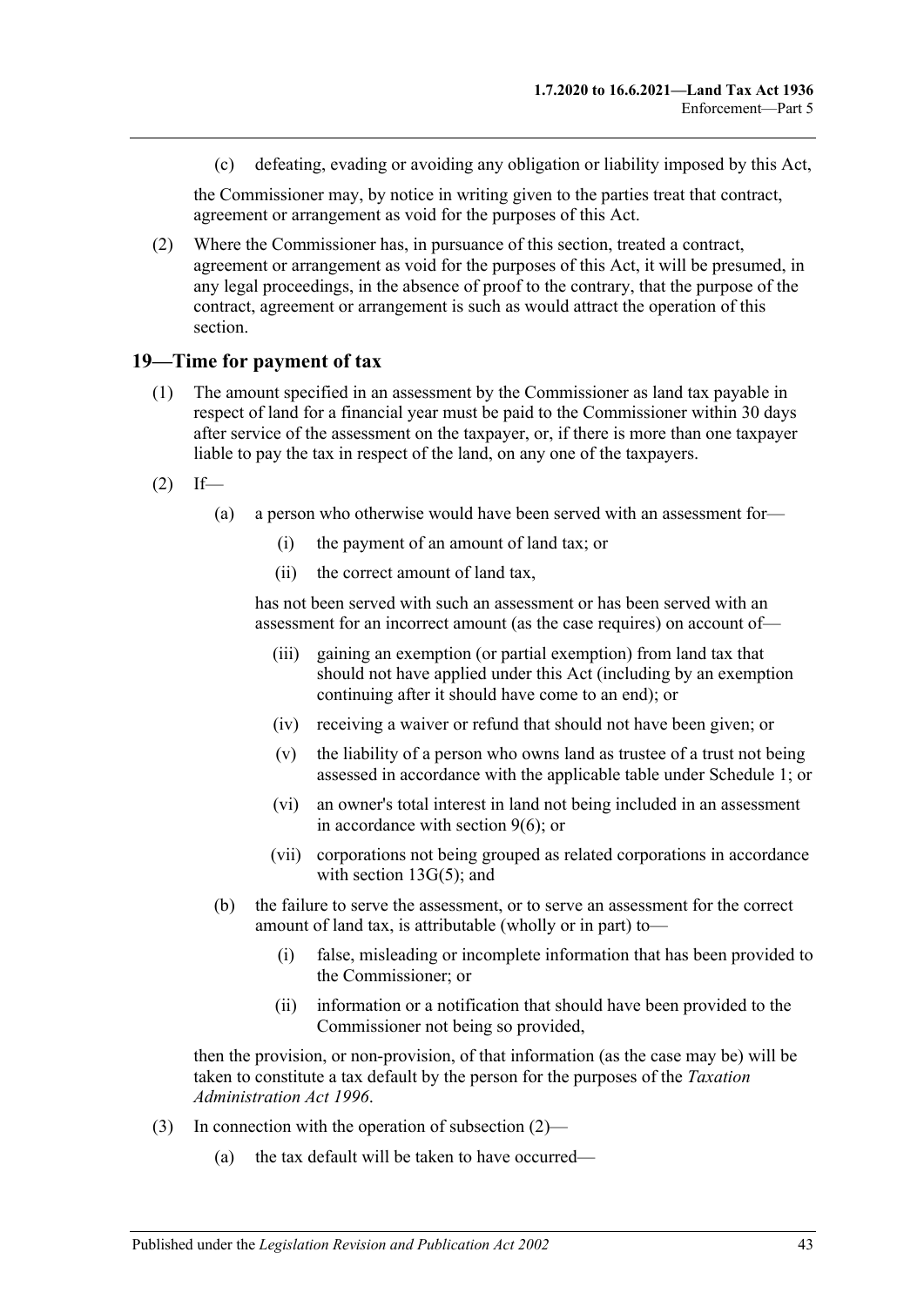(c) defeating, evading or avoiding any obligation or liability imposed by this Act,

the Commissioner may, by notice in writing given to the parties treat that contract, agreement or arrangement as void for the purposes of this Act.

(2) Where the Commissioner has, in pursuance of this section, treated a contract, agreement or arrangement as void for the purposes of this Act, it will be presumed, in any legal proceedings, in the absence of proof to the contrary, that the purpose of the contract, agreement or arrangement is such as would attract the operation of this section.

## 19—Time for payment of tax

(1) The amount specified in an assessment by the Commissioner as land tax payable in respect of land for a financial year must be paid to the Commissioner within 30 days after service of the assessment on the taxpayer, or, if there is more than one taxpayer liable to pay the tax in respect of the land, on any one of the taxpayers.

(2) If—

(a) a person who otherwise would have been served with an assessment for—

(i) the payment of an amount of land tax; or

(ii) the correct amount of land tax,

has not been served with such an assessment or has been served with an assessment for an incorrect amount (as the case requires) on account of—

(iii) gaining an exemption (or partial exemption) from land tax that should not have applied under this Act (including by an exemption continuing after it should have come to an end); or

(iv) receiving a waiver or refund that should not have been given; or

(v) the liability of a person who owns land as trustee of a trust not being assessed in accordance with the applicable table under Schedule 1; or

(vi) an owner's total interest in land not being included in an assessment in accordance with section 9(6); or

(vii) corporations not being grouped as related corporations in accordance with section 13G(5); and

(b) the failure to serve the assessment, or to serve an assessment for the correct amount of land tax, is attributable (wholly or in part) to—

(i) false, misleading or incomplete information that has been provided to the Commissioner; or

(ii) information or a notification that should have been provided to the Commissioner not being so provided,

then the provision, or non-provision, of that information (as the case may be) will be taken to constitute a tax default by the person for the purposes of the *Taxation Administration Act 1996*.

(3) In connection with the operation of subsection (2)—

(a) the tax default will be taken to have occurred—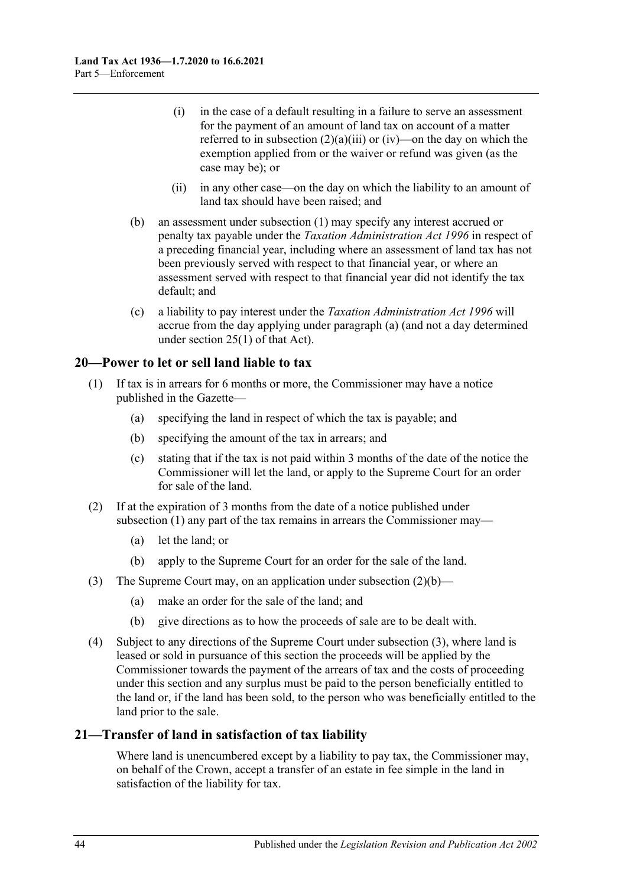(i) in the case of a default resulting in a failure to serve an assessment for the payment of an amount of land tax on account of a matter referred to in subsection (2)(a)(iii) or (iv)—on the day on which the exemption applied from or the waiver or refund was given (as the case may be); or

(ii) in any other case—on the day on which the liability to an amount of land tax should have been raised; and

(b) an assessment under subsection (1) may specify any interest accrued or penalty tax payable under the *Taxation Administration Act 1996* in respect of a preceding financial year, including where an assessment of land tax has not been previously served with respect to that financial year, or where an assessment served with respect to that financial year did not identify the tax default; and

(c) a liability to pay interest under the *Taxation Administration Act 1996* will accrue from the day applying under paragraph (a) (and not a day determined under section 25(1) of that Act).

## 20—Power to let or sell land liable to tax

(1) If tax is in arrears for 6 months or more, the Commissioner may have a notice published in the Gazette—

(a) specifying the land in respect of which the tax is payable; and

(b) specifying the amount of the tax in arrears; and

(c) stating that if the tax is not paid within 3 months of the date of the notice the Commissioner will let the land, or apply to the Supreme Court for an order for sale of the land.

(2) If at the expiration of 3 months from the date of a notice published under subsection (1) any part of the tax remains in arrears the Commissioner may—

(a) let the land; or

(b) apply to the Supreme Court for an order for the sale of the land.

(3) The Supreme Court may, on an application under subsection (2)(b)—

(a) make an order for the sale of the land; and

(b) give directions as to how the proceeds of sale are to be dealt with.

(4) Subject to any directions of the Supreme Court under subsection (3), where land is leased or sold in pursuance of this section the proceeds will be applied by the Commissioner towards the payment of the arrears of tax and the costs of proceeding under this section and any surplus must be paid to the person beneficially entitled to the land or, if the land has been sold, to the person who was beneficially entitled to the land prior to the sale.

## 21—Transfer of land in satisfaction of tax liability

Where land is unencumbered except by a liability to pay tax, the Commissioner may, on behalf of the Crown, accept a transfer of an estate in fee simple in the land in satisfaction of the liability for tax.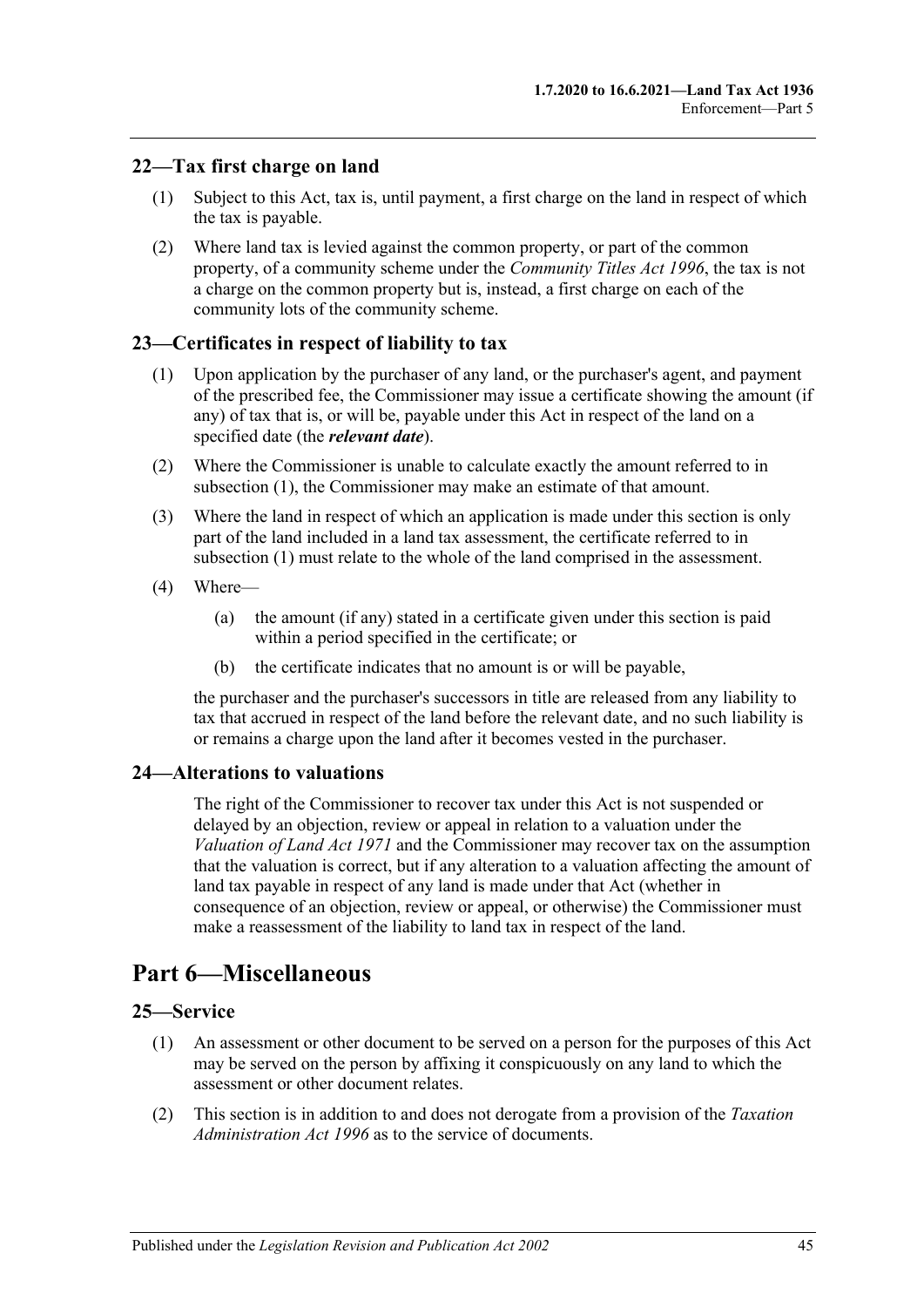## 22—Tax first charge on land

(1) Subject to this Act, tax is, until payment, a first charge on the land in respect of which the tax is payable.

(2) Where land tax is levied against the common property, or part of the common property, of a community scheme under the *Community Titles Act 1996*, the tax is not a charge on the common property but is, instead, a first charge on each of the community lots of the community scheme.

## 23—Certificates in respect of liability to tax

(1) Upon application by the purchaser of any land, or the purchaser's agent, and payment of the prescribed fee, the Commissioner may issue a certificate showing the amount (if any) of tax that is, or will be, payable under this Act in respect of the land on a specified date (the ***relevant date***).

(2) Where the Commissioner is unable to calculate exactly the amount referred to in subsection (1), the Commissioner may make an estimate of that amount.

(3) Where the land in respect of which an application is made under this section is only part of the land included in a land tax assessment, the certificate referred to in subsection (1) must relate to the whole of the land comprised in the assessment.

(4) Where—

  (a) the amount (if any) stated in a certificate given under this section is paid within a period specified in the certificate; or

  (b) the certificate indicates that no amount is or will be payable,

the purchaser and the purchaser's successors in title are released from any liability to tax that accrued in respect of the land before the relevant date, and no such liability is or remains a charge upon the land after it becomes vested in the purchaser.

## 24—Alterations to valuations

The right of the Commissioner to recover tax under this Act is not suspended or delayed by an objection, review or appeal in relation to a valuation under the *Valuation of Land Act 1971* and the Commissioner may recover tax on the assumption that the valuation is correct, but if any alteration to a valuation affecting the amount of land tax payable in respect of any land is made under that Act (whether in consequence of an objection, review or appeal, or otherwise) the Commissioner must make a reassessment of the liability to land tax in respect of the land.

# Part 6—Miscellaneous

## 25—Service

(1) An assessment or other document to be served on a person for the purposes of this Act may be served on the person by affixing it conspicuously on any land to which the assessment or other document relates.

(2) This section is in addition to and does not derogate from a provision of the *Taxation Administration Act 1996* as to the service of documents.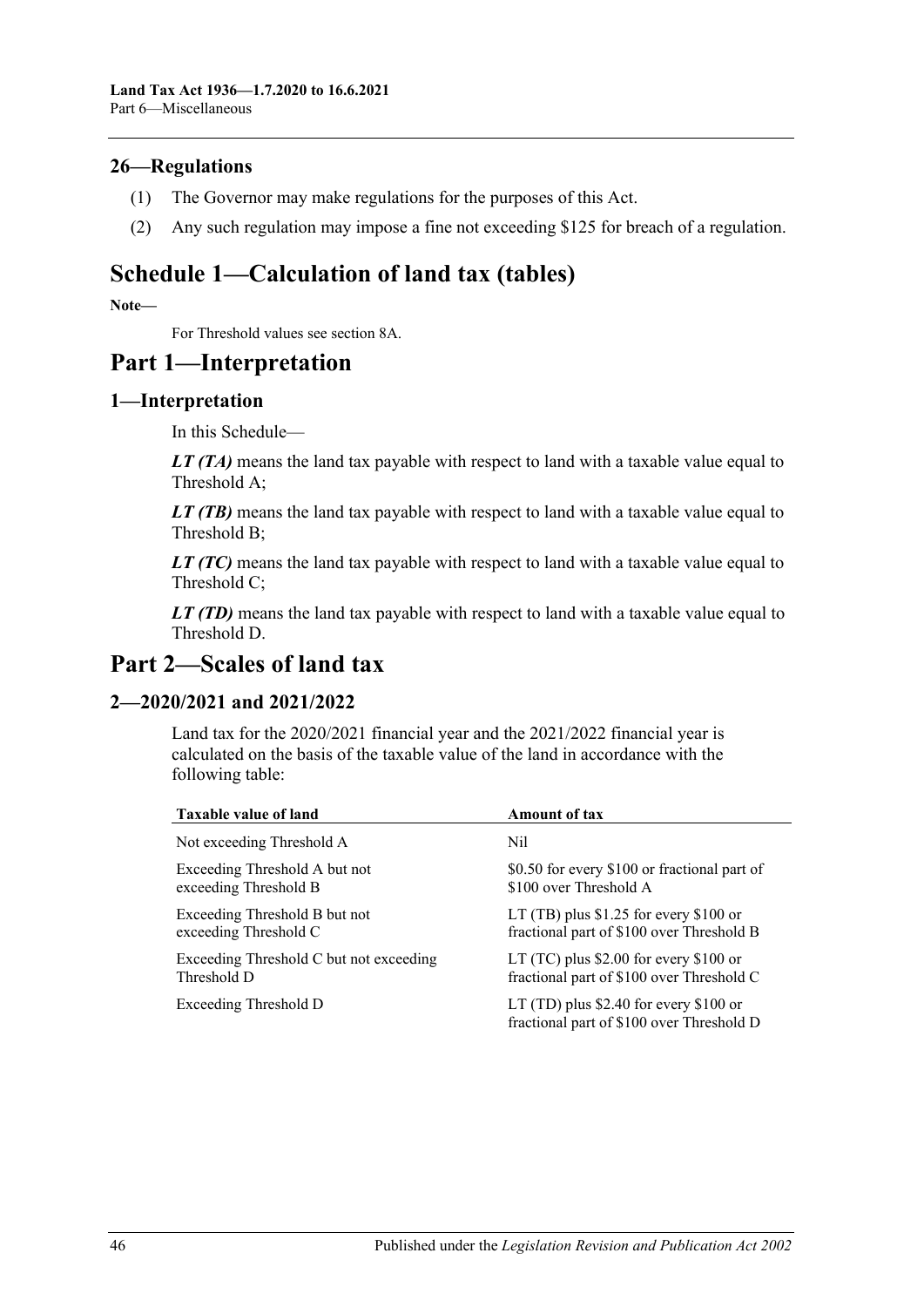## 26—Regulations

(1) The Governor may make regulations for the purposes of this Act.

(2) Any such regulation may impose a fine not exceeding $125 for breach of a regulation.

# Schedule 1—Calculation of land tax (tables)

**Note—**

For Threshold values see section 8A.

# Part 1—Interpretation

## 1—Interpretation

In this Schedule—

***LT (TA)*** means the land tax payable with respect to land with a taxable value equal to Threshold A;

***LT (TB)*** means the land tax payable with respect to land with a taxable value equal to Threshold B;

***LT (TC)*** means the land tax payable with respect to land with a taxable value equal to Threshold C;

***LT (TD)*** means the land tax payable with respect to land with a taxable value equal to Threshold D.

# Part 2—Scales of land tax

## 2—2020/2021 and 2021/2022

Land tax for the 2020/2021 financial year and the 2021/2022 financial year is calculated on the basis of the taxable value of the land in accordance with the following table:

| Taxable value of land | Amount of tax |
|---|---|
| Not exceeding Threshold A | Nil |
| Exceeding Threshold A but not exceeding Threshold B | $0.50 for every $100 or fractional part of $100 over Threshold A |
| Exceeding Threshold B but not exceeding Threshold C | LT (TB) plus $1.25 for every $100 or fractional part of $100 over Threshold B |
| Exceeding Threshold C but not exceeding Threshold D | LT (TC) plus $2.00 for every $100 or fractional part of $100 over Threshold C |
| Exceeding Threshold D | LT (TD) plus $2.40 for every $100 or fractional part of $100 over Threshold D |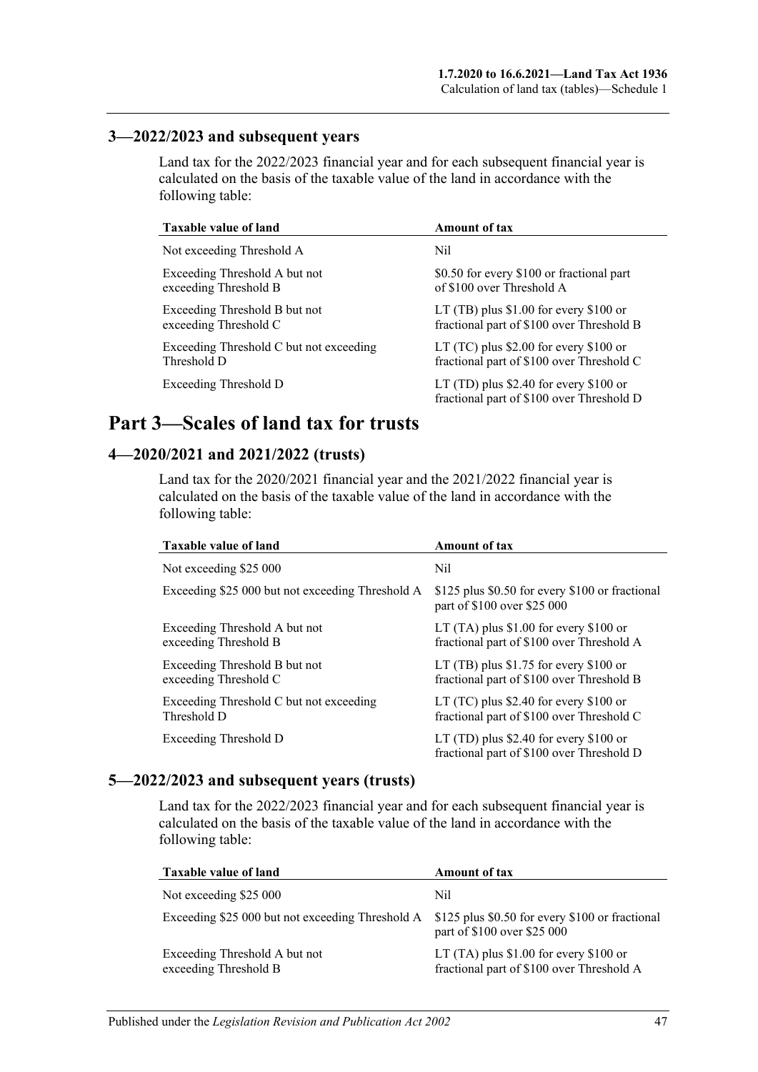### 3—2022/2023 and subsequent years

Land tax for the 2022/2023 financial year and for each subsequent financial year is calculated on the basis of the taxable value of the land in accordance with the following table:

| Taxable value of land | Amount of tax |
|---|---|
| Not exceeding Threshold A | Nil |
| Exceeding Threshold A but not exceeding Threshold B | $0.50 for every $100 or fractional part of $100 over Threshold A |
| Exceeding Threshold B but not exceeding Threshold C | LT (TB) plus $1.00 for every $100 or fractional part of $100 over Threshold B |
| Exceeding Threshold C but not exceeding Threshold D | LT (TC) plus $2.00 for every $100 or fractional part of $100 over Threshold C |
| Exceeding Threshold D | LT (TD) plus $2.40 for every $100 or fractional part of $100 over Threshold D |

# Part 3—Scales of land tax for trusts

### 4—2020/2021 and 2021/2022 (trusts)

Land tax for the 2020/2021 financial year and the 2021/2022 financial year is calculated on the basis of the taxable value of the land in accordance with the following table:

| Taxable value of land | Amount of tax |
|---|---|
| Not exceeding $25 000 | Nil |
| Exceeding $25 000 but not exceeding Threshold A | $125 plus $0.50 for every $100 or fractional part of $100 over $25 000 |
| Exceeding Threshold A but not exceeding Threshold B | LT (TA) plus $1.00 for every $100 or fractional part of $100 over Threshold A |
| Exceeding Threshold B but not exceeding Threshold C | LT (TB) plus $1.75 for every $100 or fractional part of $100 over Threshold B |
| Exceeding Threshold C but not exceeding Threshold D | LT (TC) plus $2.40 for every $100 or fractional part of $100 over Threshold C |
| Exceeding Threshold D | LT (TD) plus $2.40 for every $100 or fractional part of $100 over Threshold D |

### 5—2022/2023 and subsequent years (trusts)

Land tax for the 2022/2023 financial year and for each subsequent financial year is calculated on the basis of the taxable value of the land in accordance with the following table:

| Taxable value of land | Amount of tax |
|---|---|
| Not exceeding $25 000 | Nil |
| Exceeding $25 000 but not exceeding Threshold A | $125 plus $0.50 for every $100 or fractional part of $100 over $25 000 |
| Exceeding Threshold A but not exceeding Threshold B | LT (TA) plus $1.00 for every $100 or fractional part of $100 over Threshold A |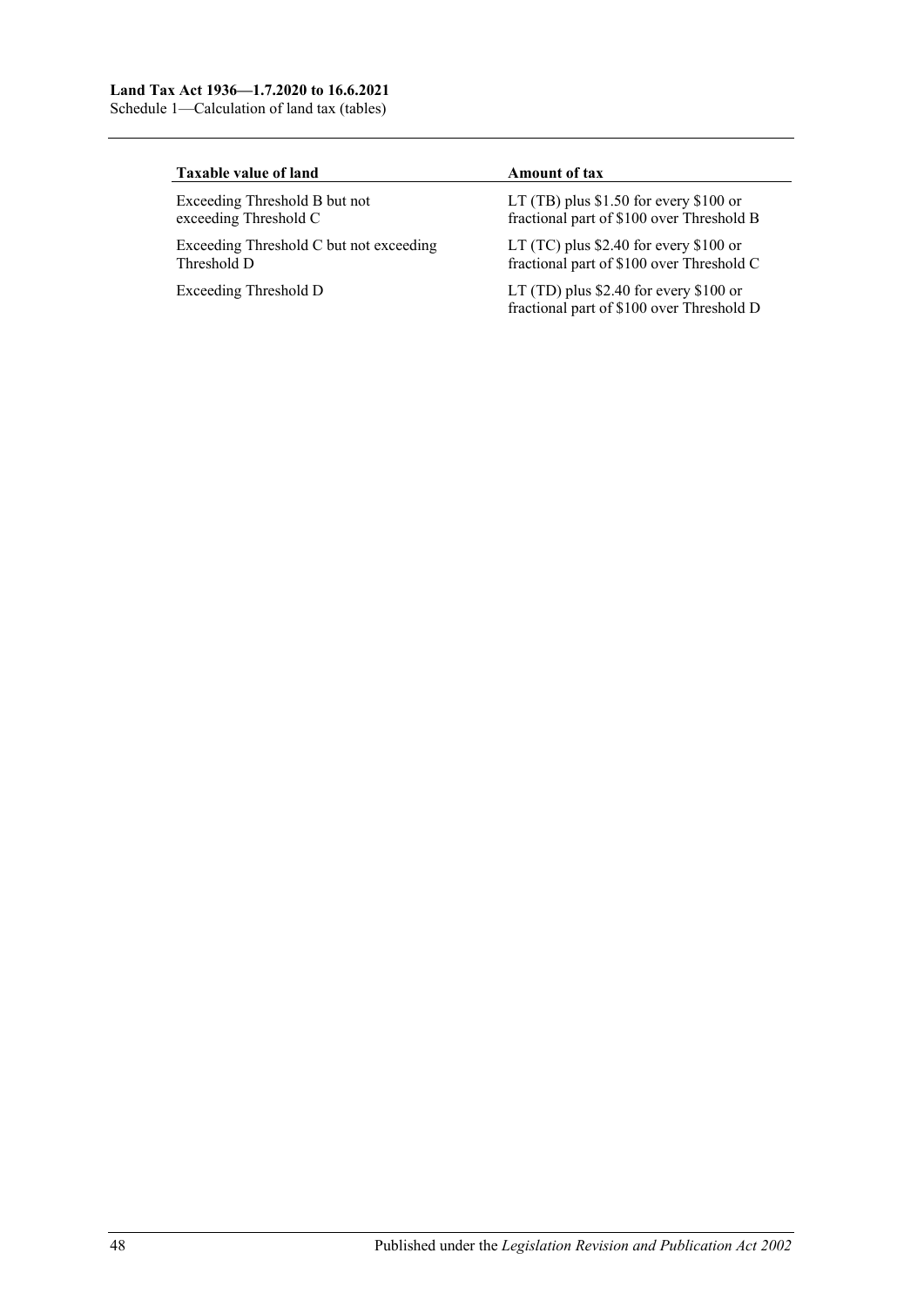| Taxable value of land | Amount of tax |
| --- | --- |
| Exceeding Threshold B but not exceeding Threshold C | LT (TB) plus $1.50 for every $100 or fractional part of $100 over Threshold B |
| Exceeding Threshold C but not exceeding Threshold D | LT (TC) plus $2.40 for every $100 or fractional part of $100 over Threshold C |
| Exceeding Threshold D | LT (TD) plus $2.40 for every $100 or fractional part of $100 over Threshold D |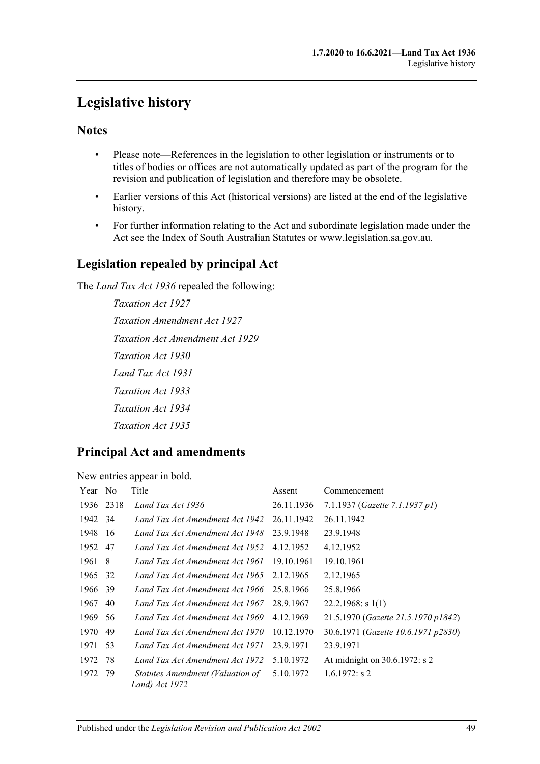# Legislative history

## Notes

- Please note—References in the legislation to other legislation or instruments or to titles of bodies or offices are not automatically updated as part of the program for the revision and publication of legislation and therefore may be obsolete.
- Earlier versions of this Act (historical versions) are listed at the end of the legislative history.
- For further information relating to the Act and subordinate legislation made under the Act see the Index of South Australian Statutes or www.legislation.sa.gov.au.

## Legislation repealed by principal Act

The *Land Tax Act 1936* repealed the following:

*Taxation Act 1927*

*Taxation Amendment Act 1927*

*Taxation Act Amendment Act 1929*

*Taxation Act 1930*

*Land Tax Act 1931*

*Taxation Act 1933*

*Taxation Act 1934*

*Taxation Act 1935*

## Principal Act and amendments

New entries appear in bold.

| Year | No | Title | Assent | Commencement |
|---|---|---|---|---|
| 1936 | 2318 | *Land Tax Act 1936* | 26.11.1936 | 7.1.1937 (*Gazette 7.1.1937 p1*) |
| 1942 | 34 | *Land Tax Act Amendment Act 1942* | 26.11.1942 | 26.11.1942 |
| 1948 | 16 | *Land Tax Act Amendment Act 1948* | 23.9.1948 | 23.9.1948 |
| 1952 | 47 | *Land Tax Act Amendment Act 1952* | 4.12.1952 | 4.12.1952 |
| 1961 | 8 | *Land Tax Act Amendment Act 1961* | 19.10.1961 | 19.10.1961 |
| 1965 | 32 | *Land Tax Act Amendment Act 1965* | 2.12.1965 | 2.12.1965 |
| 1966 | 39 | *Land Tax Act Amendment Act 1966* | 25.8.1966 | 25.8.1966 |
| 1967 | 40 | *Land Tax Act Amendment Act 1967* | 28.9.1967 | 22.2.1968: s 1(1) |
| 1969 | 56 | *Land Tax Act Amendment Act 1969* | 4.12.1969 | 21.5.1970 (*Gazette 21.5.1970 p1842*) |
| 1970 | 49 | *Land Tax Act Amendment Act 1970* | 10.12.1970 | 30.6.1971 (*Gazette 10.6.1971 p2830*) |
| 1971 | 53 | *Land Tax Act Amendment Act 1971* | 23.9.1971 | 23.9.1971 |
| 1972 | 78 | *Land Tax Act Amendment Act 1972* | 5.10.1972 | At midnight on 30.6.1972: s 2 |
| 1972 | 79 | *Statutes Amendment (Valuation of Land) Act 1972* | 5.10.1972 | 1.6.1972: s 2 |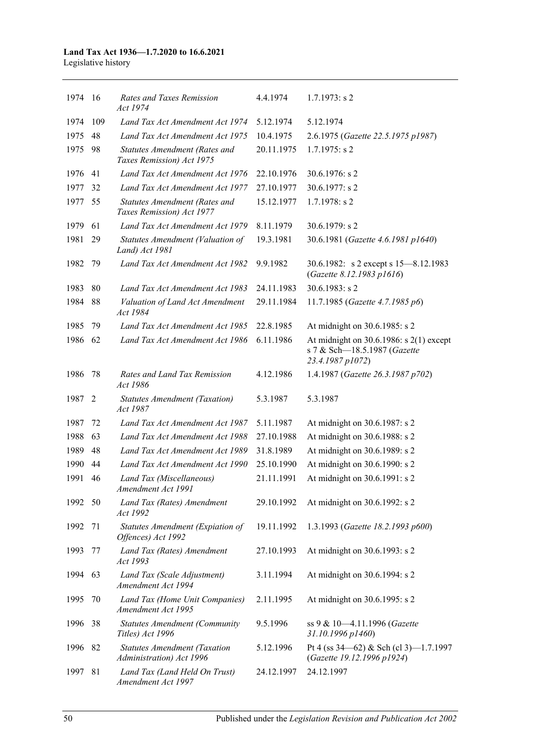| | | | | |
|---|---|---|---|---|
| 1974 | 16 | *Rates and Taxes Remission Act 1974* | 4.4.1974 | 1.7.1973: s 2 |
| 1974 | 109 | *Land Tax Act Amendment Act 1974* | 5.12.1974 | 5.12.1974 |
| 1975 | 48 | *Land Tax Act Amendment Act 1975* | 10.4.1975 | 2.6.1975 (*Gazette 22.5.1975 p1987*) |
| 1975 | 98 | *Statutes Amendment (Rates and Taxes Remission) Act 1975* | 20.11.1975 | 1.7.1975: s 2 |
| 1976 | 41 | *Land Tax Act Amendment Act 1976* | 22.10.1976 | 30.6.1976: s 2 |
| 1977 | 32 | *Land Tax Act Amendment Act 1977* | 27.10.1977 | 30.6.1977: s 2 |
| 1977 | 55 | *Statutes Amendment (Rates and Taxes Remission) Act 1977* | 15.12.1977 | 1.7.1978: s 2 |
| 1979 | 61 | *Land Tax Act Amendment Act 1979* | 8.11.1979 | 30.6.1979: s 2 |
| 1981 | 29 | *Statutes Amendment (Valuation of Land) Act 1981* | 19.3.1981 | 30.6.1981 (*Gazette 4.6.1981 p1640*) |
| 1982 | 79 | *Land Tax Act Amendment Act 1982* | 9.9.1982 | 30.6.1982: s 2 except s 15—8.12.1983 (*Gazette 8.12.1983 p1616*) |
| 1983 | 80 | *Land Tax Act Amendment Act 1983* | 24.11.1983 | 30.6.1983: s 2 |
| 1984 | 88 | *Valuation of Land Act Amendment Act 1984* | 29.11.1984 | 11.7.1985 (*Gazette 4.7.1985 p6*) |
| 1985 | 79 | *Land Tax Act Amendment Act 1985* | 22.8.1985 | At midnight on 30.6.1985: s 2 |
| 1986 | 62 | *Land Tax Act Amendment Act 1986* | 6.11.1986 | At midnight on 30.6.1986: s 2(1) except s 7 & Sch—18.5.1987 (*Gazette 23.4.1987 p1072*) |
| 1986 | 78 | *Rates and Land Tax Remission Act 1986* | 4.12.1986 | 1.4.1987 (*Gazette 26.3.1987 p702*) |
| 1987 | 2 | *Statutes Amendment (Taxation) Act 1987* | 5.3.1987 | 5.3.1987 |
| 1987 | 72 | *Land Tax Act Amendment Act 1987* | 5.11.1987 | At midnight on 30.6.1987: s 2 |
| 1988 | 63 | *Land Tax Act Amendment Act 1988* | 27.10.1988 | At midnight on 30.6.1988: s 2 |
| 1989 | 48 | *Land Tax Act Amendment Act 1989* | 31.8.1989 | At midnight on 30.6.1989: s 2 |
| 1990 | 44 | *Land Tax Act Amendment Act 1990* | 25.10.1990 | At midnight on 30.6.1990: s 2 |
| 1991 | 46 | *Land Tax (Miscellaneous) Amendment Act 1991* | 21.11.1991 | At midnight on 30.6.1991: s 2 |
| 1992 | 50 | *Land Tax (Rates) Amendment Act 1992* | 29.10.1992 | At midnight on 30.6.1992: s 2 |
| 1992 | 71 | *Statutes Amendment (Expiation of Offences) Act 1992* | 19.11.1992 | 1.3.1993 (*Gazette 18.2.1993 p600*) |
| 1993 | 77 | *Land Tax (Rates) Amendment Act 1993* | 27.10.1993 | At midnight on 30.6.1993: s 2 |
| 1994 | 63 | *Land Tax (Scale Adjustment) Amendment Act 1994* | 3.11.1994 | At midnight on 30.6.1994: s 2 |
| 1995 | 70 | *Land Tax (Home Unit Companies) Amendment Act 1995* | 2.11.1995 | At midnight on 30.6.1995: s 2 |
| 1996 | 38 | *Statutes Amendment (Community Titles) Act 1996* | 9.5.1996 | ss 9 & 10—4.11.1996 (*Gazette 31.10.1996 p1460*) |
| 1996 | 82 | *Statutes Amendment (Taxation Administration) Act 1996* | 5.12.1996 | Pt 4 (ss 34—62) & Sch (cl 3)—1.7.1997 (*Gazette 19.12.1996 p1924*) |
| 1997 | 81 | *Land Tax (Land Held On Trust) Amendment Act 1997* | 24.12.1997 | 24.12.1997 |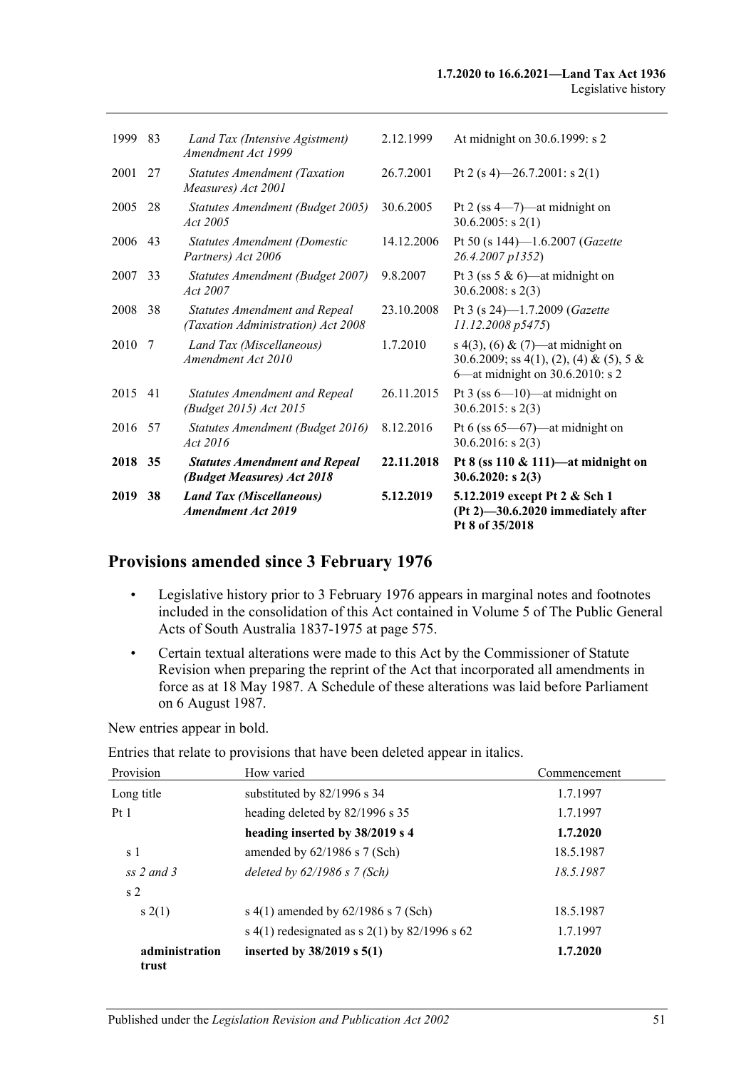| | | | | |
|---|---|---|---|---|
| 1999 | 83 | *Land Tax (Intensive Agistment) Amendment Act 1999* | 2.12.1999 | At midnight on 30.6.1999: s 2 |
| 2001 | 27 | *Statutes Amendment (Taxation Measures) Act 2001* | 26.7.2001 | Pt 2 (s 4)—26.7.2001: s 2(1) |
| 2005 | 28 | *Statutes Amendment (Budget 2005) Act 2005* | 30.6.2005 | Pt 2 (ss 4—7)—at midnight on 30.6.2005: s 2(1) |
| 2006 | 43 | *Statutes Amendment (Domestic Partners) Act 2006* | 14.12.2006 | Pt 50 (s 144)—1.6.2007 (*Gazette 26.4.2007 p1352*) |
| 2007 | 33 | *Statutes Amendment (Budget 2007) Act 2007* | 9.8.2007 | Pt 3 (ss 5 & 6)—at midnight on 30.6.2008: s 2(3) |
| 2008 | 38 | *Statutes Amendment and Repeal (Taxation Administration) Act 2008* | 23.10.2008 | Pt 3 (s 24)—1.7.2009 (*Gazette 11.12.2008 p5475*) |
| 2010 | 7 | *Land Tax (Miscellaneous) Amendment Act 2010* | 1.7.2010 | s 4(3), (6) & (7)—at midnight on 30.6.2009; ss 4(1), (2), (4) & (5), 5 & 6—at midnight on 30.6.2010: s 2 |
| 2015 | 41 | *Statutes Amendment and Repeal (Budget 2015) Act 2015* | 26.11.2015 | Pt 3 (ss 6—10)—at midnight on 30.6.2015: s 2(3) |
| 2016 | 57 | *Statutes Amendment (Budget 2016) Act 2016* | 8.12.2016 | Pt 6 (ss 65—67)—at midnight on 30.6.2016: s 2(3) |
| **2018** | **35** | ***Statutes Amendment and Repeal (Budget Measures) Act 2018*** | **22.11.2018** | **Pt 8 (ss 110 & 111)—at midnight on 30.6.2020: s 2(3)** |
| **2019** | **38** | ***Land Tax (Miscellaneous) Amendment Act 2019*** | **5.12.2019** | **5.12.2019 except Pt 2 & Sch 1 (Pt 2)—30.6.2020 immediately after Pt 8 of 35/2018** |

## Provisions amended since 3 February 1976

- Legislative history prior to 3 February 1976 appears in marginal notes and footnotes included in the consolidation of this Act contained in Volume 5 of The Public General Acts of South Australia 1837-1975 at page 575.
- Certain textual alterations were made to this Act by the Commissioner of Statute Revision when preparing the reprint of the Act that incorporated all amendments in force as at 18 May 1987. A Schedule of these alterations was laid before Parliament on 6 August 1987.

New entries appear in bold.

Entries that relate to provisions that have been deleted appear in italics.

| Provision | How varied | Commencement |
|---|---|---|
| Long title | substituted by 82/1996 s 34 | 1.7.1997 |
| Pt 1 | heading deleted by 82/1996 s 35 | 1.7.1997 |
| | **heading inserted by 38/2019 s 4** | **1.7.2020** |
| s 1 | amended by 62/1986 s 7 (Sch) | 18.5.1987 |
| *ss 2 and 3* | *deleted by 62/1986 s 7 (Sch)* | *18.5.1987* |
| s 2 | | |
| s 2(1) | s 4(1) amended by 62/1986 s 7 (Sch) | 18.5.1987 |
| | s 4(1) redesignated as s 2(1) by 82/1996 s 62 | 1.7.1997 |
| **administration trust** | **inserted by 38/2019 s 5(1)** | **1.7.2020** |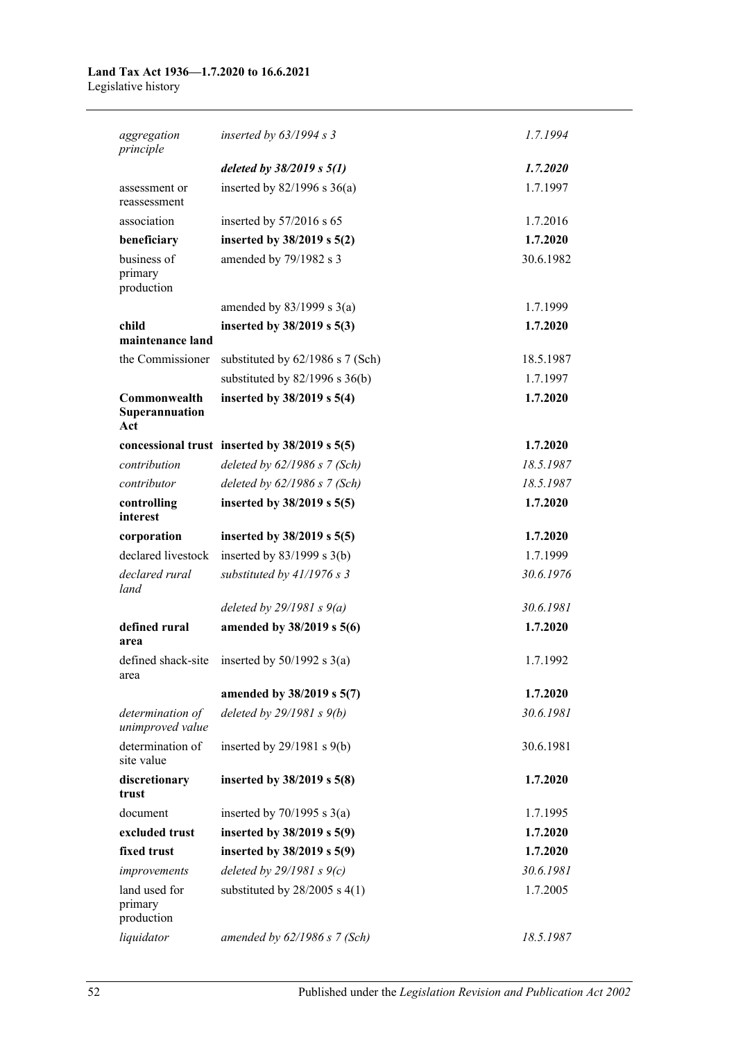| | | |
|---|---|---|
| *aggregation principle* | *inserted by 63/1994 s 3* | *1.7.1994* |
| | ***deleted by 38/2019 s 5(1)*** | ***1.7.2020*** |
| assessment or reassessment | inserted by 82/1996 s 36(a) | 1.7.1997 |
| association | inserted by 57/2016 s 65 | 1.7.2016 |
| **beneficiary** | **inserted by 38/2019 s 5(2)** | **1.7.2020** |
| business of primary production | amended by 79/1982 s 3 | 30.6.1982 |
| | amended by 83/1999 s 3(a) | 1.7.1999 |
| **child maintenance land** | **inserted by 38/2019 s 5(3)** | **1.7.2020** |
| the Commissioner | substituted by 62/1986 s 7 (Sch) | 18.5.1987 |
| | substituted by 82/1996 s 36(b) | 1.7.1997 |
| **Commonwealth Superannuation Act** | **inserted by 38/2019 s 5(4)** | **1.7.2020** |
| **concessional trust** | **inserted by 38/2019 s 5(5)** | **1.7.2020** |
| *contribution* | *deleted by 62/1986 s 7 (Sch)* | *18.5.1987* |
| *contributor* | *deleted by 62/1986 s 7 (Sch)* | *18.5.1987* |
| **controlling interest** | **inserted by 38/2019 s 5(5)** | **1.7.2020** |
| **corporation** | **inserted by 38/2019 s 5(5)** | **1.7.2020** |
| declared livestock | inserted by 83/1999 s 3(b) | 1.7.1999 |
| *declared rural land* | *substituted by 41/1976 s 3* | *30.6.1976* |
| | *deleted by 29/1981 s 9(a)* | *30.6.1981* |
| **defined rural area** | **amended by 38/2019 s 5(6)** | **1.7.2020** |
| defined shack-site area | inserted by 50/1992 s 3(a) | 1.7.1992 |
| | **amended by 38/2019 s 5(7)** | **1.7.2020** |
| *determination of unimproved value* | *deleted by 29/1981 s 9(b)* | *30.6.1981* |
| determination of site value | inserted by 29/1981 s 9(b) | 30.6.1981 |
| **discretionary trust** | **inserted by 38/2019 s 5(8)** | **1.7.2020** |
| document | inserted by 70/1995 s 3(a) | 1.7.1995 |
| **excluded trust** | **inserted by 38/2019 s 5(9)** | **1.7.2020** |
| **fixed trust** | **inserted by 38/2019 s 5(9)** | **1.7.2020** |
| *improvements* | *deleted by 29/1981 s 9(c)* | *30.6.1981* |
| land used for primary production | substituted by 28/2005 s 4(1) | 1.7.2005 |
| *liquidator* | *amended by 62/1986 s 7 (Sch)* | *18.5.1987* |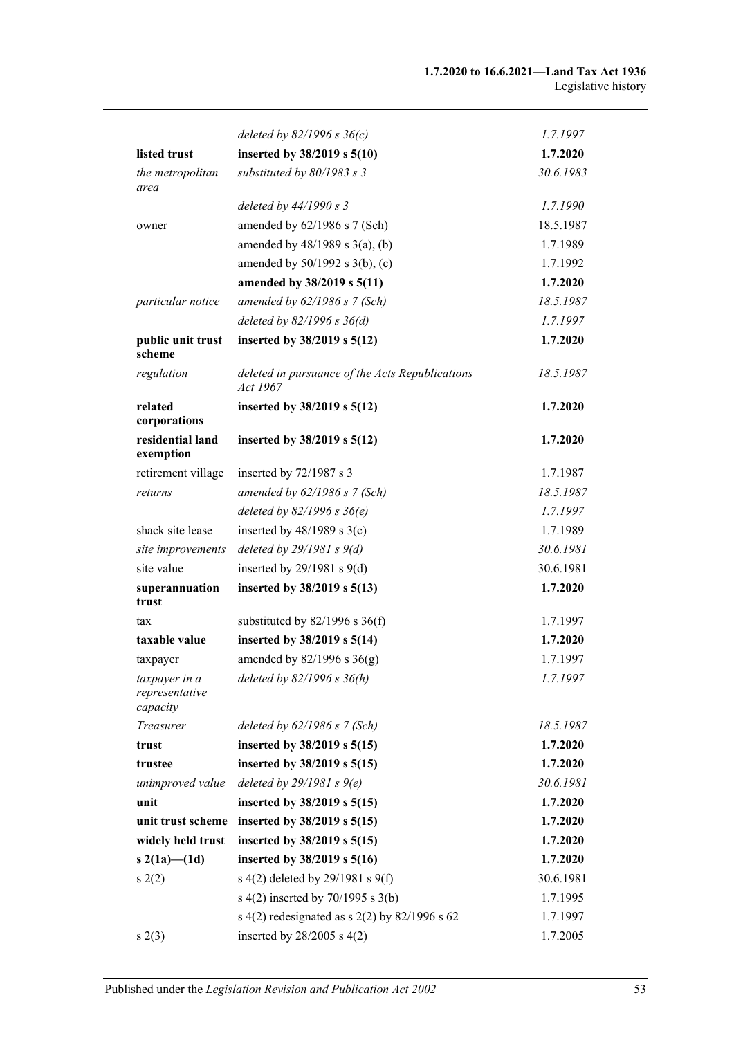| | | |
|---|---|---|
| | *deleted by 82/1996 s 36(c)* | *1.7.1997* |
| **listed trust** | **inserted by 38/2019 s 5(10)** | **1.7.2020** |
| *the metropolitan area* | *substituted by 80/1983 s 3* | *30.6.1983* |
| | *deleted by 44/1990 s 3* | *1.7.1990* |
| owner | amended by 62/1986 s 7 (Sch) | 18.5.1987 |
| | amended by 48/1989 s 3(a), (b) | 1.7.1989 |
| | amended by 50/1992 s 3(b), (c) | 1.7.1992 |
| | **amended by 38/2019 s 5(11)** | **1.7.2020** |
| *particular notice* | *amended by 62/1986 s 7 (Sch)* | *18.5.1987* |
| | *deleted by 82/1996 s 36(d)* | *1.7.1997* |
| **public unit trust scheme** | **inserted by 38/2019 s 5(12)** | **1.7.2020** |
| *regulation* | *deleted in pursuance of the Acts Republications Act 1967* | *18.5.1987* |
| **related corporations** | **inserted by 38/2019 s 5(12)** | **1.7.2020** |
| **residential land exemption** | **inserted by 38/2019 s 5(12)** | **1.7.2020** |
| retirement village | inserted by 72/1987 s 3 | 1.7.1987 |
| *returns* | *amended by 62/1986 s 7 (Sch)* | *18.5.1987* |
| | *deleted by 82/1996 s 36(e)* | *1.7.1997* |
| shack site lease | inserted by 48/1989 s 3(c) | 1.7.1989 |
| *site improvements* | *deleted by 29/1981 s 9(d)* | *30.6.1981* |
| site value | inserted by 29/1981 s 9(d) | 30.6.1981 |
| **superannuation trust** | **inserted by 38/2019 s 5(13)** | **1.7.2020** |
| tax | substituted by 82/1996 s 36(f) | 1.7.1997 |
| **taxable value** | **inserted by 38/2019 s 5(14)** | **1.7.2020** |
| taxpayer | amended by 82/1996 s 36(g) | 1.7.1997 |
| *taxpayer in a representative capacity* | *deleted by 82/1996 s 36(h)* | *1.7.1997* |
| *Treasurer* | *deleted by 62/1986 s 7 (Sch)* | *18.5.1987* |
| **trust** | **inserted by 38/2019 s 5(15)** | **1.7.2020** |
| **trustee** | **inserted by 38/2019 s 5(15)** | **1.7.2020** |
| *unimproved value* | *deleted by 29/1981 s 9(e)* | *30.6.1981* |
| **unit** | **inserted by 38/2019 s 5(15)** | **1.7.2020** |
| **unit trust scheme** | **inserted by 38/2019 s 5(15)** | **1.7.2020** |
| **widely held trust** | **inserted by 38/2019 s 5(15)** | **1.7.2020** |
| **s 2(1a)—(1d)** | **inserted by 38/2019 s 5(16)** | **1.7.2020** |
| s 2(2) | s 4(2) deleted by 29/1981 s 9(f) | 30.6.1981 |
| | s 4(2) inserted by 70/1995 s 3(b) | 1.7.1995 |
| | s 4(2) redesignated as s 2(2) by 82/1996 s 62 | 1.7.1997 |
| s 2(3) | inserted by 28/2005 s 4(2) | 1.7.2005 |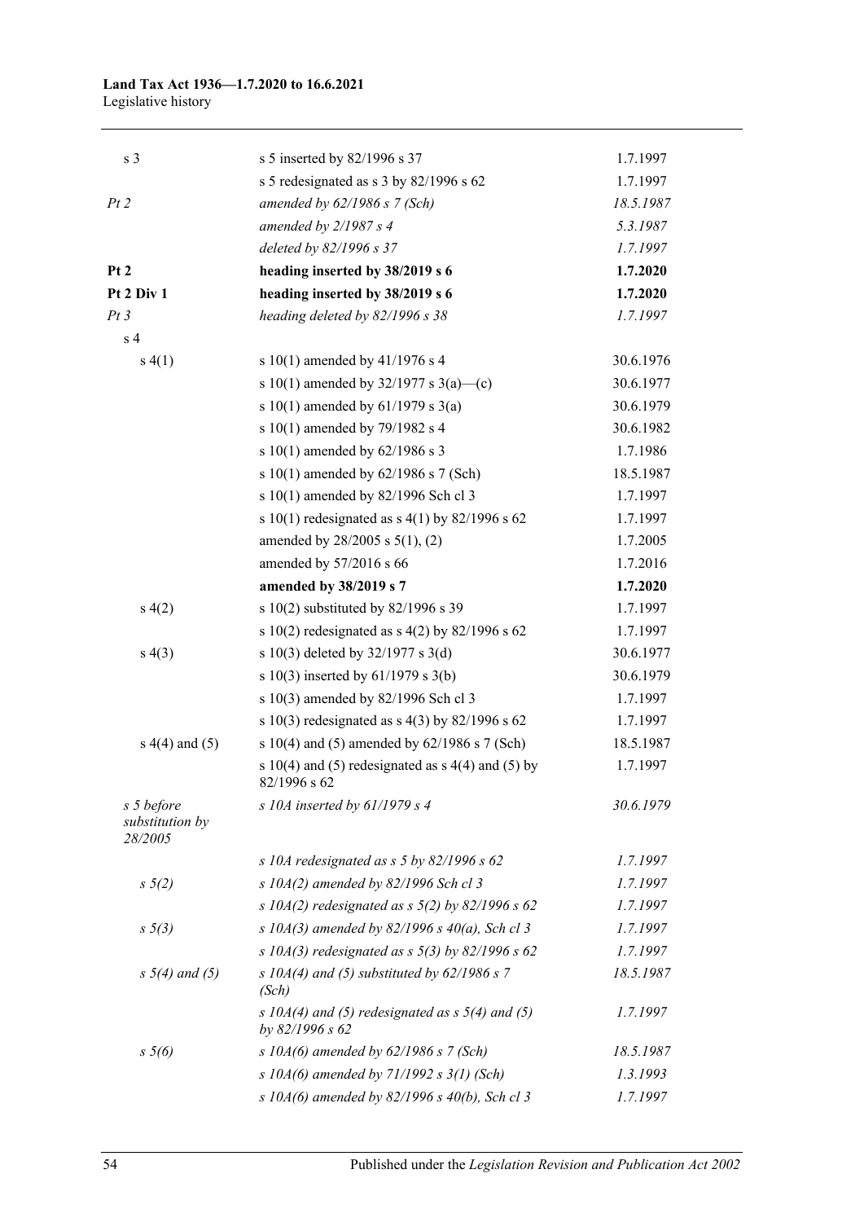| | | |
|---|---|---|
| s 3 | s 5 inserted by 82/1996 s 37 | 1.7.1997 |
| | s 5 redesignated as s 3 by 82/1996 s 62 | 1.7.1997 |
| *Pt 2* | *amended by 62/1986 s 7 (Sch)* | *18.5.1987* |
| | *amended by 2/1987 s 4* | *5.3.1987* |
| | *deleted by 82/1996 s 37* | *1.7.1997* |
| **Pt 2** | **heading inserted by 38/2019 s 6** | **1.7.2020** |
| **Pt 2 Div 1** | **heading inserted by 38/2019 s 6** | **1.7.2020** |
| *Pt 3* | *heading deleted by 82/1996 s 38* | *1.7.1997* |
| s 4 | | |
| s 4(1) | s 10(1) amended by 41/1976 s 4 | 30.6.1976 |
| | s 10(1) amended by 32/1977 s 3(a)—(c) | 30.6.1977 |
| | s 10(1) amended by 61/1979 s 3(a) | 30.6.1979 |
| | s 10(1) amended by 79/1982 s 4 | 30.6.1982 |
| | s 10(1) amended by 62/1986 s 3 | 1.7.1986 |
| | s 10(1) amended by 62/1986 s 7 (Sch) | 18.5.1987 |
| | s 10(1) amended by 82/1996 Sch cl 3 | 1.7.1997 |
| | s 10(1) redesignated as s 4(1) by 82/1996 s 62 | 1.7.1997 |
| | amended by 28/2005 s 5(1), (2) | 1.7.2005 |
| | amended by 57/2016 s 66 | 1.7.2016 |
| | **amended by 38/2019 s 7** | **1.7.2020** |
| s 4(2) | s 10(2) substituted by 82/1996 s 39 | 1.7.1997 |
| | s 10(2) redesignated as s 4(2) by 82/1996 s 62 | 1.7.1997 |
| s 4(3) | s 10(3) deleted by 32/1977 s 3(d) | 30.6.1977 |
| | s 10(3) inserted by 61/1979 s 3(b) | 30.6.1979 |
| | s 10(3) amended by 82/1996 Sch cl 3 | 1.7.1997 |
| | s 10(3) redesignated as s 4(3) by 82/1996 s 62 | 1.7.1997 |
| s 4(4) and (5) | s 10(4) and (5) amended by 62/1986 s 7 (Sch) | 18.5.1987 |
| | s 10(4) and (5) redesignated as s 4(4) and (5) by 82/1996 s 62 | 1.7.1997 |
| *s 5 before substitution by 28/2005* | *s 10A inserted by 61/1979 s 4* | *30.6.1979* |
| | *s 10A redesignated as s 5 by 82/1996 s 62* | *1.7.1997* |
| *s 5(2)* | *s 10A(2) amended by 82/1996 Sch cl 3* | *1.7.1997* |
| | *s 10A(2) redesignated as s 5(2) by 82/1996 s 62* | *1.7.1997* |
| *s 5(3)* | *s 10A(3) amended by 82/1996 s 40(a), Sch cl 3* | *1.7.1997* |
| | *s 10A(3) redesignated as s 5(3) by 82/1996 s 62* | *1.7.1997* |
| *s 5(4) and (5)* | *s 10A(4) and (5) substituted by 62/1986 s 7 (Sch)* | *18.5.1987* |
| | *s 10A(4) and (5) redesignated as s 5(4) and (5) by 82/1996 s 62* | *1.7.1997* |
| *s 5(6)* | *s 10A(6) amended by 62/1986 s 7 (Sch)* | *18.5.1987* |
| | *s 10A(6) amended by 71/1992 s 3(1) (Sch)* | *1.3.1993* |
| | *s 10A(6) amended by 82/1996 s 40(b), Sch cl 3* | *1.7.1997* |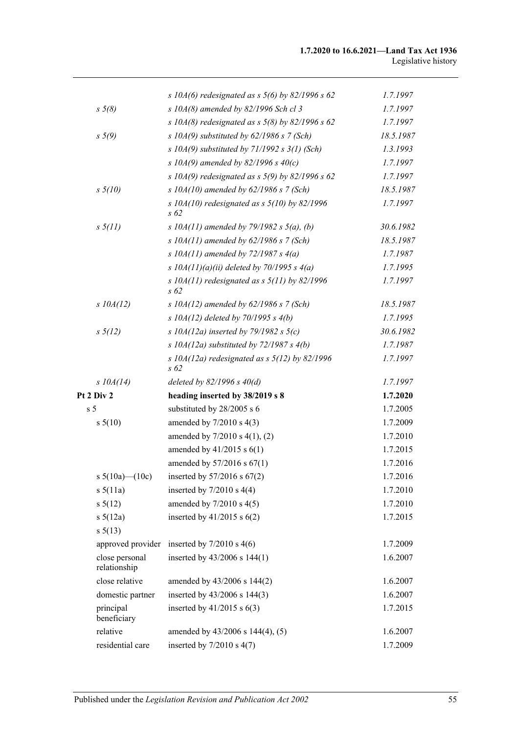| | | |
|---|---|---|
| | *s 10A(6) redesignated as s 5(6) by 82/1996 s 62* | *1.7.1997* |
| *s 5(8)* | *s 10A(8) amended by 82/1996 Sch cl 3* | *1.7.1997* |
| | *s 10A(8) redesignated as s 5(8) by 82/1996 s 62* | *1.7.1997* |
| *s 5(9)* | *s 10A(9) substituted by 62/1986 s 7 (Sch)* | *18.5.1987* |
| | *s 10A(9) substituted by 71/1992 s 3(1) (Sch)* | *1.3.1993* |
| | *s 10A(9) amended by 82/1996 s 40(c)* | *1.7.1997* |
| | *s 10A(9) redesignated as s 5(9) by 82/1996 s 62* | *1.7.1997* |
| *s 5(10)* | *s 10A(10) amended by 62/1986 s 7 (Sch)* | *18.5.1987* |
| | *s 10A(10) redesignated as s 5(10) by 82/1996 s 62* | *1.7.1997* |
| *s 5(11)* | *s 10A(11) amended by 79/1982 s 5(a), (b)* | *30.6.1982* |
| | *s 10A(11) amended by 62/1986 s 7 (Sch)* | *18.5.1987* |
| | *s 10A(11) amended by 72/1987 s 4(a)* | *1.7.1987* |
| | *s 10A(11)(a)(ii) deleted by 70/1995 s 4(a)* | *1.7.1995* |
| | *s 10A(11) redesignated as s 5(11) by 82/1996 s 62* | *1.7.1997* |
| *s 10A(12)* | *s 10A(12) amended by 62/1986 s 7 (Sch)* | *18.5.1987* |
| | *s 10A(12) deleted by 70/1995 s 4(b)* | *1.7.1995* |
| *s 5(12)* | *s 10A(12a) inserted by 79/1982 s 5(c)* | *30.6.1982* |
| | *s 10A(12a) substituted by 72/1987 s 4(b)* | *1.7.1987* |
| | *s 10A(12a) redesignated as s 5(12) by 82/1996 s 62* | *1.7.1997* |
| *s 10A(14)* | *deleted by 82/1996 s 40(d)* | *1.7.1997* |
| **Pt 2 Div 2** | **heading inserted by 38/2019 s 8** | **1.7.2020** |
| s 5 | substituted by 28/2005 s 6 | 1.7.2005 |
| s 5(10) | amended by 7/2010 s 4(3) | 1.7.2009 |
| | amended by 7/2010 s 4(1), (2) | 1.7.2010 |
| | amended by 41/2015 s 6(1) | 1.7.2015 |
| | amended by 57/2016 s 67(1) | 1.7.2016 |
| s 5(10a)—(10c) | inserted by 57/2016 s 67(2) | 1.7.2016 |
| s 5(11a) | inserted by 7/2010 s 4(4) | 1.7.2010 |
| s 5(12) | amended by 7/2010 s 4(5) | 1.7.2010 |
| s 5(12a) | inserted by 41/2015 s 6(2) | 1.7.2015 |
| s 5(13) | | |
| approved provider | inserted by 7/2010 s 4(6) | 1.7.2009 |
| close personal relationship | inserted by 43/2006 s 144(1) | 1.6.2007 |
| close relative | amended by 43/2006 s 144(2) | 1.6.2007 |
| domestic partner | inserted by 43/2006 s 144(3) | 1.6.2007 |
| principal beneficiary | inserted by 41/2015 s 6(3) | 1.7.2015 |
| relative | amended by 43/2006 s 144(4), (5) | 1.6.2007 |
| residential care | inserted by 7/2010 s 4(7) | 1.7.2009 |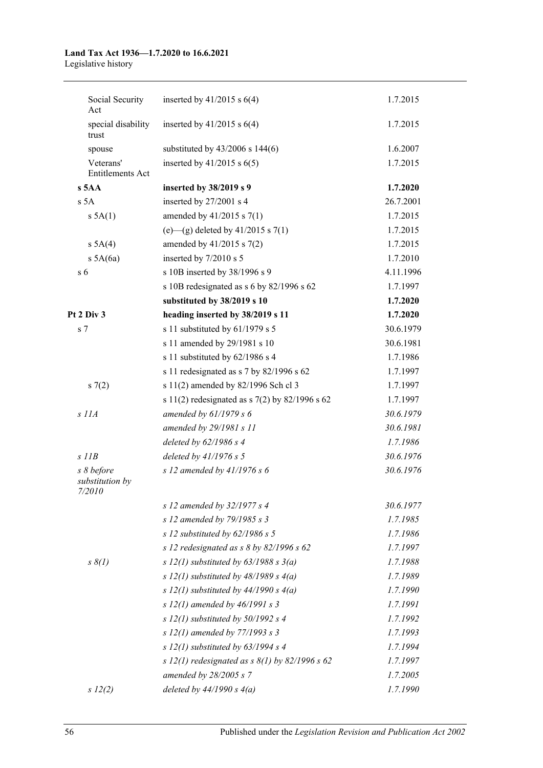| | | |
|---|---|---|
| Social Security Act | inserted by 41/2015 s 6(4) | 1.7.2015 |
| special disability trust | inserted by 41/2015 s 6(4) | 1.7.2015 |
| spouse | substituted by 43/2006 s 144(6) | 1.6.2007 |
| Veterans' Entitlements Act | inserted by 41/2015 s 6(5) | 1.7.2015 |
| **s 5AA** | **inserted by 38/2019 s 9** | **1.7.2020** |
| s 5A | inserted by 27/2001 s 4 | 26.7.2001 |
| s 5A(1) | amended by 41/2015 s 7(1) | 1.7.2015 |
| | (e)—(g) deleted by 41/2015 s 7(1) | 1.7.2015 |
| s 5A(4) | amended by 41/2015 s 7(2) | 1.7.2015 |
| s 5A(6a) | inserted by 7/2010 s 5 | 1.7.2010 |
| s 6 | s 10B inserted by 38/1996 s 9 | 4.11.1996 |
| | s 10B redesignated as s 6 by 82/1996 s 62 | 1.7.1997 |
| | **substituted by 38/2019 s 10** | **1.7.2020** |
| **Pt 2 Div 3** | **heading inserted by 38/2019 s 11** | **1.7.2020** |
| s 7 | s 11 substituted by 61/1979 s 5 | 30.6.1979 |
| | s 11 amended by 29/1981 s 10 | 30.6.1981 |
| | s 11 substituted by 62/1986 s 4 | 1.7.1986 |
| | s 11 redesignated as s 7 by 82/1996 s 62 | 1.7.1997 |
| s 7(2) | s 11(2) amended by 82/1996 Sch cl 3 | 1.7.1997 |
| | s 11(2) redesignated as s 7(2) by 82/1996 s 62 | 1.7.1997 |
| *s 11A* | *amended by 61/1979 s 6* | *30.6.1979* |
| | *amended by 29/1981 s 11* | *30.6.1981* |
| | *deleted by 62/1986 s 4* | *1.7.1986* |
| *s 11B* | *deleted by 41/1976 s 5* | *30.6.1976* |
| *s 8 before substitution by 7/2010* | *s 12 amended by 41/1976 s 6* | *30.6.1976* |
| | *s 12 amended by 32/1977 s 4* | *30.6.1977* |
| | *s 12 amended by 79/1985 s 3* | *1.7.1985* |
| | *s 12 substituted by 62/1986 s 5* | *1.7.1986* |
| | *s 12 redesignated as s 8 by 82/1996 s 62* | *1.7.1997* |
| *s 8(1)* | *s 12(1) substituted by 63/1988 s 3(a)* | *1.7.1988* |
| | *s 12(1) substituted by 48/1989 s 4(a)* | *1.7.1989* |
| | *s 12(1) substituted by 44/1990 s 4(a)* | *1.7.1990* |
| | *s 12(1) amended by 46/1991 s 3* | *1.7.1991* |
| | *s 12(1) substituted by 50/1992 s 4* | *1.7.1992* |
| | *s 12(1) amended by 77/1993 s 3* | *1.7.1993* |
| | *s 12(1) substituted by 63/1994 s 4* | *1.7.1994* |
| | *s 12(1) redesignated as s 8(1) by 82/1996 s 62* | *1.7.1997* |
| | *amended by 28/2005 s 7* | *1.7.2005* |
| *s 12(2)* | *deleted by 44/1990 s 4(a)* | *1.7.1990* |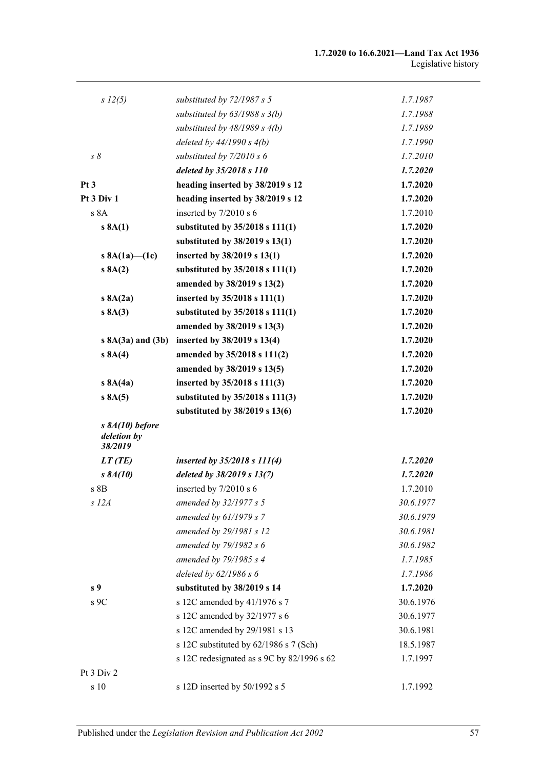| | | |
|---|---|---|
| *s 12(5)* | *substituted by 72/1987 s 5* | *1.7.1987* |
| | *substituted by 63/1988 s 3(b)* | *1.7.1988* |
| | *substituted by 48/1989 s 4(b)* | *1.7.1989* |
| | *deleted by 44/1990 s 4(b)* | *1.7.1990* |
| *s 8* | *substituted by 7/2010 s 6* | *1.7.2010* |
| | ***deleted by 35/2018 s 110*** | ***1.7.2020*** |
| **Pt 3** | **heading inserted by 38/2019 s 12** | **1.7.2020** |
| **Pt 3 Div 1** | **heading inserted by 38/2019 s 12** | **1.7.2020** |
| s 8A | inserted by 7/2010 s 6 | 1.7.2010 |
| **s 8A(1)** | **substituted by 35/2018 s 111(1)** | **1.7.2020** |
| | **substituted by 38/2019 s 13(1)** | **1.7.2020** |
| **s 8A(1a)—(1c)** | **inserted by 38/2019 s 13(1)** | **1.7.2020** |
| **s 8A(2)** | **substituted by 35/2018 s 111(1)** | **1.7.2020** |
| | **amended by 38/2019 s 13(2)** | **1.7.2020** |
| **s 8A(2a)** | **inserted by 35/2018 s 111(1)** | **1.7.2020** |
| **s 8A(3)** | **substituted by 35/2018 s 111(1)** | **1.7.2020** |
| | **amended by 38/2019 s 13(3)** | **1.7.2020** |
| **s 8A(3a) and (3b)** | **inserted by 38/2019 s 13(4)** | **1.7.2020** |
| **s 8A(4)** | **amended by 35/2018 s 111(2)** | **1.7.2020** |
| | **amended by 38/2019 s 13(5)** | **1.7.2020** |
| **s 8A(4a)** | **inserted by 35/2018 s 111(3)** | **1.7.2020** |
| **s 8A(5)** | **substituted by 35/2018 s 111(3)** | **1.7.2020** |
| | **substituted by 38/2019 s 13(6)** | **1.7.2020** |
| ***s 8A(10) before deletion by 38/2019*** | | |
| ***LT (TE)*** | ***inserted by 35/2018 s 111(4)*** | ***1.7.2020*** |
| ***s 8A(10)*** | ***deleted by 38/2019 s 13(7)*** | ***1.7.2020*** |
| s 8B | inserted by 7/2010 s 6 | 1.7.2010 |
| *s 12A* | *amended by 32/1977 s 5* | *30.6.1977* |
| | *amended by 61/1979 s 7* | *30.6.1979* |
| | *amended by 29/1981 s 12* | *30.6.1981* |
| | *amended by 79/1982 s 6* | *30.6.1982* |
| | *amended by 79/1985 s 4* | *1.7.1985* |
| | *deleted by 62/1986 s 6* | *1.7.1986* |
| **s 9** | **substituted by 38/2019 s 14** | **1.7.2020** |
| s 9C | s 12C amended by 41/1976 s 7 | 30.6.1976 |
| | s 12C amended by 32/1977 s 6 | 30.6.1977 |
| | s 12C amended by 29/1981 s 13 | 30.6.1981 |
| | s 12C substituted by 62/1986 s 7 (Sch) | 18.5.1987 |
| | s 12C redesignated as s 9C by 82/1996 s 62 | 1.7.1997 |
| Pt 3 Div 2 | | |
| s 10 | s 12D inserted by 50/1992 s 5 | 1.7.1992 |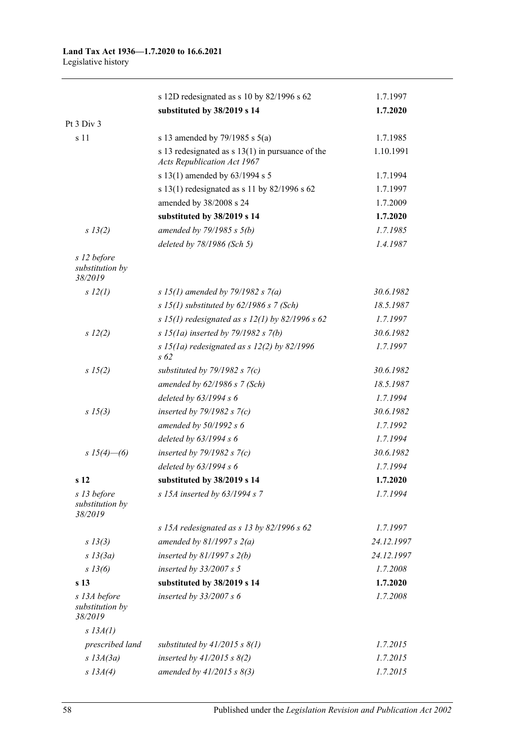| | | |
|---|---|---|
| | s 12D redesignated as s 10 by 82/1996 s 62 | 1.7.1997 |
| | **substituted by 38/2019 s 14** | **1.7.2020** |
| Pt 3 Div 3 | | |
| s 11 | s 13 amended by 79/1985 s 5(a) | 1.7.1985 |
| | s 13 redesignated as s 13(1) in pursuance of the *Acts Republication Act 1967* | 1.10.1991 |
| | s 13(1) amended by 63/1994 s 5 | 1.7.1994 |
| | s 13(1) redesignated as s 11 by 82/1996 s 62 | 1.7.1997 |
| | amended by 38/2008 s 24 | 1.7.2009 |
| | **substituted by 38/2019 s 14** | **1.7.2020** |
| *s 13(2)* | *amended by 79/1985 s 5(b)* | *1.7.1985* |
| | *deleted by 78/1986 (Sch 5)* | *1.4.1987* |
| *s 12 before substitution by 38/2019* | | |
| *s 12(1)* | *s 15(1) amended by 79/1982 s 7(a)* | *30.6.1982* |
| | *s 15(1) substituted by 62/1986 s 7 (Sch)* | *18.5.1987* |
| | *s 15(1) redesignated as s 12(1) by 82/1996 s 62* | *1.7.1997* |
| *s 12(2)* | *s 15(1a) inserted by 79/1982 s 7(b)* | *30.6.1982* |
| | *s 15(1a) redesignated as s 12(2) by 82/1996 s 62* | *1.7.1997* |
| *s 15(2)* | *substituted by 79/1982 s 7(c)* | *30.6.1982* |
| | *amended by 62/1986 s 7 (Sch)* | *18.5.1987* |
| | *deleted by 63/1994 s 6* | *1.7.1994* |
| *s 15(3)* | *inserted by 79/1982 s 7(c)* | *30.6.1982* |
| | *amended by 50/1992 s 6* | *1.7.1992* |
| | *deleted by 63/1994 s 6* | *1.7.1994* |
| *s 15(4)—(6)* | *inserted by 79/1982 s 7(c)* | *30.6.1982* |
| | *deleted by 63/1994 s 6* | *1.7.1994* |
| **s 12** | **substituted by 38/2019 s 14** | **1.7.2020** |
| *s 13 before substitution by 38/2019* | *s 15A inserted by 63/1994 s 7* | *1.7.1994* |
| | *s 15A redesignated as s 13 by 82/1996 s 62* | *1.7.1997* |
| *s 13(3)* | *amended by 81/1997 s 2(a)* | *24.12.1997* |
| *s 13(3a)* | *inserted by 81/1997 s 2(b)* | *24.12.1997* |
| *s 13(6)* | *inserted by 33/2007 s 5* | *1.7.2008* |
| **s 13** | **substituted by 38/2019 s 14** | **1.7.2020** |
| *s 13A before substitution by 38/2019* | *inserted by 33/2007 s 6* | *1.7.2008* |
| *s 13A(1)* | | |
| *prescribed land* | *substituted by 41/2015 s 8(1)* | *1.7.2015* |
| *s 13A(3a)* | *inserted by 41/2015 s 8(2)* | *1.7.2015* |
| *s 13A(4)* | *amended by 41/2015 s 8(3)* | *1.7.2015* |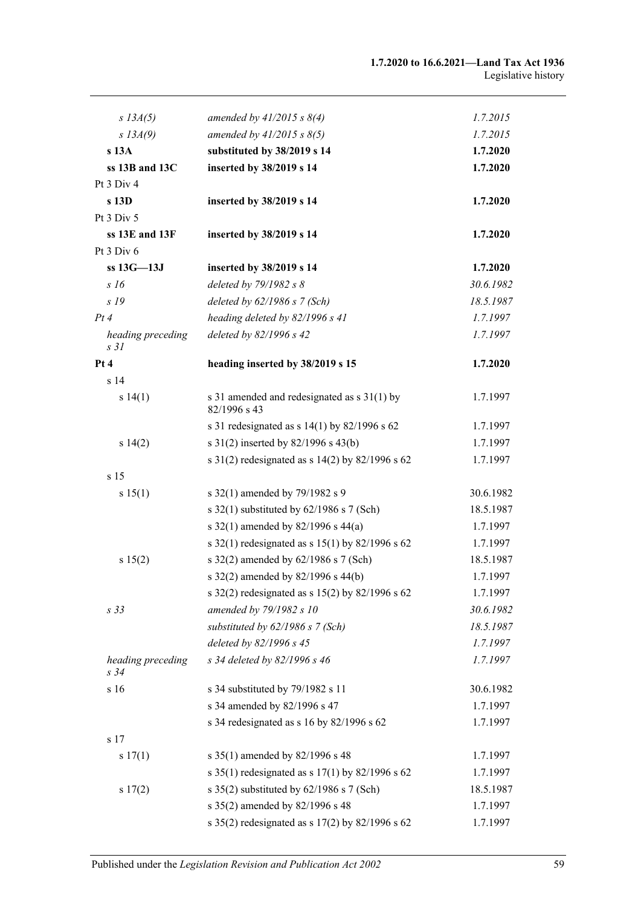| | | |
|---|---|---|
| *s 13A(5)* | *amended by 41/2015 s 8(4)* | *1.7.2015* |
| *s 13A(9)* | *amended by 41/2015 s 8(5)* | *1.7.2015* |
| **s 13A** | **substituted by 38/2019 s 14** | **1.7.2020** |
| **ss 13B and 13C** | **inserted by 38/2019 s 14** | **1.7.2020** |
| Pt 3 Div 4 | | |
| **s 13D** | **inserted by 38/2019 s 14** | **1.7.2020** |
| Pt 3 Div 5 | | |
| **ss 13E and 13F** | **inserted by 38/2019 s 14** | **1.7.2020** |
| Pt 3 Div 6 | | |
| **ss 13G—13J** | **inserted by 38/2019 s 14** | **1.7.2020** |
| *s 16* | *deleted by 79/1982 s 8* | *30.6.1982* |
| *s 19* | *deleted by 62/1986 s 7 (Sch)* | *18.5.1987* |
| *Pt 4* | *heading deleted by 82/1996 s 41* | *1.7.1997* |
| *heading preceding s 31* | *deleted by 82/1996 s 42* | *1.7.1997* |
| **Pt 4** | **heading inserted by 38/2019 s 15** | **1.7.2020** |
| s 14 | | |
| s 14(1) | s 31 amended and redesignated as s 31(1) by 82/1996 s 43 | 1.7.1997 |
| | s 31 redesignated as s 14(1) by 82/1996 s 62 | 1.7.1997 |
| s 14(2) | s 31(2) inserted by 82/1996 s 43(b) | 1.7.1997 |
| | s 31(2) redesignated as s 14(2) by 82/1996 s 62 | 1.7.1997 |
| s 15 | | |
| s 15(1) | s 32(1) amended by 79/1982 s 9 | 30.6.1982 |
| | s 32(1) substituted by 62/1986 s 7 (Sch) | 18.5.1987 |
| | s 32(1) amended by 82/1996 s 44(a) | 1.7.1997 |
| | s 32(1) redesignated as s 15(1) by 82/1996 s 62 | 1.7.1997 |
| s 15(2) | s 32(2) amended by 62/1986 s 7 (Sch) | 18.5.1987 |
| | s 32(2) amended by 82/1996 s 44(b) | 1.7.1997 |
| | s 32(2) redesignated as s 15(2) by 82/1996 s 62 | 1.7.1997 |
| *s 33* | *amended by 79/1982 s 10* | *30.6.1982* |
| | *substituted by 62/1986 s 7 (Sch)* | *18.5.1987* |
| | *deleted by 82/1996 s 45* | *1.7.1997* |
| *heading preceding s 34* | *s 34 deleted by 82/1996 s 46* | *1.7.1997* |
| s 16 | s 34 substituted by 79/1982 s 11 | 30.6.1982 |
| | s 34 amended by 82/1996 s 47 | 1.7.1997 |
| | s 34 redesignated as s 16 by 82/1996 s 62 | 1.7.1997 |
| s 17 | | |
| s 17(1) | s 35(1) amended by 82/1996 s 48 | 1.7.1997 |
| | s 35(1) redesignated as s 17(1) by 82/1996 s 62 | 1.7.1997 |
| s 17(2) | s 35(2) substituted by 62/1986 s 7 (Sch) | 18.5.1987 |
| | s 35(2) amended by 82/1996 s 48 | 1.7.1997 |
| | s 35(2) redesignated as s 17(2) by 82/1996 s 62 | 1.7.1997 |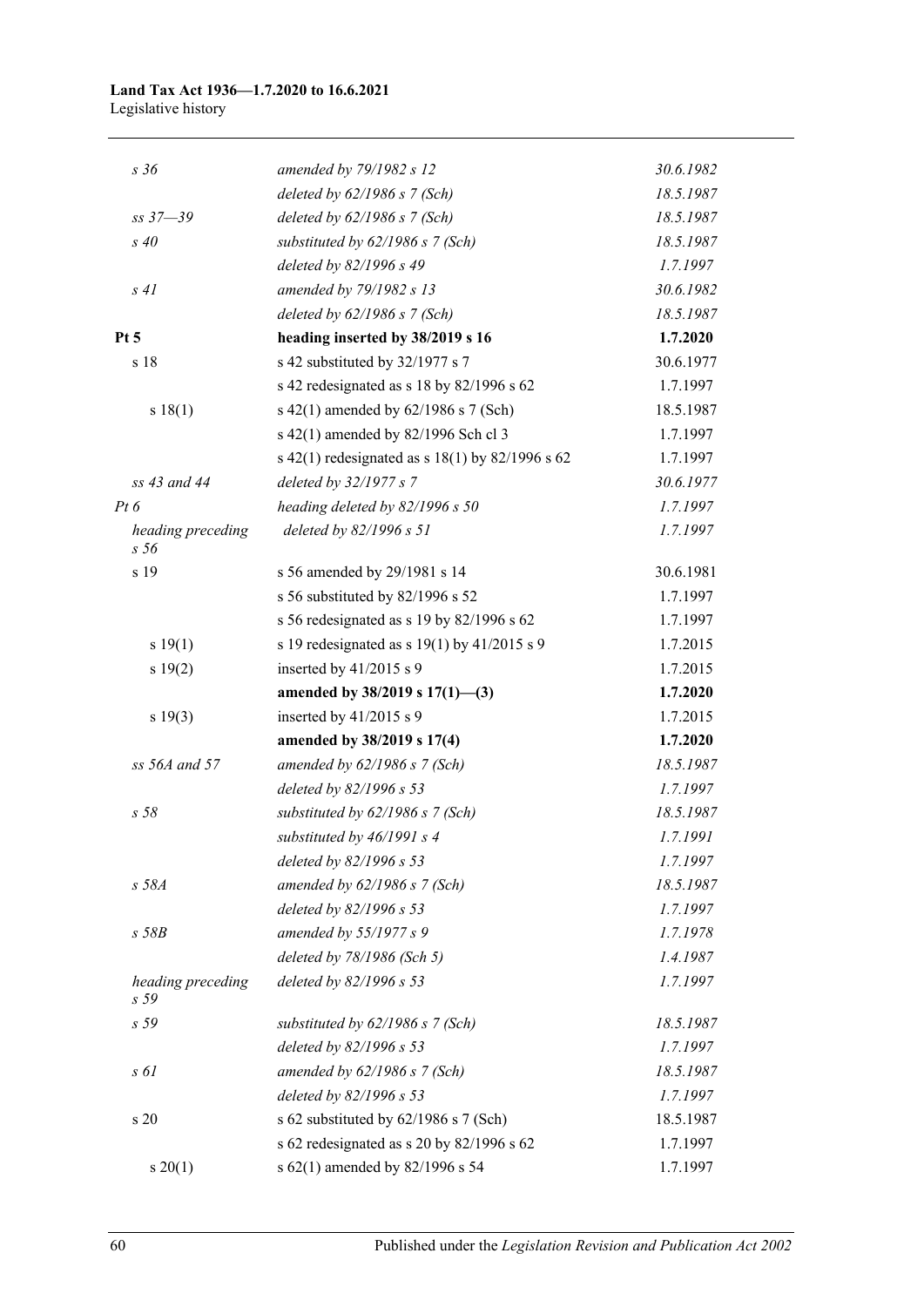| | | |
|---|---|---|
| *s 36* | *amended by 79/1982 s 12* | *30.6.1982* |
| | *deleted by 62/1986 s 7 (Sch)* | *18.5.1987* |
| *ss 37—39* | *deleted by 62/1986 s 7 (Sch)* | *18.5.1987* |
| *s 40* | *substituted by 62/1986 s 7 (Sch)* | *18.5.1987* |
| | *deleted by 82/1996 s 49* | *1.7.1997* |
| *s 41* | *amended by 79/1982 s 13* | *30.6.1982* |
| | *deleted by 62/1986 s 7 (Sch)* | *18.5.1987* |
| **Pt 5** | **heading inserted by 38/2019 s 16** | **1.7.2020** |
| s 18 | s 42 substituted by 32/1977 s 7 | 30.6.1977 |
| | s 42 redesignated as s 18 by 82/1996 s 62 | 1.7.1997 |
| s 18(1) | s 42(1) amended by 62/1986 s 7 (Sch) | 18.5.1987 |
| | s 42(1) amended by 82/1996 Sch cl 3 | 1.7.1997 |
| | s 42(1) redesignated as s 18(1) by 82/1996 s 62 | 1.7.1997 |
| *ss 43 and 44* | *deleted by 32/1977 s 7* | *30.6.1977* |
| *Pt 6* | *heading deleted by 82/1996 s 50* | *1.7.1997* |
| *heading preceding s 56* | *deleted by 82/1996 s 51* | *1.7.1997* |
| s 19 | s 56 amended by 29/1981 s 14 | 30.6.1981 |
| | s 56 substituted by 82/1996 s 52 | 1.7.1997 |
| | s 56 redesignated as s 19 by 82/1996 s 62 | 1.7.1997 |
| s 19(1) | s 19 redesignated as s 19(1) by 41/2015 s 9 | 1.7.2015 |
| s 19(2) | inserted by 41/2015 s 9 | 1.7.2015 |
| | **amended by 38/2019 s 17(1)—(3)** | **1.7.2020** |
| s 19(3) | inserted by 41/2015 s 9 | 1.7.2015 |
| | **amended by 38/2019 s 17(4)** | **1.7.2020** |
| *ss 56A and 57* | *amended by 62/1986 s 7 (Sch)* | *18.5.1987* |
| | *deleted by 82/1996 s 53* | *1.7.1997* |
| *s 58* | *substituted by 62/1986 s 7 (Sch)* | *18.5.1987* |
| | *substituted by 46/1991 s 4* | *1.7.1991* |
| | *deleted by 82/1996 s 53* | *1.7.1997* |
| *s 58A* | *amended by 62/1986 s 7 (Sch)* | *18.5.1987* |
| | *deleted by 82/1996 s 53* | *1.7.1997* |
| *s 58B* | *amended by 55/1977 s 9* | *1.7.1978* |
| | *deleted by 78/1986 (Sch 5)* | *1.4.1987* |
| *heading preceding s 59* | *deleted by 82/1996 s 53* | *1.7.1997* |
| *s 59* | *substituted by 62/1986 s 7 (Sch)* | *18.5.1987* |
| | *deleted by 82/1996 s 53* | *1.7.1997* |
| *s 61* | *amended by 62/1986 s 7 (Sch)* | *18.5.1987* |
| | *deleted by 82/1996 s 53* | *1.7.1997* |
| s 20 | s 62 substituted by 62/1986 s 7 (Sch) | 18.5.1987 |
| | s 62 redesignated as s 20 by 82/1996 s 62 | 1.7.1997 |
| s 20(1) | s 62(1) amended by 82/1996 s 54 | 1.7.1997 |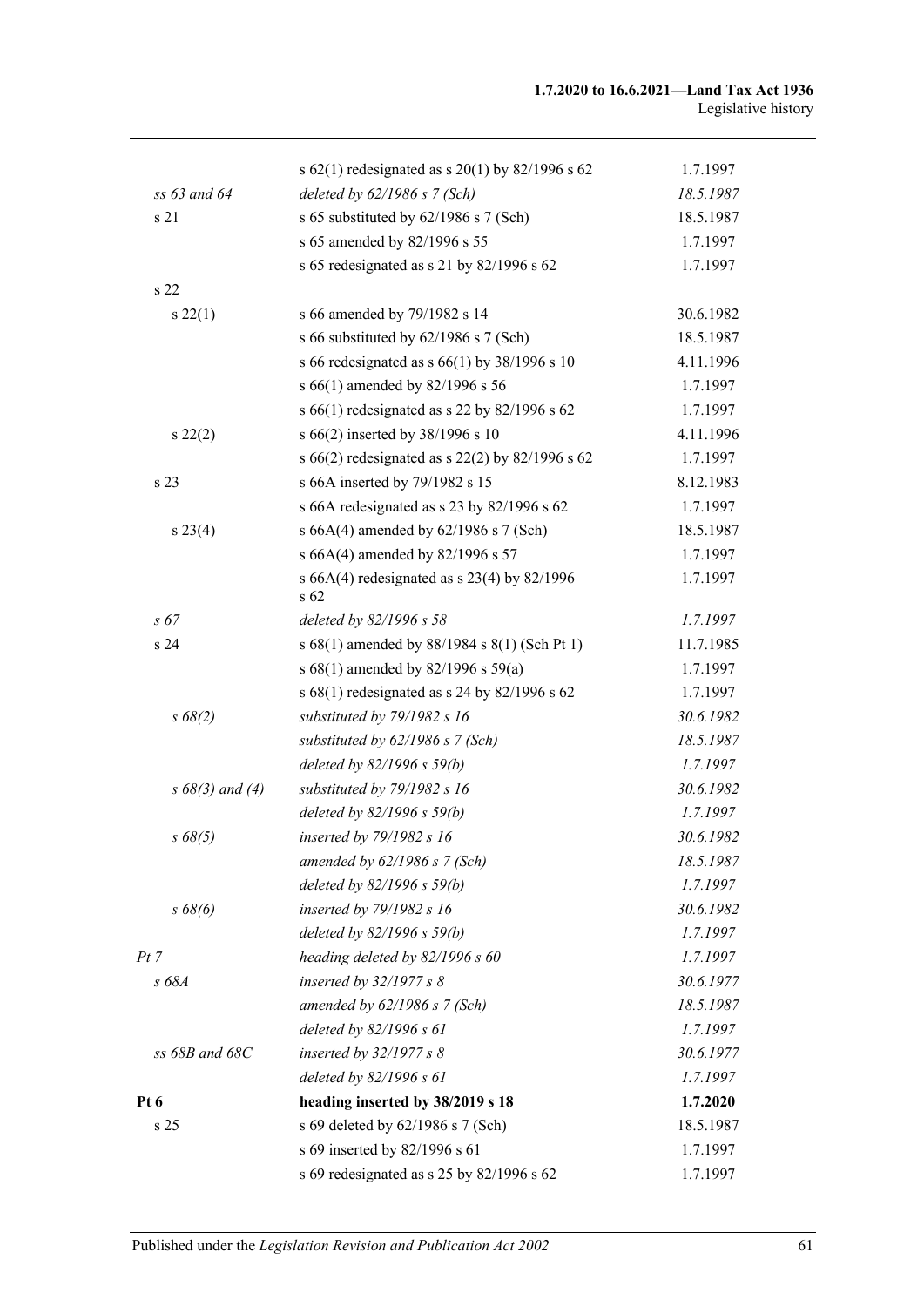| | | |
|---|---|---|
| | s 62(1) redesignated as s 20(1) by 82/1996 s 62 | 1.7.1997 |
| *ss 63 and 64* | *deleted by 62/1986 s 7 (Sch)* | *18.5.1987* |
| s 21 | s 65 substituted by 62/1986 s 7 (Sch) | 18.5.1987 |
| | s 65 amended by 82/1996 s 55 | 1.7.1997 |
| | s 65 redesignated as s 21 by 82/1996 s 62 | 1.7.1997 |
| s 22 | | |
| s 22(1) | s 66 amended by 79/1982 s 14 | 30.6.1982 |
| | s 66 substituted by 62/1986 s 7 (Sch) | 18.5.1987 |
| | s 66 redesignated as s 66(1) by 38/1996 s 10 | 4.11.1996 |
| | s 66(1) amended by 82/1996 s 56 | 1.7.1997 |
| | s 66(1) redesignated as s 22 by 82/1996 s 62 | 1.7.1997 |
| s 22(2) | s 66(2) inserted by 38/1996 s 10 | 4.11.1996 |
| | s 66(2) redesignated as s 22(2) by 82/1996 s 62 | 1.7.1997 |
| s 23 | s 66A inserted by 79/1982 s 15 | 8.12.1983 |
| | s 66A redesignated as s 23 by 82/1996 s 62 | 1.7.1997 |
| s 23(4) | s 66A(4) amended by 62/1986 s 7 (Sch) | 18.5.1987 |
| | s 66A(4) amended by 82/1996 s 57 | 1.7.1997 |
| | s 66A(4) redesignated as s 23(4) by 82/1996 s 62 | 1.7.1997 |
| *s 67* | *deleted by 82/1996 s 58* | *1.7.1997* |
| s 24 | s 68(1) amended by 88/1984 s 8(1) (Sch Pt 1) | 11.7.1985 |
| | s 68(1) amended by 82/1996 s 59(a) | 1.7.1997 |
| | s 68(1) redesignated as s 24 by 82/1996 s 62 | 1.7.1997 |
| *s 68(2)* | *substituted by 79/1982 s 16* | *30.6.1982* |
| | *substituted by 62/1986 s 7 (Sch)* | *18.5.1987* |
| | *deleted by 82/1996 s 59(b)* | *1.7.1997* |
| *s 68(3) and (4)* | *substituted by 79/1982 s 16* | *30.6.1982* |
| | *deleted by 82/1996 s 59(b)* | *1.7.1997* |
| *s 68(5)* | *inserted by 79/1982 s 16* | *30.6.1982* |
| | *amended by 62/1986 s 7 (Sch)* | *18.5.1987* |
| | *deleted by 82/1996 s 59(b)* | *1.7.1997* |
| *s 68(6)* | *inserted by 79/1982 s 16* | *30.6.1982* |
| | *deleted by 82/1996 s 59(b)* | *1.7.1997* |
| *Pt 7* | *heading deleted by 82/1996 s 60* | *1.7.1997* |
| *s 68A* | *inserted by 32/1977 s 8* | *30.6.1977* |
| | *amended by 62/1986 s 7 (Sch)* | *18.5.1987* |
| | *deleted by 82/1996 s 61* | *1.7.1997* |
| *ss 68B and 68C* | *inserted by 32/1977 s 8* | *30.6.1977* |
| | *deleted by 82/1996 s 61* | *1.7.1997* |
| **Pt 6** | **heading inserted by 38/2019 s 18** | **1.7.2020** |
| s 25 | s 69 deleted by 62/1986 s 7 (Sch) | 18.5.1987 |
| | s 69 inserted by 82/1996 s 61 | 1.7.1997 |
| | s 69 redesignated as s 25 by 82/1996 s 62 | 1.7.1997 |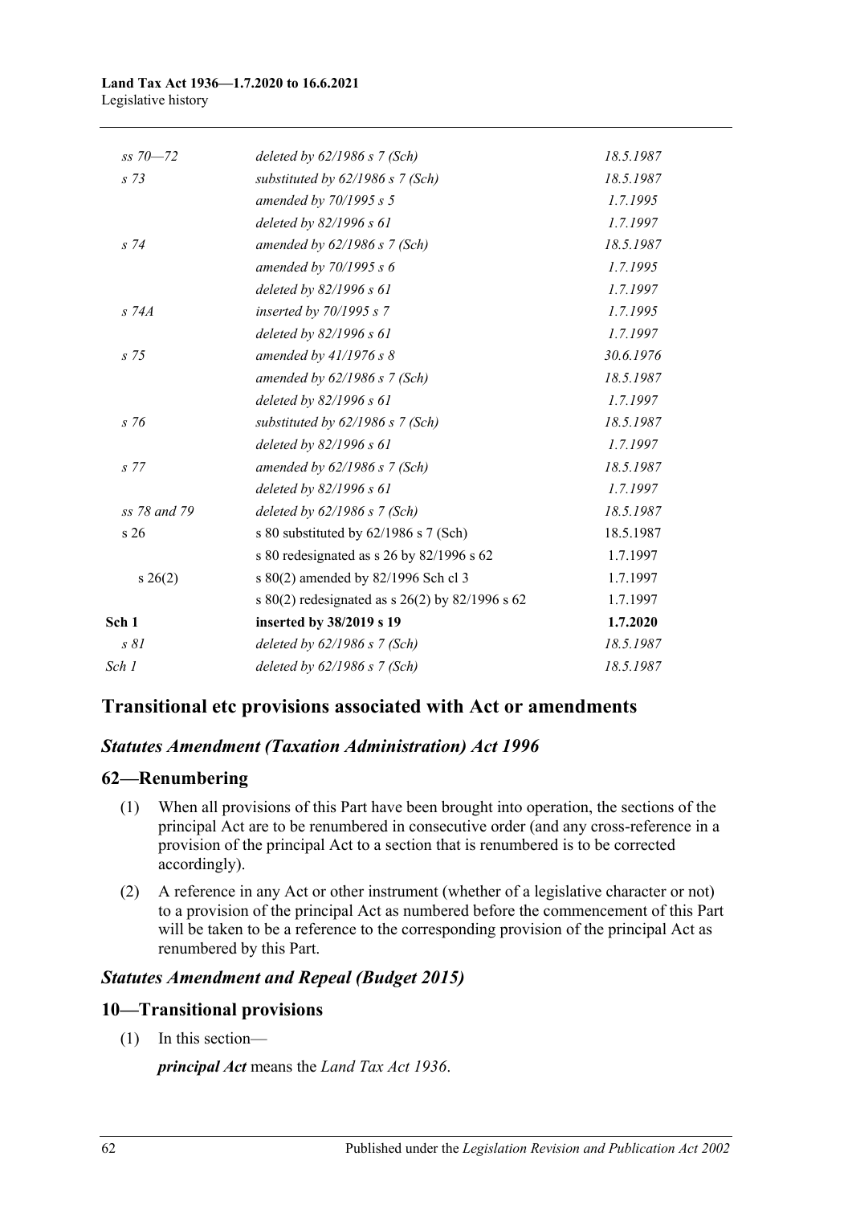| | | |
|---|---|---|
| *ss 70—72* | *deleted by 62/1986 s 7 (Sch)* | *18.5.1987* |
| *s 73* | *substituted by 62/1986 s 7 (Sch)* | *18.5.1987* |
| | *amended by 70/1995 s 5* | *1.7.1995* |
| | *deleted by 82/1996 s 61* | *1.7.1997* |
| *s 74* | *amended by 62/1986 s 7 (Sch)* | *18.5.1987* |
| | *amended by 70/1995 s 6* | *1.7.1995* |
| | *deleted by 82/1996 s 61* | *1.7.1997* |
| *s 74A* | *inserted by 70/1995 s 7* | *1.7.1995* |
| | *deleted by 82/1996 s 61* | *1.7.1997* |
| *s 75* | *amended by 41/1976 s 8* | *30.6.1976* |
| | *amended by 62/1986 s 7 (Sch)* | *18.5.1987* |
| | *deleted by 82/1996 s 61* | *1.7.1997* |
| *s 76* | *substituted by 62/1986 s 7 (Sch)* | *18.5.1987* |
| | *deleted by 82/1996 s 61* | *1.7.1997* |
| *s 77* | *amended by 62/1986 s 7 (Sch)* | *18.5.1987* |
| | *deleted by 82/1996 s 61* | *1.7.1997* |
| *ss 78 and 79* | *deleted by 62/1986 s 7 (Sch)* | *18.5.1987* |
| s 26 | s 80 substituted by 62/1986 s 7 (Sch) | 18.5.1987 |
| | s 80 redesignated as s 26 by 82/1996 s 62 | 1.7.1997 |
| s 26(2) | s 80(2) amended by 82/1996 Sch cl 3 | 1.7.1997 |
| | s 80(2) redesignated as s 26(2) by 82/1996 s 62 | 1.7.1997 |
| **Sch 1** | **inserted by 38/2019 s 19** | **1.7.2020** |
| *s 81* | *deleted by 62/1986 s 7 (Sch)* | *18.5.1987* |
| *Sch 1* | *deleted by 62/1986 s 7 (Sch)* | *18.5.1987* |

## Transitional etc provisions associated with Act or amendments

### *Statutes Amendment (Taxation Administration) Act 1996*

### 62—Renumbering

(1) When all provisions of this Part have been brought into operation, the sections of the principal Act are to be renumbered in consecutive order (and any cross-reference in a provision of the principal Act to a section that is renumbered is to be corrected accordingly).

(2) A reference in any Act or other instrument (whether of a legislative character or not) to a provision of the principal Act as numbered before the commencement of this Part will be taken to be a reference to the corresponding provision of the principal Act as renumbered by this Part.

### *Statutes Amendment and Repeal (Budget 2015)*

### 10—Transitional provisions

(1) In this section—

***principal Act*** means the *Land Tax Act 1936*.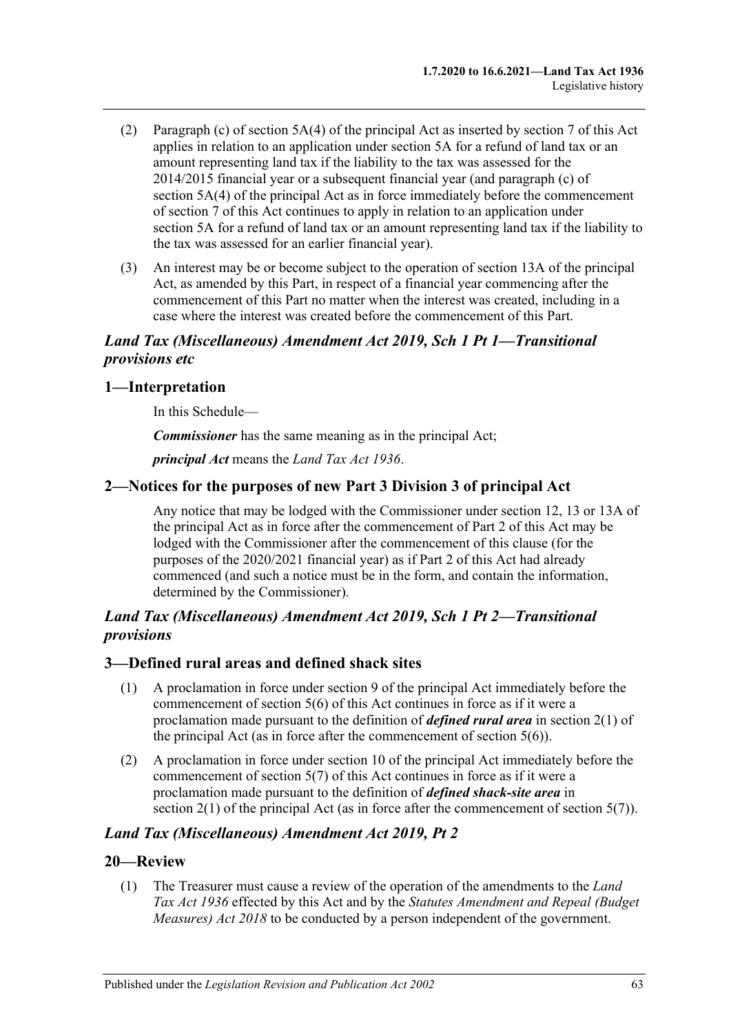(2) Paragraph (c) of section 5A(4) of the principal Act as inserted by section 7 of this Act applies in relation to an application under section 5A for a refund of land tax or an amount representing land tax if the liability to the tax was assessed for the 2014/2015 financial year or a subsequent financial year (and paragraph (c) of section 5A(4) of the principal Act as in force immediately before the commencement of section 7 of this Act continues to apply in relation to an application under section 5A for a refund of land tax or an amount representing land tax if the liability to the tax was assessed for an earlier financial year).

(3) An interest may be or become subject to the operation of section 13A of the principal Act, as amended by this Part, in respect of a financial year commencing after the commencement of this Part no matter when the interest was created, including in a case where the interest was created before the commencement of this Part.

### *Land Tax (Miscellaneous) Amendment Act 2019, Sch 1 Pt 1—Transitional provisions etc*

### 1—Interpretation

In this Schedule—

***Commissioner*** has the same meaning as in the principal Act;

***principal Act*** means the *Land Tax Act 1936*.

### 2—Notices for the purposes of new Part 3 Division 3 of principal Act

Any notice that may be lodged with the Commissioner under section 12, 13 or 13A of the principal Act as in force after the commencement of Part 2 of this Act may be lodged with the Commissioner after the commencement of this clause (for the purposes of the 2020/2021 financial year) as if Part 2 of this Act had already commenced (and such a notice must be in the form, and contain the information, determined by the Commissioner).

### *Land Tax (Miscellaneous) Amendment Act 2019, Sch 1 Pt 2—Transitional provisions*

### 3—Defined rural areas and defined shack sites

(1) A proclamation in force under section 9 of the principal Act immediately before the commencement of section 5(6) of this Act continues in force as if it were a proclamation made pursuant to the definition of ***defined rural area*** in section 2(1) of the principal Act (as in force after the commencement of section 5(6)).

(2) A proclamation in force under section 10 of the principal Act immediately before the commencement of section 5(7) of this Act continues in force as if it were a proclamation made pursuant to the definition of ***defined shack-site area*** in section 2(1) of the principal Act (as in force after the commencement of section 5(7)).

### *Land Tax (Miscellaneous) Amendment Act 2019, Pt 2*

### 20—Review

(1) The Treasurer must cause a review of the operation of the amendments to the *Land Tax Act 1936* effected by this Act and by the *Statutes Amendment and Repeal (Budget Measures) Act 2018* to be conducted by a person independent of the government.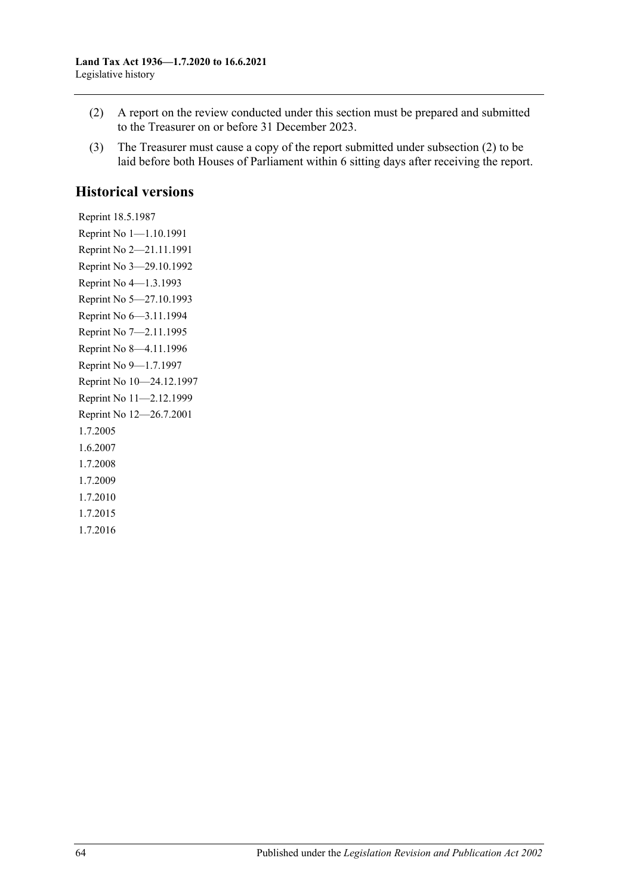(2) A report on the review conducted under this section must be prepared and submitted to the Treasurer on or before 31 December 2023.

(3) The Treasurer must cause a copy of the report submitted under subsection (2) to be laid before both Houses of Parliament within 6 sitting days after receiving the report.

## Historical versions

Reprint 18.5.1987

Reprint No 1—1.10.1991

Reprint No 2—21.11.1991

Reprint No 3—29.10.1992

Reprint No 4—1.3.1993

Reprint No 5—27.10.1993

Reprint No 6—3.11.1994

Reprint No 7—2.11.1995

Reprint No 8—4.11.1996

Reprint No 9—1.7.1997

Reprint No 10—24.12.1997

Reprint No 11—2.12.1999

Reprint No 12—26.7.2001

1.7.2005

1.6.2007

1.7.2008

1.7.2009

1.7.2010

1.7.2015

1.7.2016